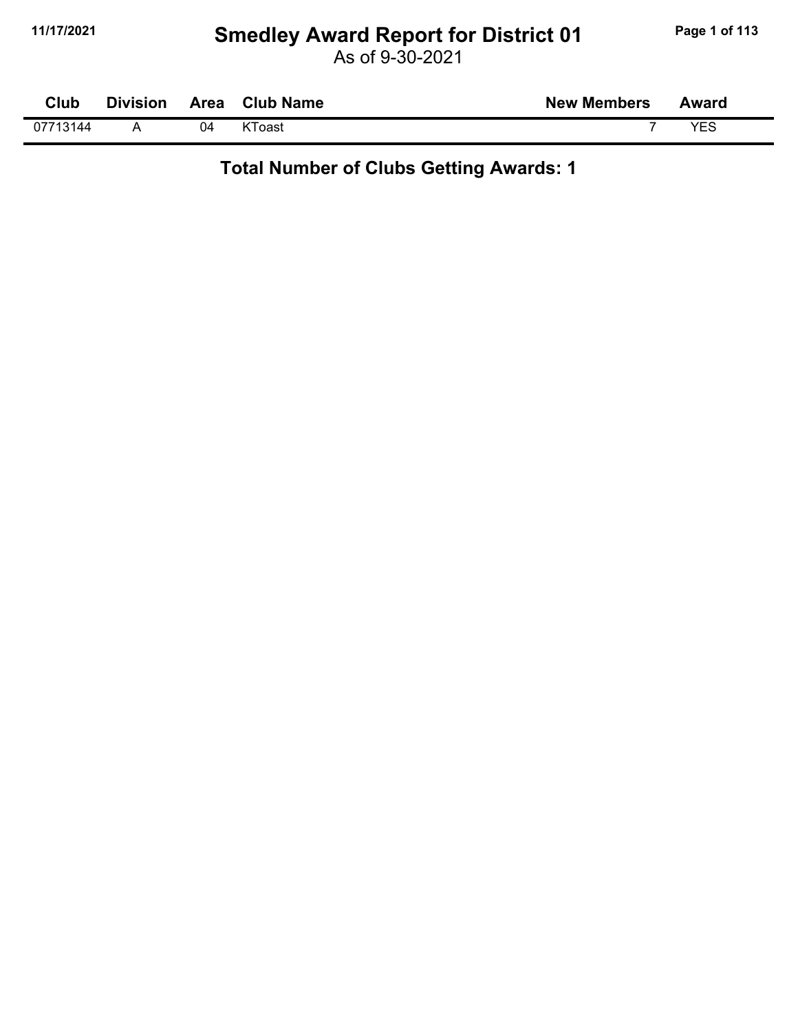# Smedley Award Report for District 01

As of 9-30-2021

| Club | Division | Area | Club Name | New Members | Award |
|---|---|---|---|---|---|
| 07713144 | A | 04 | KToast | 7 | YES |

**Total Number of Clubs Getting Awards: 1**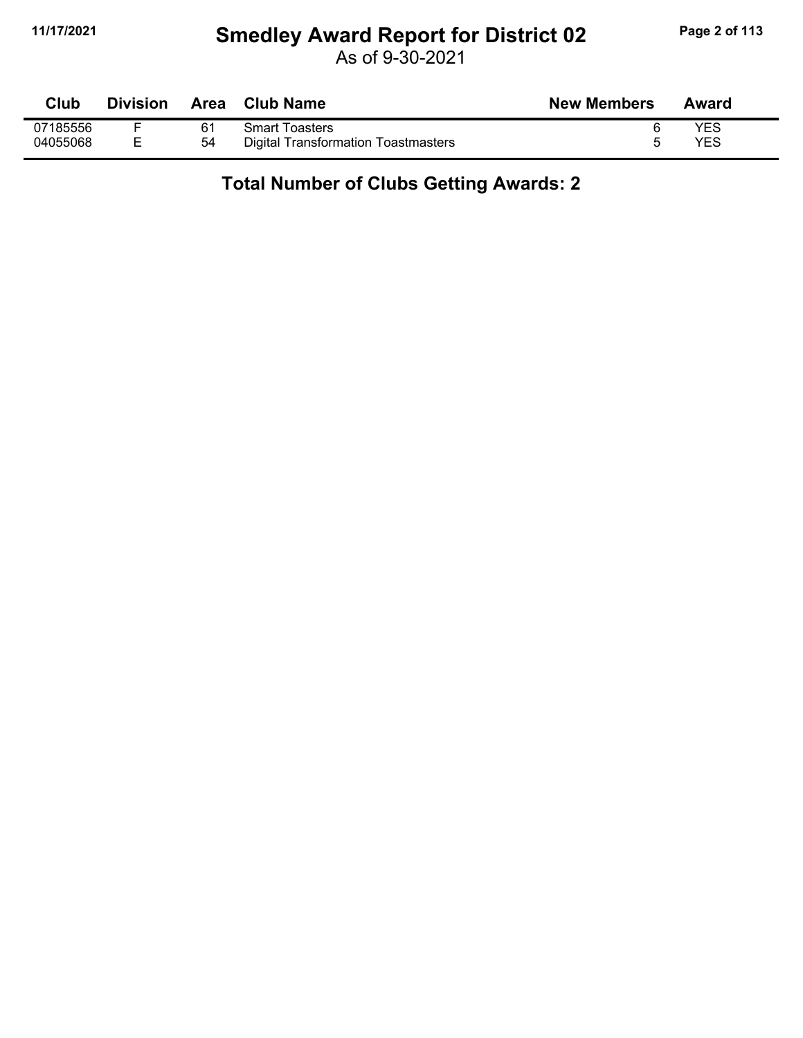# Smedley Award Report for District 02

As of 9-30-2021

| Club | Division | Area | Club Name | New Members | Award |
|---|---|---|---|---|---|
| 07185556 | F | 61 | Smart Toasters | 6 | YES |
| 04055068 | E | 54 | Digital Transformation Toastmasters | 5 | YES |

## Total Number of Clubs Getting Awards: 2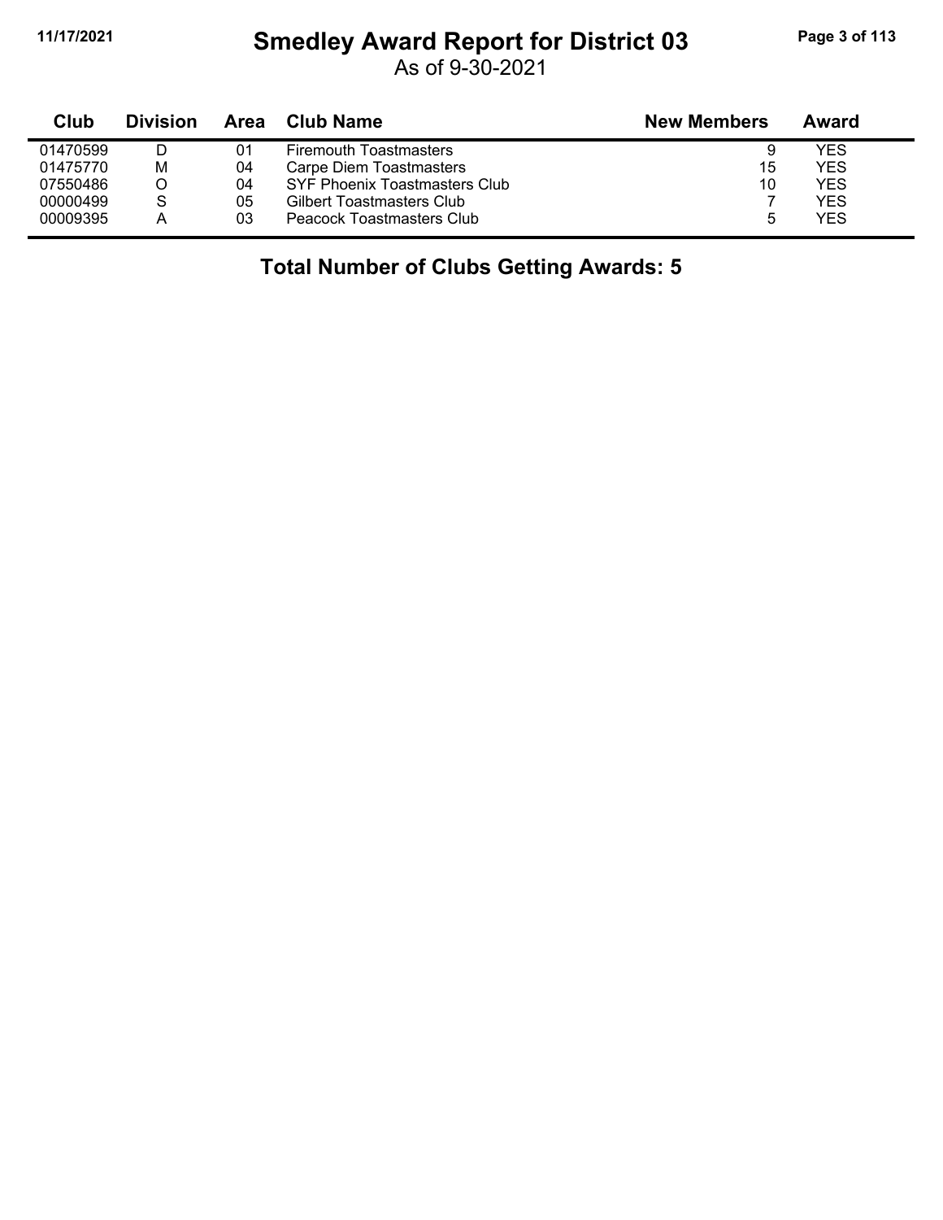# Smedley Award Report for District 03

As of 9-30-2021

| Club | Division | Area | Club Name | New Members | Award |
|---|---|---|---|---|---|
| 01470599 | D | 01 | Firemouth Toastmasters | 9 | YES |
| 01475770 | M | 04 | Carpe Diem Toastmasters | 15 | YES |
| 07550486 | O | 04 | SYF Phoenix Toastmasters Club | 10 | YES |
| 00000499 | S | 05 | Gilbert Toastmasters Club | 7 | YES |
| 00009395 | A | 03 | Peacock Toastmasters Club | 5 | YES |

## Total Number of Clubs Getting Awards: 5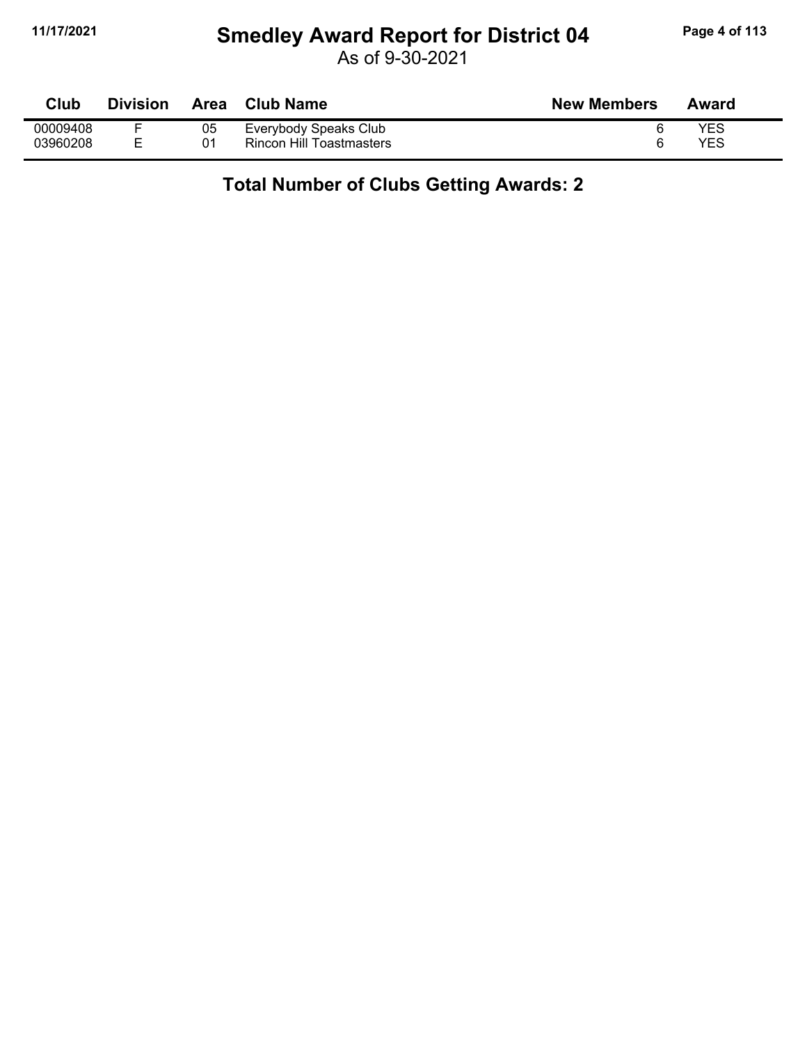# Smedley Award Report for District 04

As of 9-30-2021

| Club | Division | Area | Club Name | New Members | Award |
|---|---|---|---|---|---|
| 00009408 | F | 05 | Everybody Speaks Club | 6 | YES |
| 03960208 | E | 01 | Rincon Hill Toastmasters | 6 | YES |

## Total Number of Clubs Getting Awards: 2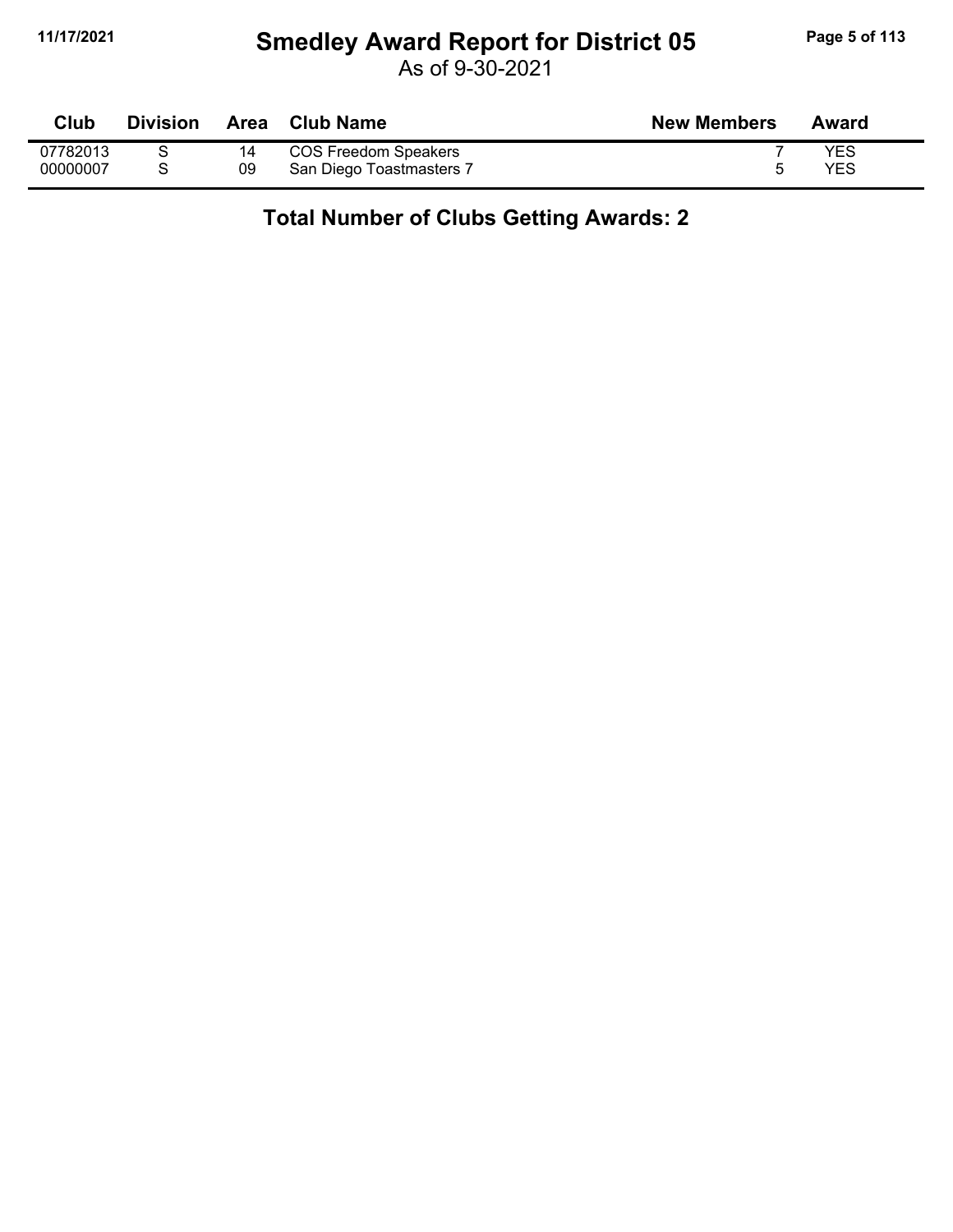# Smedley Award Report for District 05

As of 9-30-2021

| Club | Division | Area | Club Name | New Members | Award |
|---|---|---|---|---|---|
| 07782013 | S | 14 | COS Freedom Speakers | 7 | YES |
| 00000007 | S | 09 | San Diego Toastmasters 7 | 5 | YES |

**Total Number of Clubs Getting Awards: 2**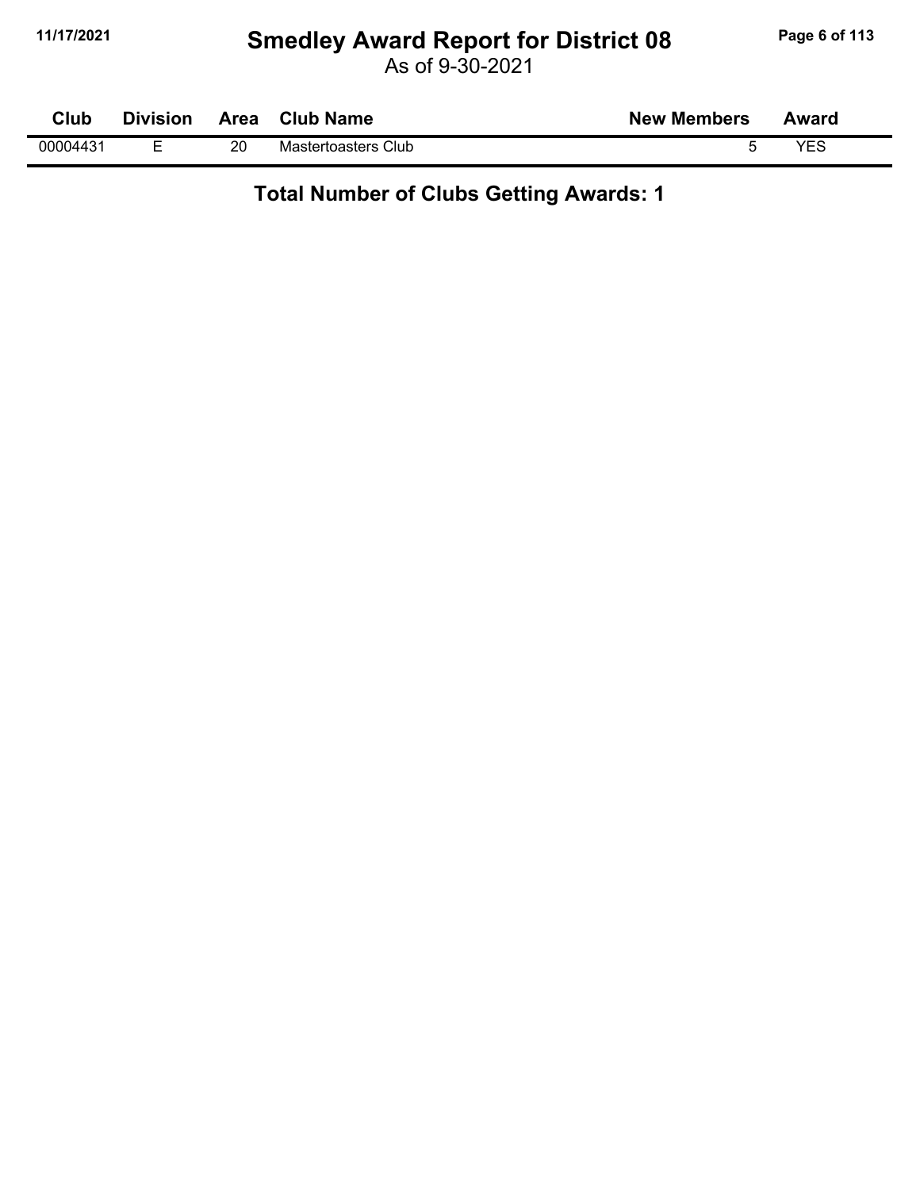# Smedley Award Report for District 08

As of 9-30-2021

| Club | Division | Area | Club Name | New Members | Award |
|---|---|---|---|---|---|
| 00004431 | E | 20 | Mastertoasters Club | 5 | YES |

**Total Number of Clubs Getting Awards: 1**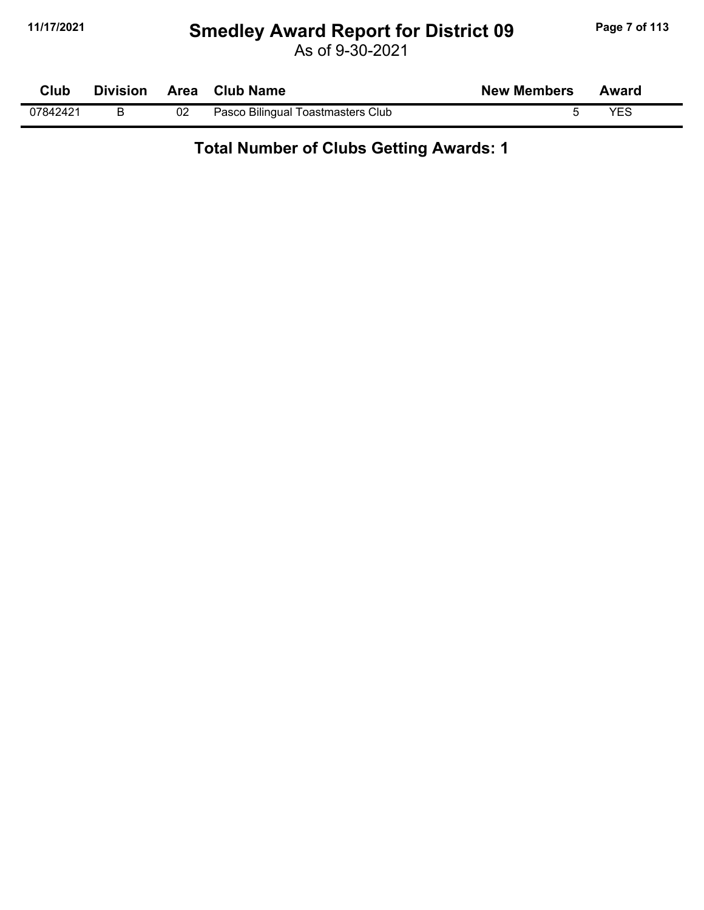# Smedley Award Report for District 09

As of 9-30-2021

| Club | Division | Area | Club Name | New Members | Award |
|---|---|---|---|---|---|
| 07842421 | B | 02 | Pasco Bilingual Toastmasters Club | 5 | YES |

**Total Number of Clubs Getting Awards: 1**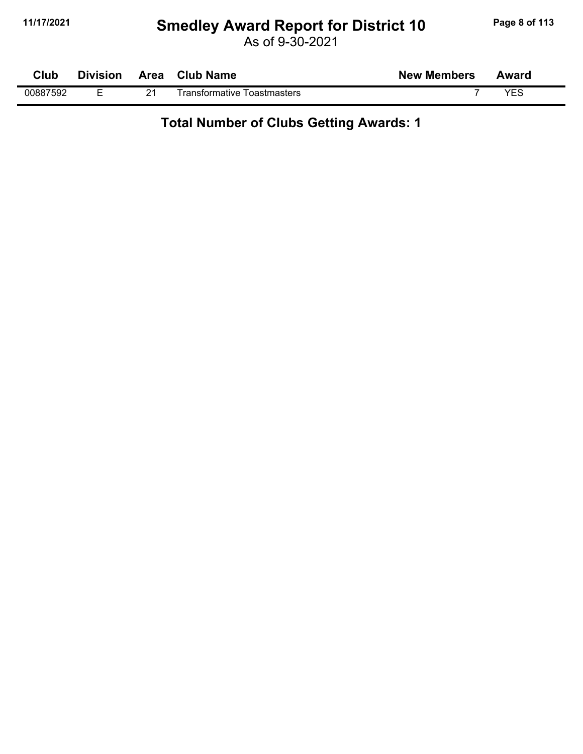# Smedley Award Report for District 10

As of 9-30-2021

| Club | Division | Area | Club Name | New Members | Award |
|---|---|---|---|---|---|
| 00887592 | E | 21 | Transformative Toastmasters | 7 | YES |

**Total Number of Clubs Getting Awards: 1**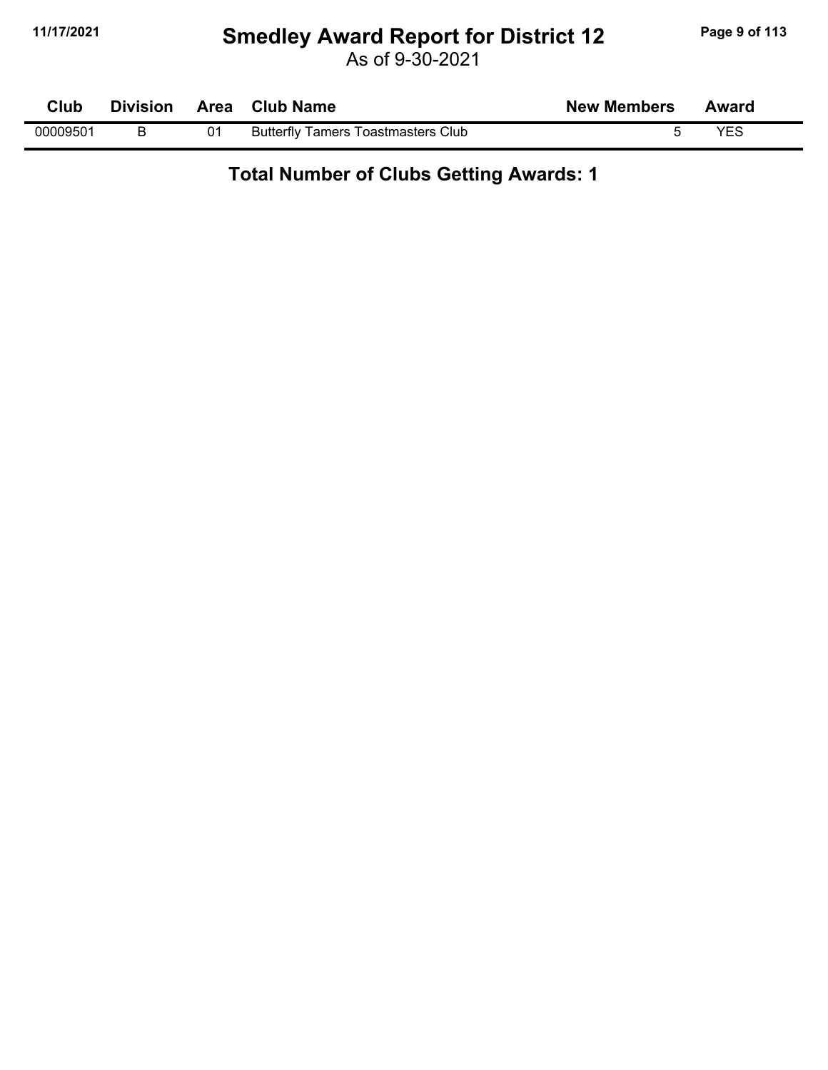# Smedley Award Report for District 12

As of 9-30-2021

| Club | Division | Area | Club Name | New Members | Award |
|---|---|---|---|---|---|
| 00009501 | B | 01 | Butterfly Tamers Toastmasters Club | 5 | YES |

**Total Number of Clubs Getting Awards: 1**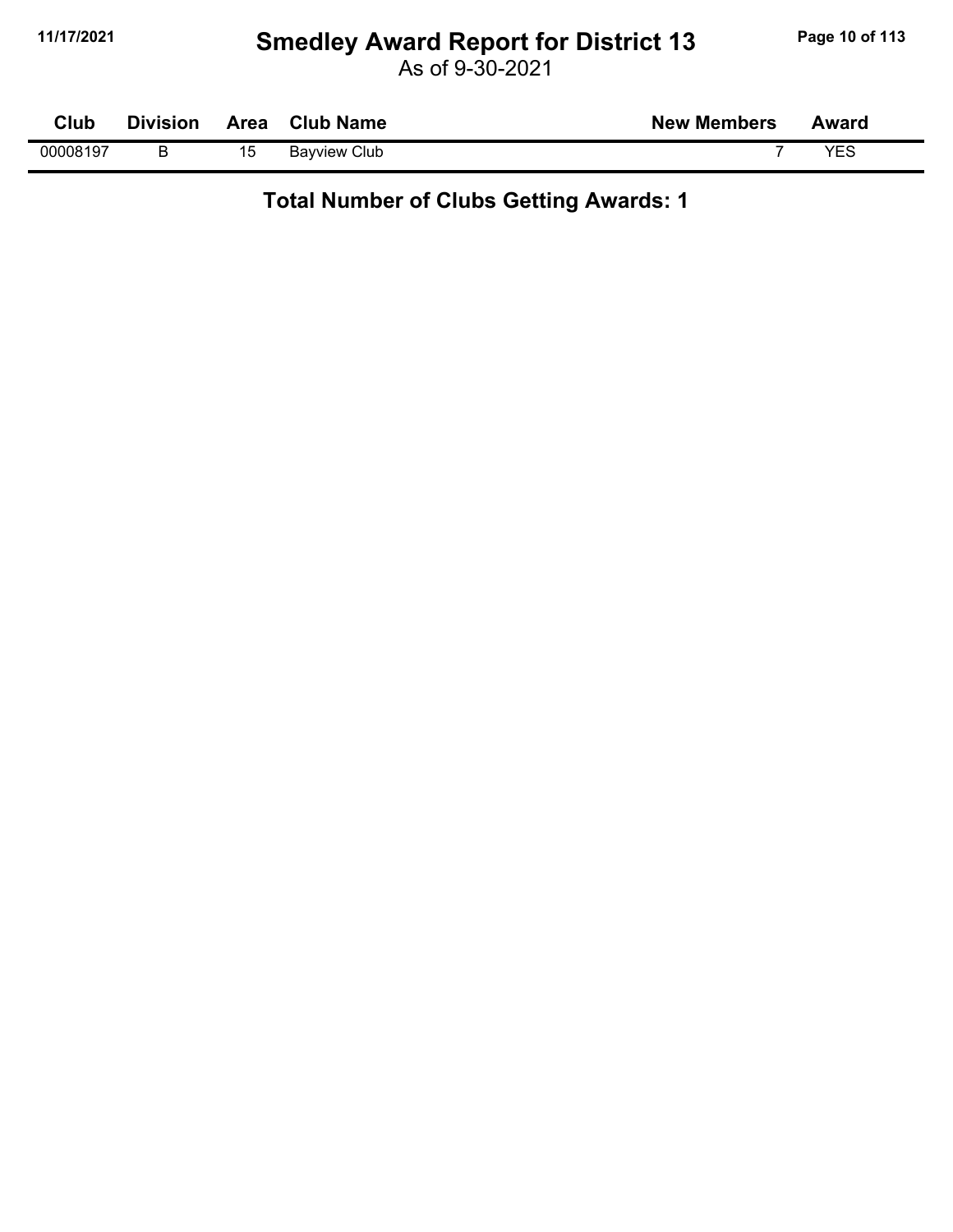# Smedley Award Report for District 13

As of 9-30-2021

| Club | Division | Area | Club Name | New Members | Award |
|---|---|---|---|---|---|
| 00008197 | B | 15 | Bayview Club | 7 | YES |

**Total Number of Clubs Getting Awards: 1**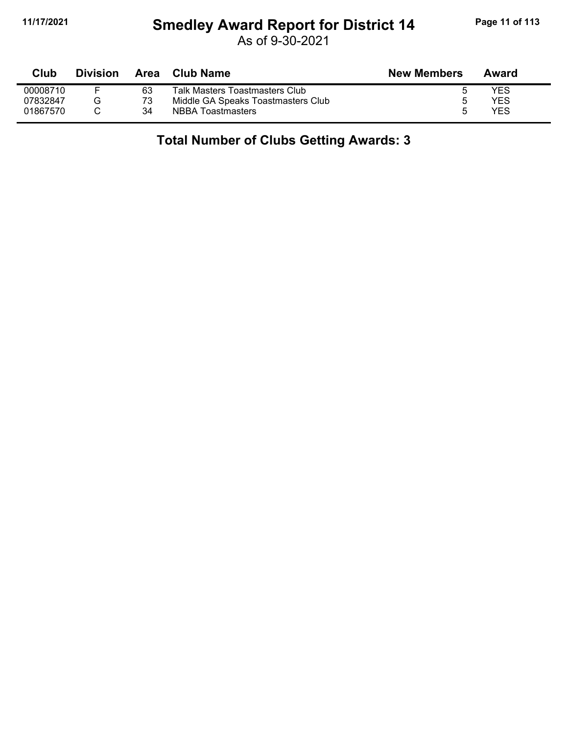# Smedley Award Report for District 14

As of 9-30-2021

| Club | Division | Area | Club Name | New Members | Award |
| --- | --- | --- | --- | --- | --- |
| 00008710 | F | 63 | Talk Masters Toastmasters Club | 5 | YES |
| 07832847 | G | 73 | Middle GA Speaks Toastmasters Club | 5 | YES |
| 01867570 | C | 34 | NBBA Toastmasters | 5 | YES |

**Total Number of Clubs Getting Awards: 3**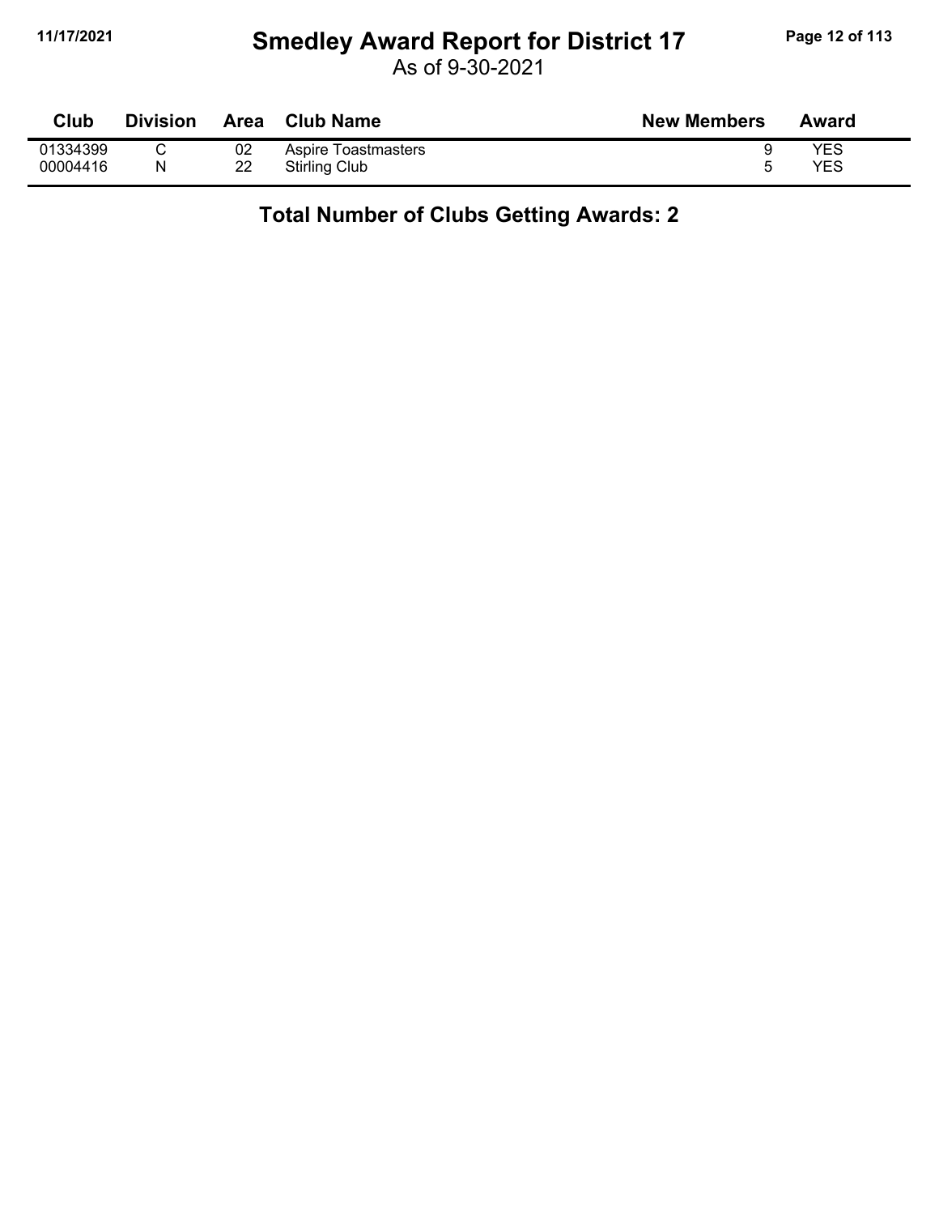# Smedley Award Report for District 17

As of 9-30-2021

| Club | Division | Area | Club Name | New Members | Award |
|---|---|---|---|---|---|
| 01334399 | C | 02 | Aspire Toastmasters | 9 | YES |
| 00004416 | N | 22 | Stirling Club | 5 | YES |

**Total Number of Clubs Getting Awards: 2**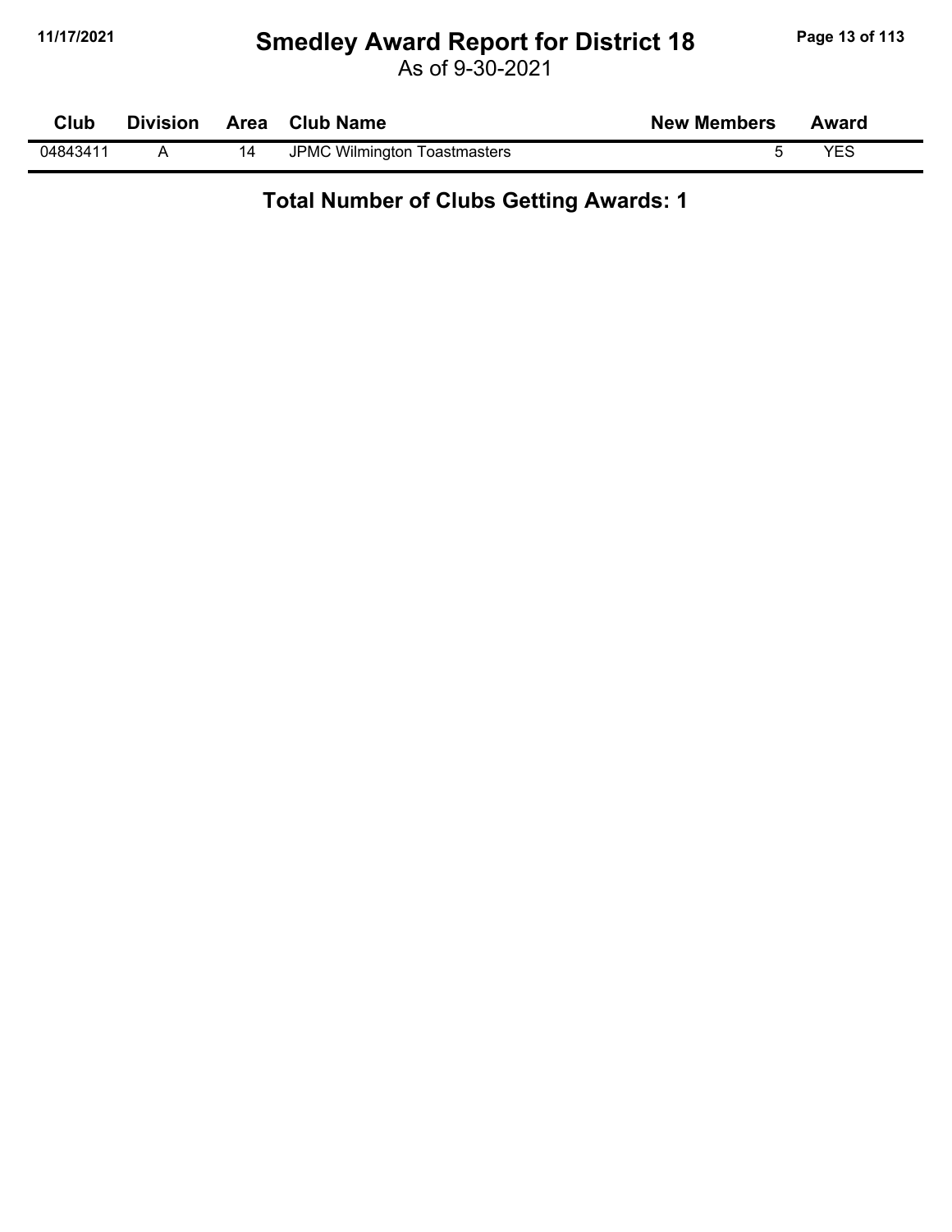# Smedley Award Report for District 18

As of 9-30-2021

| Club | Division | Area | Club Name | New Members | Award |
|---|---|---|---|---|---|
| 04843411 | A | 14 | JPMC Wilmington Toastmasters | 5 | YES |

**Total Number of Clubs Getting Awards: 1**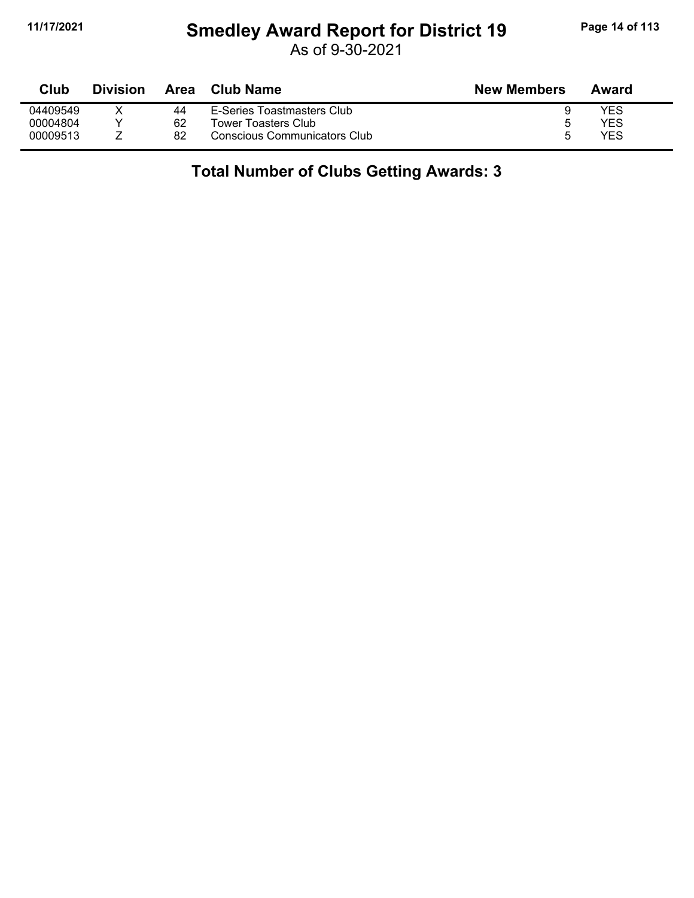# Smedley Award Report for District 19

As of 9-30-2021

| Club | Division | Area | Club Name | New Members | Award |
|---|---|---|---|---|---|
| 04409549 | X | 44 | E-Series Toastmasters Club | 9 | YES |
| 00004804 | Y | 62 | Tower Toasters Club | 5 | YES |
| 00009513 | Z | 82 | Conscious Communicators Club | 5 | YES |

## Total Number of Clubs Getting Awards: 3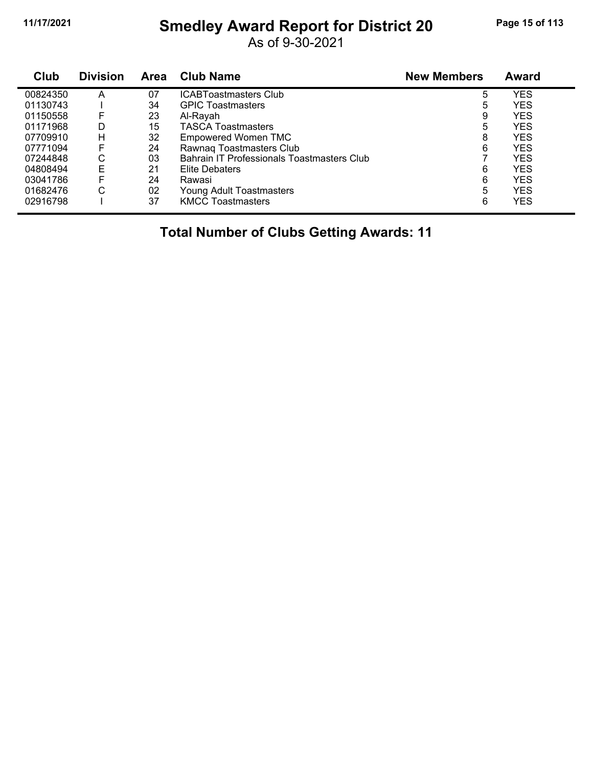# Smedley Award Report for District 20

As of 9-30-2021

| Club | Division | Area | Club Name | New Members | Award |
|---|---|---|---|---|---|
| 00824350 | A | 07 | ICABToastmasters Club | 5 | YES |
| 01130743 | I | 34 | GPIC Toastmasters | 5 | YES |
| 01150558 | F | 23 | Al-Rayah | 9 | YES |
| 01171968 | D | 15 | TASCA Toastmasters | 5 | YES |
| 07709910 | H | 32 | Empowered Women TMC | 8 | YES |
| 07771094 | F | 24 | Rawnaq Toastmasters Club | 6 | YES |
| 07244848 | C | 03 | Bahrain IT Professionals Toastmasters Club | 7 | YES |
| 04808494 | E | 21 | Elite Debaters | 6 | YES |
| 03041786 | F | 24 | Rawasi | 6 | YES |
| 01682476 | C | 02 | Young Adult Toastmasters | 5 | YES |
| 02916798 | I | 37 | KMCC Toastmasters | 6 | YES |

**Total Number of Clubs Getting Awards: 11**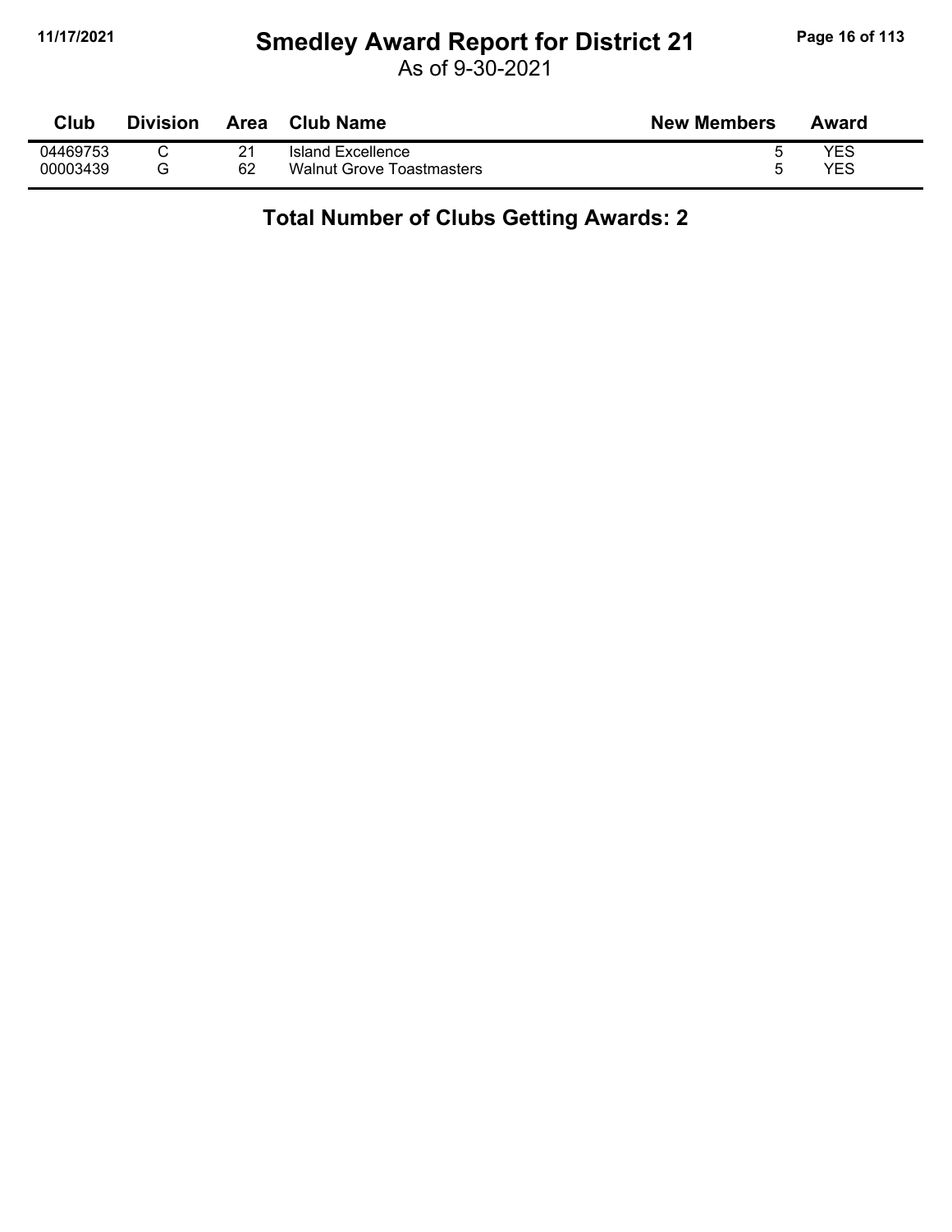# Smedley Award Report for District 21

As of 9-30-2021

| Club | Division | Area | Club Name | New Members | Award |
|---|---|---|---|---|---|
| 04469753 | C | 21 | Island Excellence | 5 | YES |
| 00003439 | G | 62 | Walnut Grove Toastmasters | 5 | YES |

## Total Number of Clubs Getting Awards: 2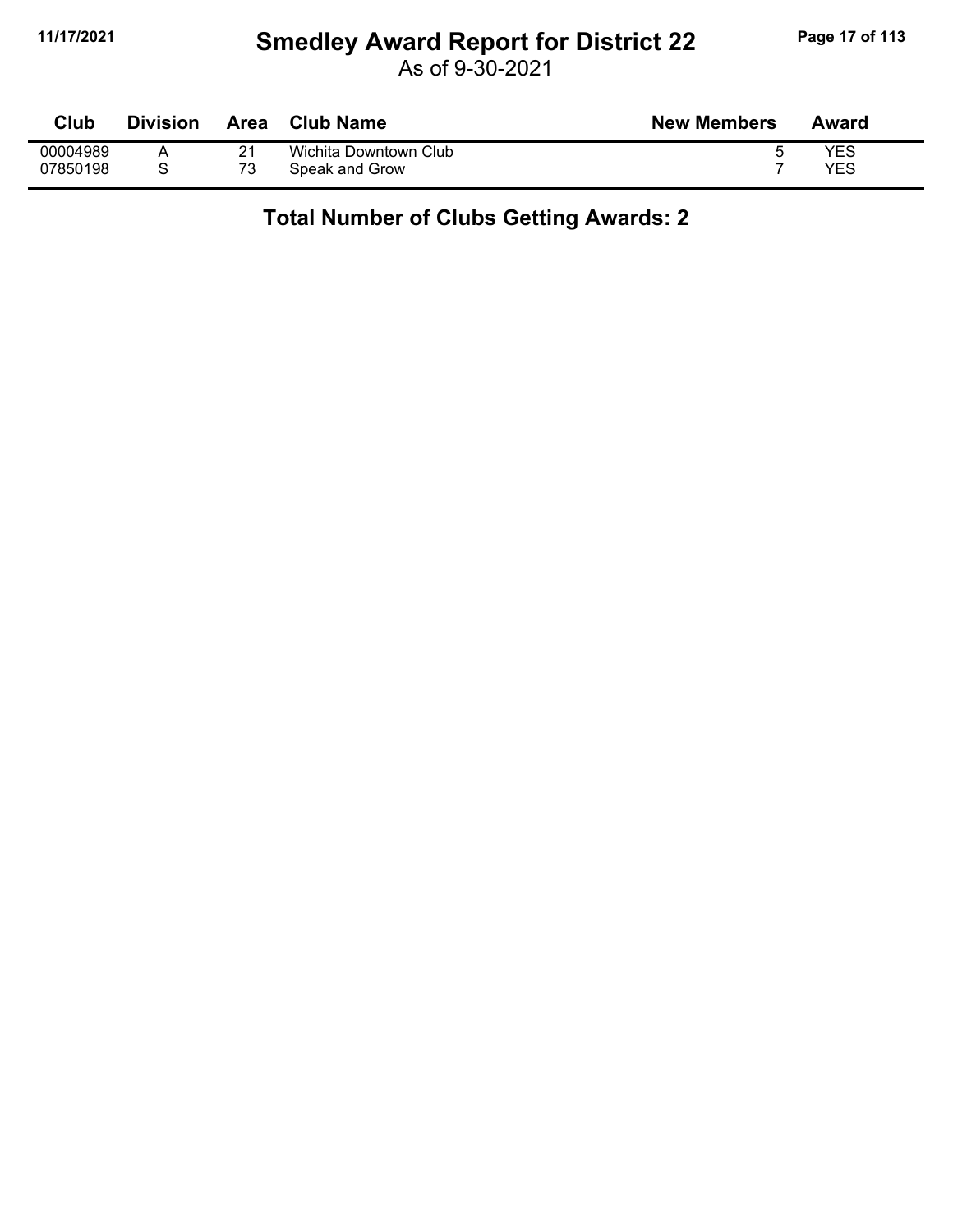# Smedley Award Report for District 22

As of 9-30-2021

| Club | Division | Area | Club Name | New Members | Award |
|---|---|---|---|---|---|
| 00004989 | A | 21 | Wichita Downtown Club | 5 | YES |
| 07850198 | S | 73 | Speak and Grow | 7 | YES |

**Total Number of Clubs Getting Awards: 2**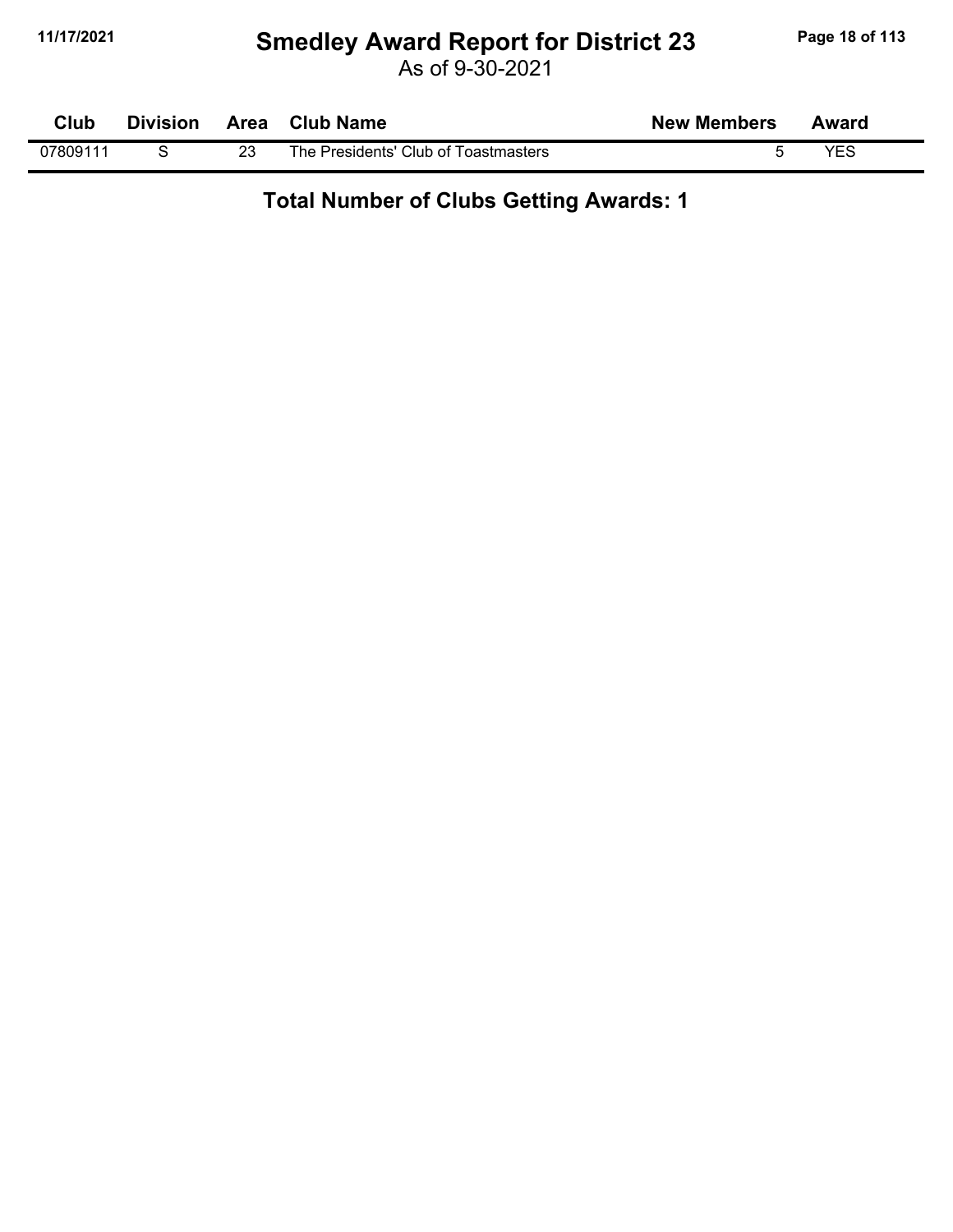# Smedley Award Report for District 23

As of 9-30-2021

| Club | Division | Area | Club Name | New Members | Award |
|---|---|---|---|---|---|
| 07809111 | S | 23 | The Presidents' Club of Toastmasters | 5 | YES |

**Total Number of Clubs Getting Awards: 1**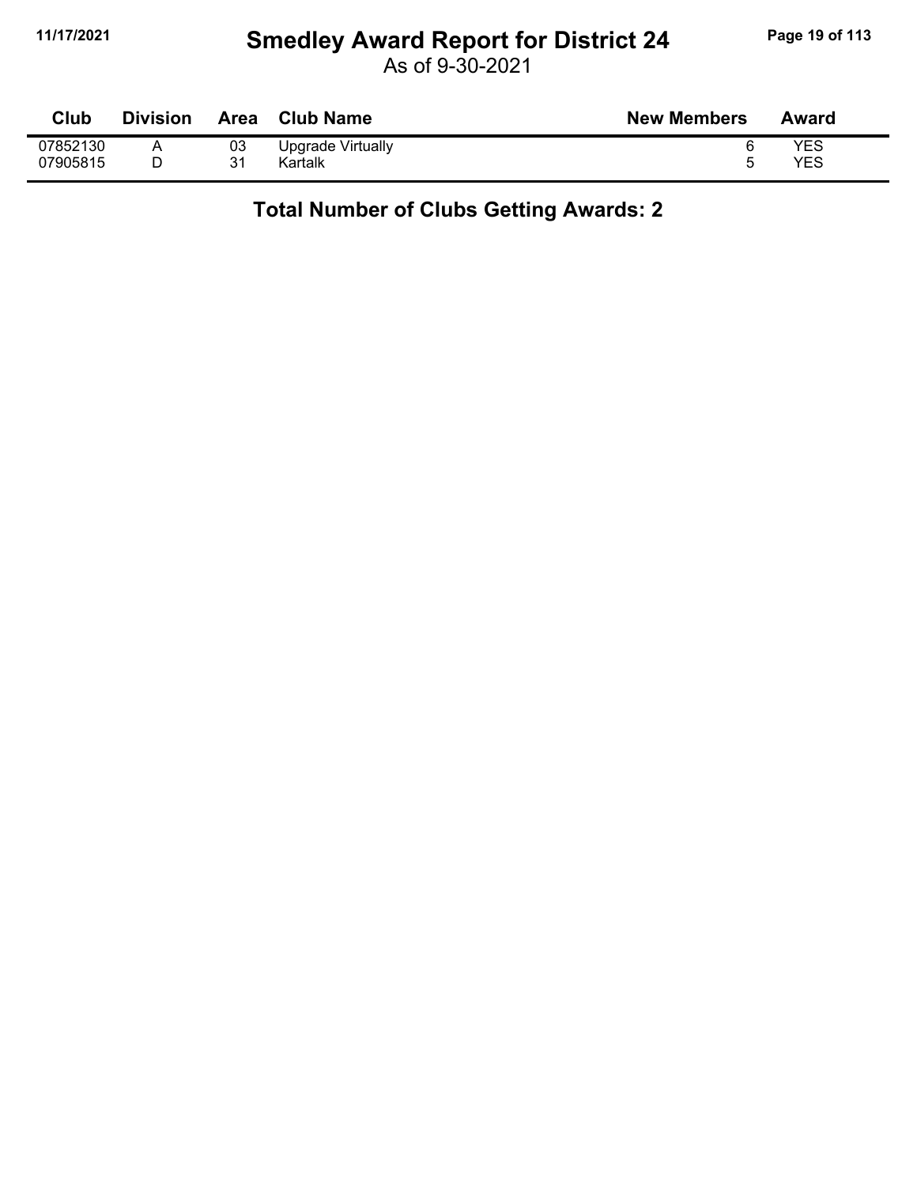# Smedley Award Report for District 24

As of 9-30-2021

| Club | Division | Area | Club Name | New Members | Award |
|---|---|---|---|---|---|
| 07852130 | A | 03 | Upgrade Virtually | 6 | YES |
| 07905815 | D | 31 | Kartalk | 5 | YES |

**Total Number of Clubs Getting Awards: 2**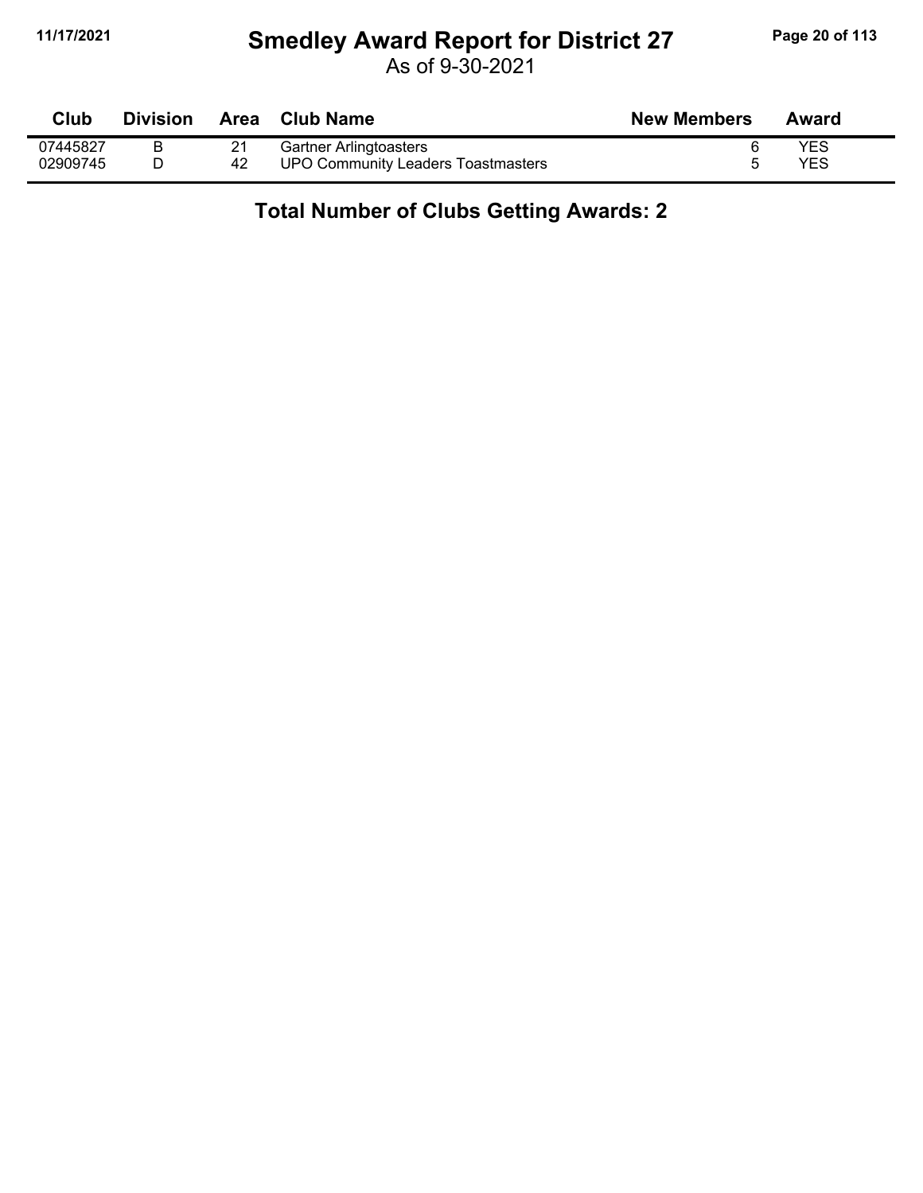# Smedley Award Report for District 27

As of 9-30-2021

| Club | Division | Area | Club Name | New Members | Award |
|---|---|---|---|---|---|
| 07445827 | B | 21 | Gartner Arlingtoasters | 6 | YES |
| 02909745 | D | 42 | UPO Community Leaders Toastmasters | 5 | YES |

**Total Number of Clubs Getting Awards: 2**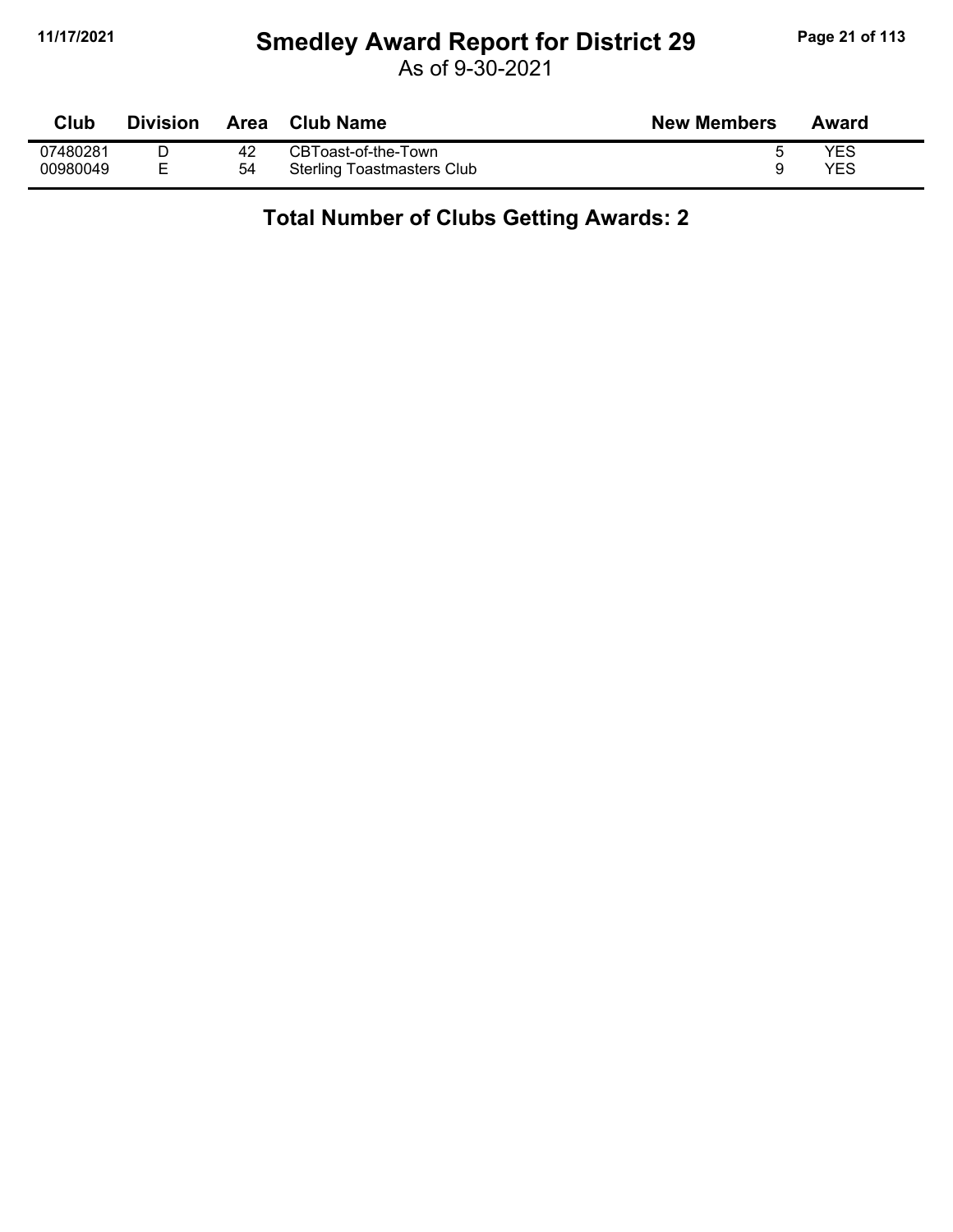# Smedley Award Report for District 29

As of 9-30-2021

| Club | Division | Area | Club Name | New Members | Award |
|---|---|---|---|---|---|
| 07480281 | D | 42 | CBToast-of-the-Town | 5 | YES |
| 00980049 | E | 54 | Sterling Toastmasters Club | 9 | YES |

## Total Number of Clubs Getting Awards: 2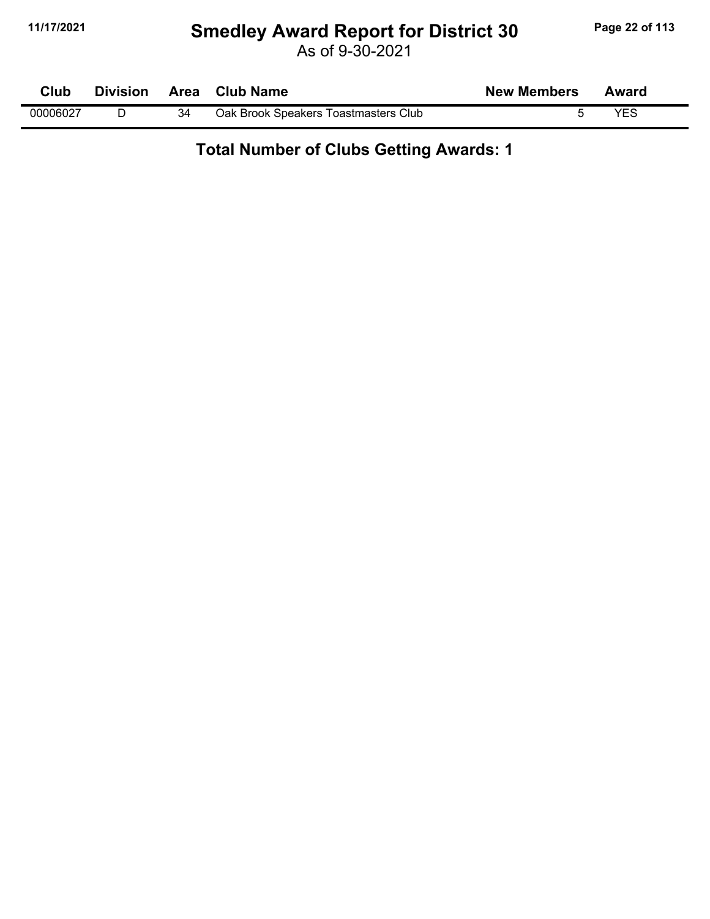# Smedley Award Report for District 30

As of 9-30-2021

| Club | Division | Area | Club Name | New Members | Award |
|---|---|---|---|---|---|
| 00006027 | D | 34 | Oak Brook Speakers Toastmasters Club | 5 | YES |

**Total Number of Clubs Getting Awards: 1**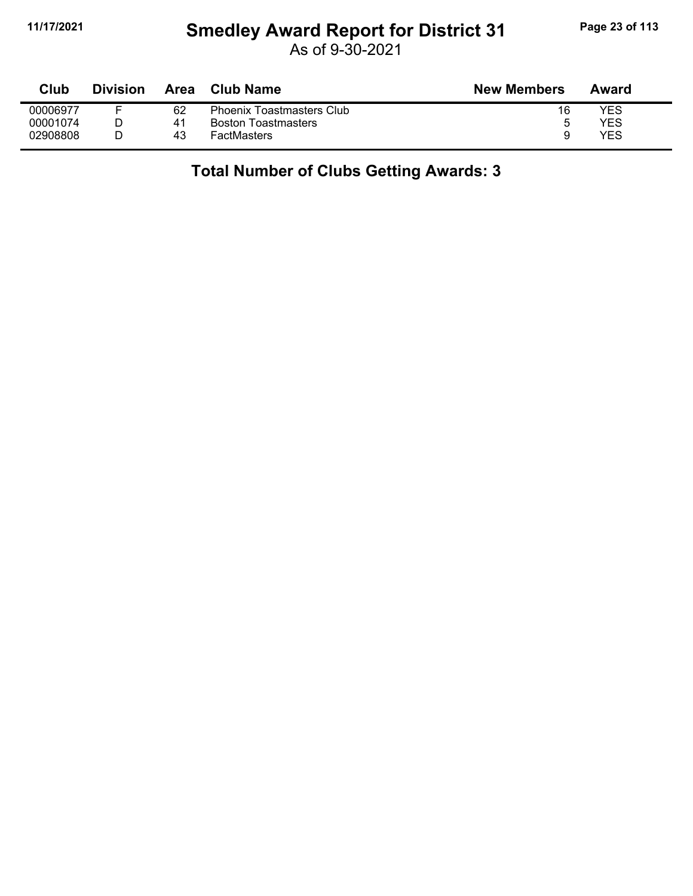# Smedley Award Report for District 31

As of 9-30-2021

| Club | Division | Area | Club Name | New Members | Award |
|---|---|---|---|---|---|
| 00006977 | F | 62 | Phoenix Toastmasters Club | 16 | YES |
| 00001074 | D | 41 | Boston Toastmasters | 5 | YES |
| 02908808 | D | 43 | FactMasters | 9 | YES |

## Total Number of Clubs Getting Awards: 3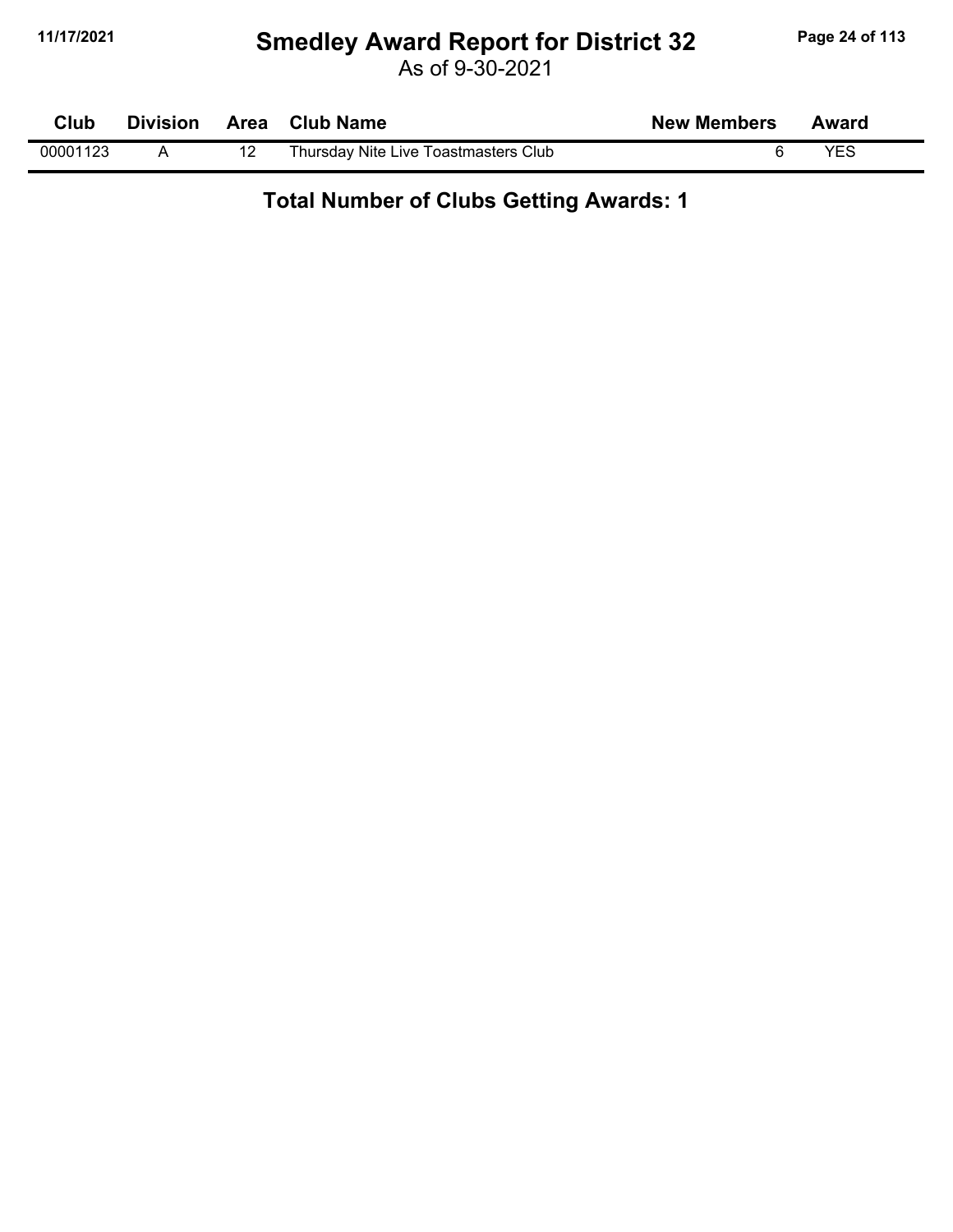# Smedley Award Report for District 32

As of 9-30-2021

| Club | Division | Area | Club Name | New Members | Award |
|---|---|---|---|---|---|
| 00001123 | A | 12 | Thursday Nite Live Toastmasters Club | 6 | YES |

**Total Number of Clubs Getting Awards: 1**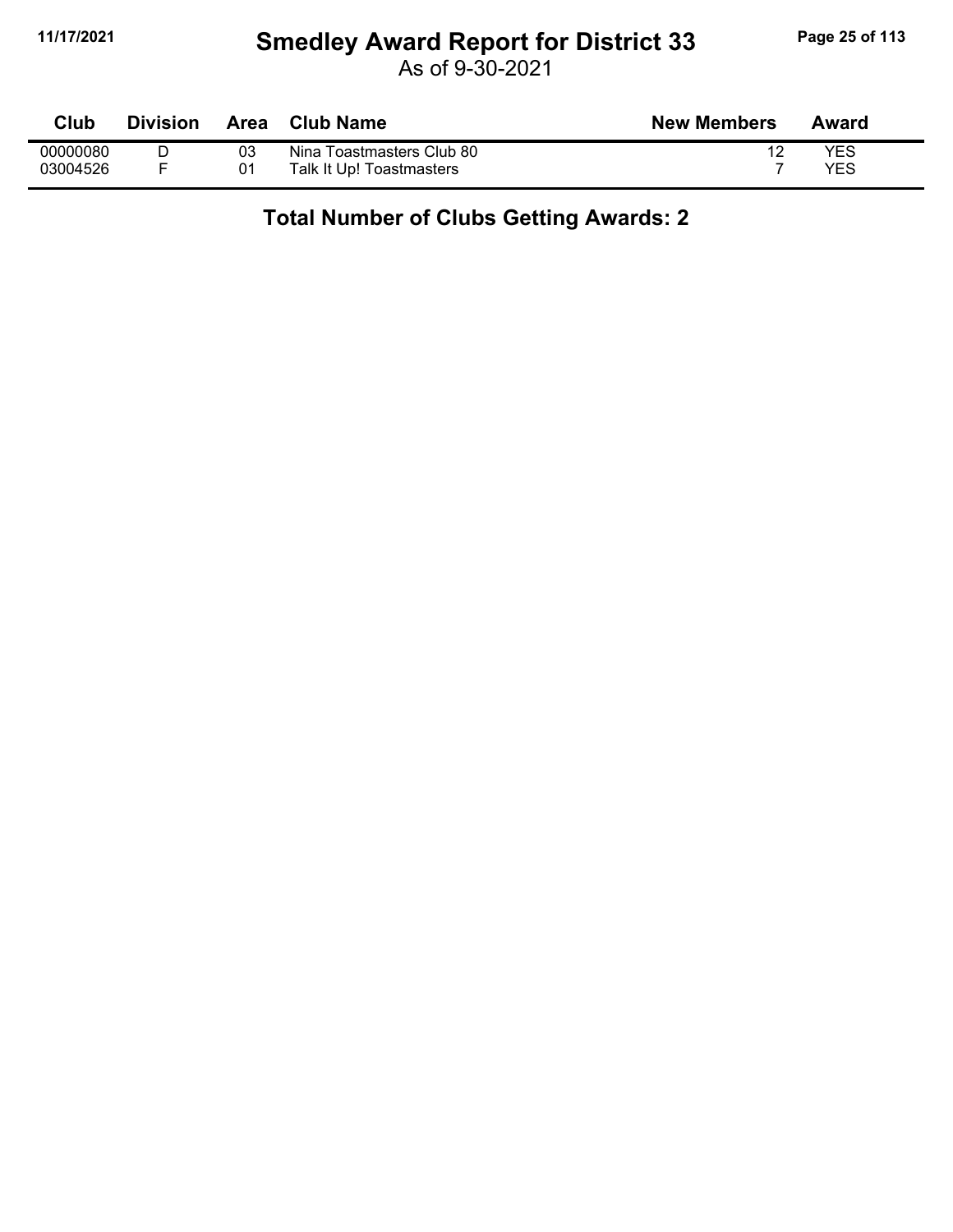# Smedley Award Report for District 33

As of 9-30-2021

| Club | Division | Area | Club Name | New Members | Award |
|---|---|---|---|---|---|
| 00000080 | D | 03 | Nina Toastmasters Club 80 | 12 | YES |
| 03004526 | F | 01 | Talk It Up! Toastmasters | 7 | YES |

**Total Number of Clubs Getting Awards: 2**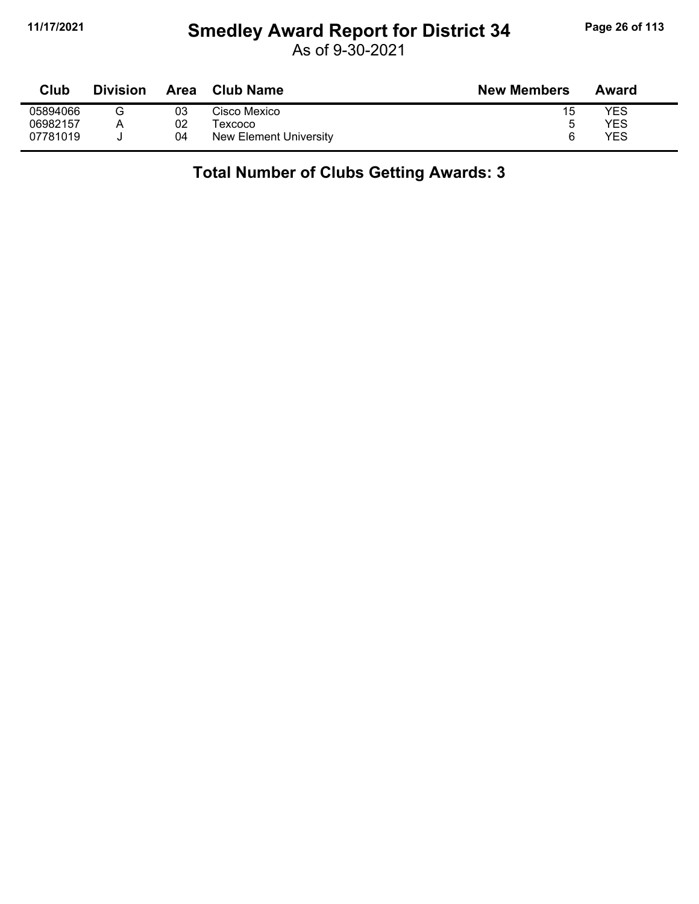# Smedley Award Report for District 34

As of 9-30-2021

| Club | Division | Area | Club Name | New Members | Award |
|---|---|---|---|---|---|
| 05894066 | G | 03 | Cisco Mexico | 15 | YES |
| 06982157 | A | 02 | Texcoco | 5 | YES |
| 07781019 | J | 04 | New Element University | 6 | YES |

## Total Number of Clubs Getting Awards: 3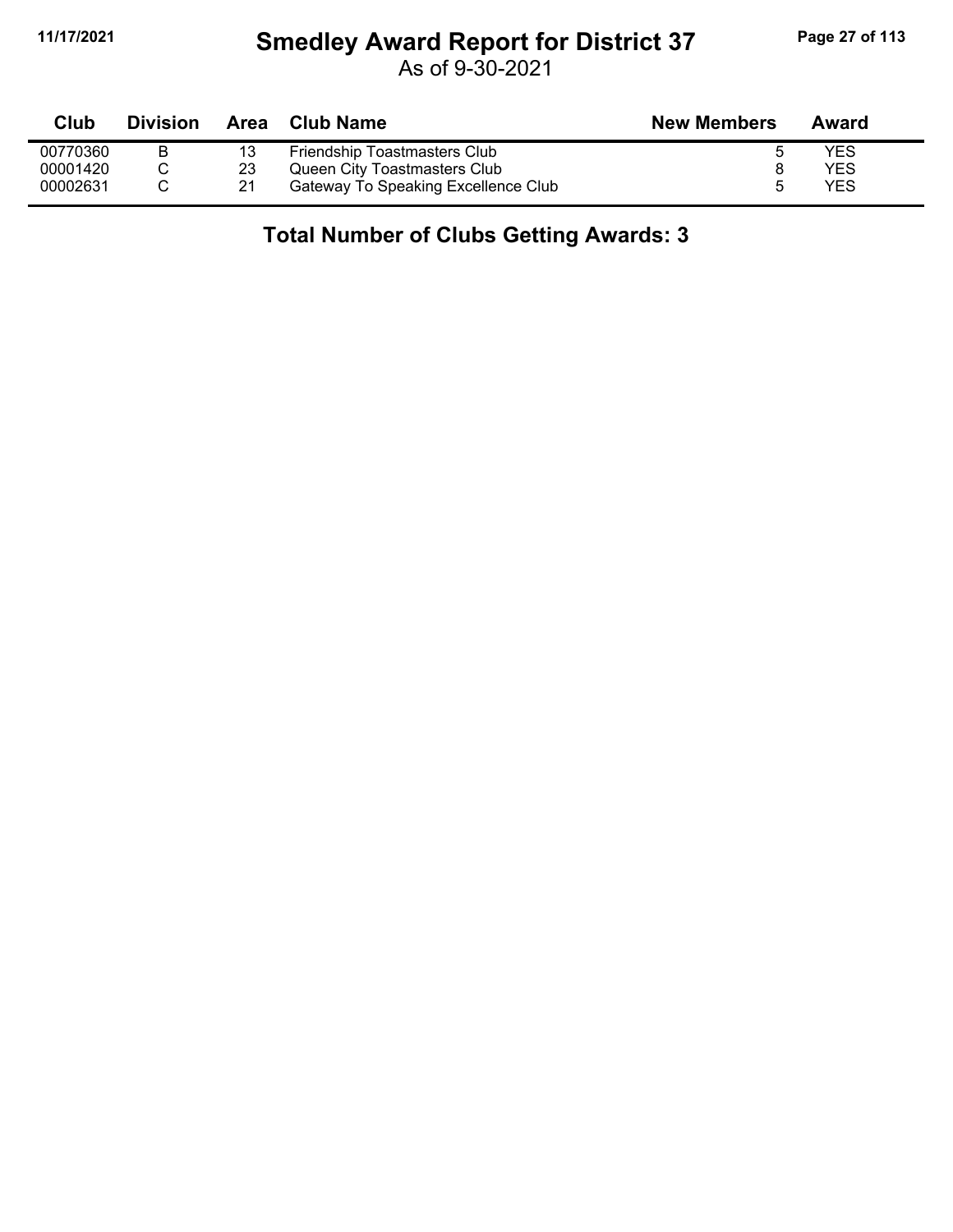# Smedley Award Report for District 37

As of 9-30-2021

| Club | Division | Area | Club Name | New Members | Award |
|---|---|---|---|---|---|
| 00770360 | B | 13 | Friendship Toastmasters Club | 5 | YES |
| 00001420 | C | 23 | Queen City Toastmasters Club | 8 | YES |
| 00002631 | C | 21 | Gateway To Speaking Excellence Club | 5 | YES |

**Total Number of Clubs Getting Awards: 3**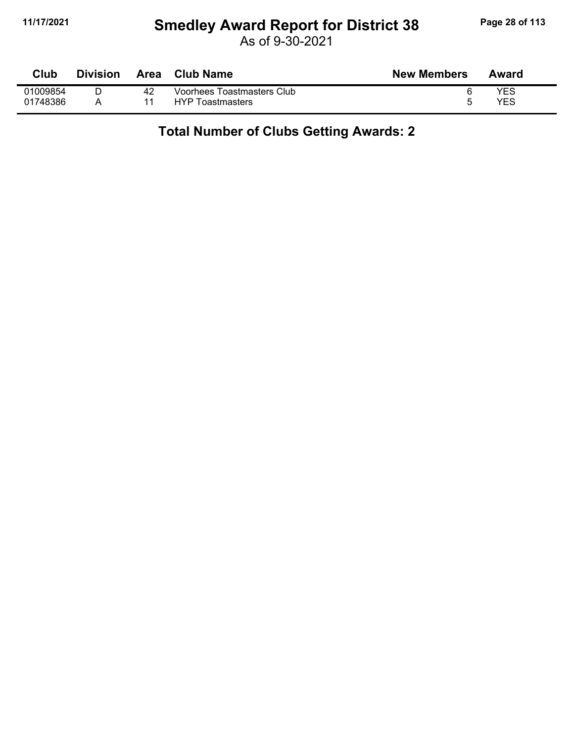# Smedley Award Report for District 38

As of 9-30-2021

| Club | Division | Area | Club Name | New Members | Award |
|---|---|---|---|---|---|
| 01009854 | D | 42 | Voorhees Toastmasters Club | 6 | YES |
| 01748386 | A | 11 | HYP Toastmasters | 5 | YES |

## Total Number of Clubs Getting Awards: 2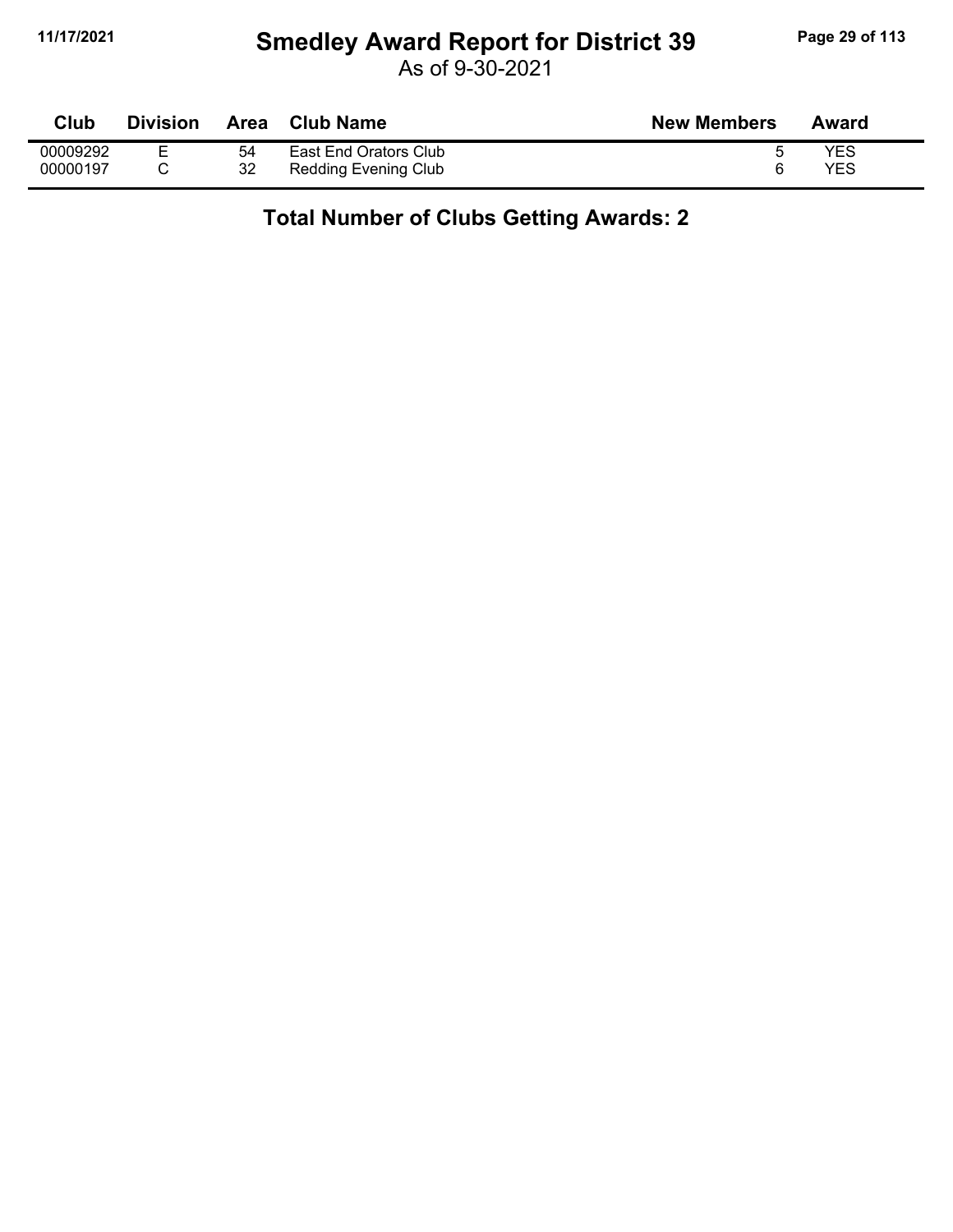# Smedley Award Report for District 39

As of 9-30-2021

| Club | Division | Area | Club Name | New Members | Award |
|---|---|---|---|---|---|
| 00009292 | E | 54 | East End Orators Club | 5 | YES |
| 00000197 | C | 32 | Redding Evening Club | 6 | YES |

**Total Number of Clubs Getting Awards: 2**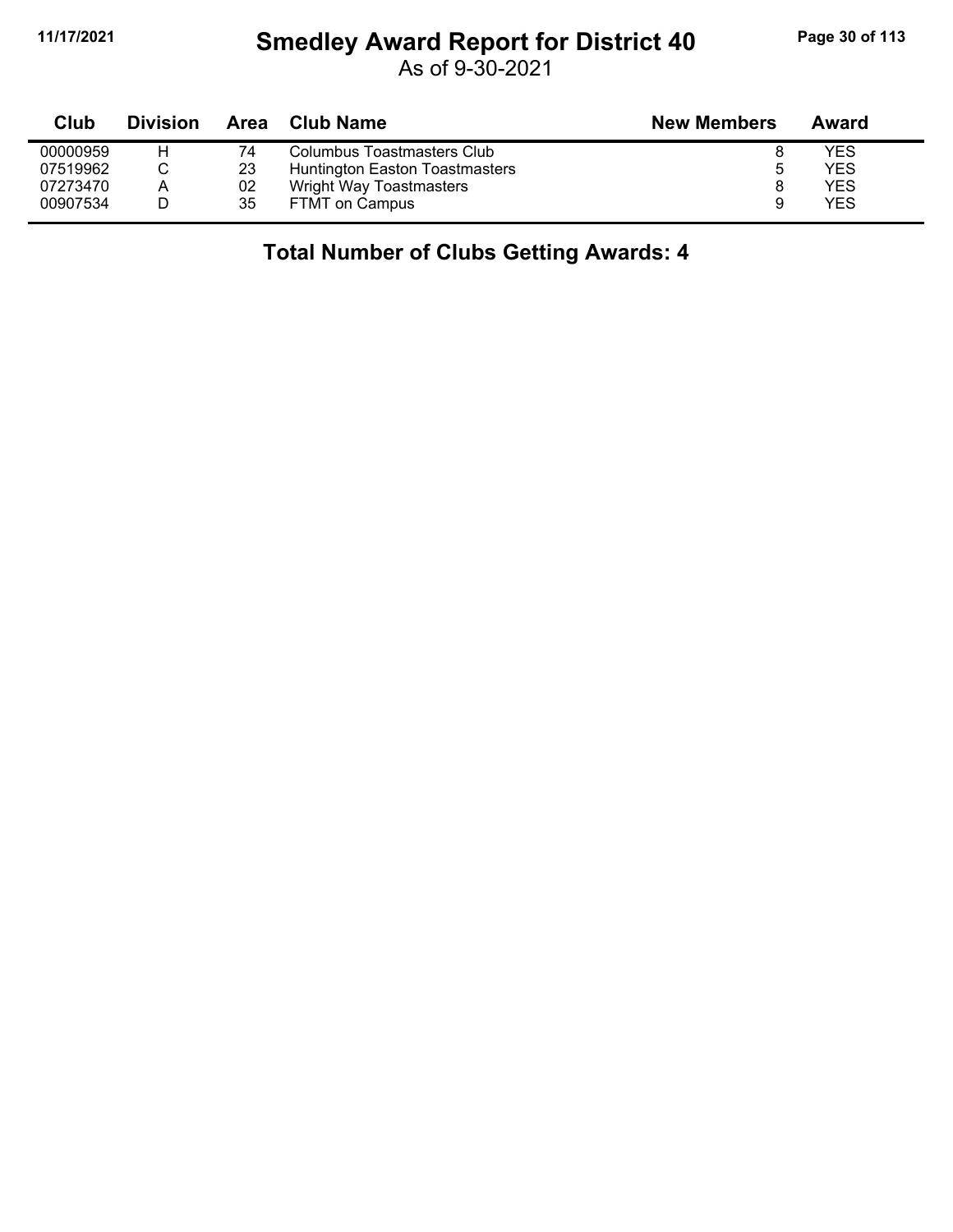# Smedley Award Report for District 40

As of 9-30-2021

| Club | Division | Area | Club Name | New Members | Award |
|---|---|---|---|---|---|
| 00000959 | H | 74 | Columbus Toastmasters Club | 8 | YES |
| 07519962 | C | 23 | Huntington Easton Toastmasters | 5 | YES |
| 07273470 | A | 02 | Wright Way Toastmasters | 8 | YES |
| 00907534 | D | 35 | FTMT on Campus | 9 | YES |

**Total Number of Clubs Getting Awards: 4**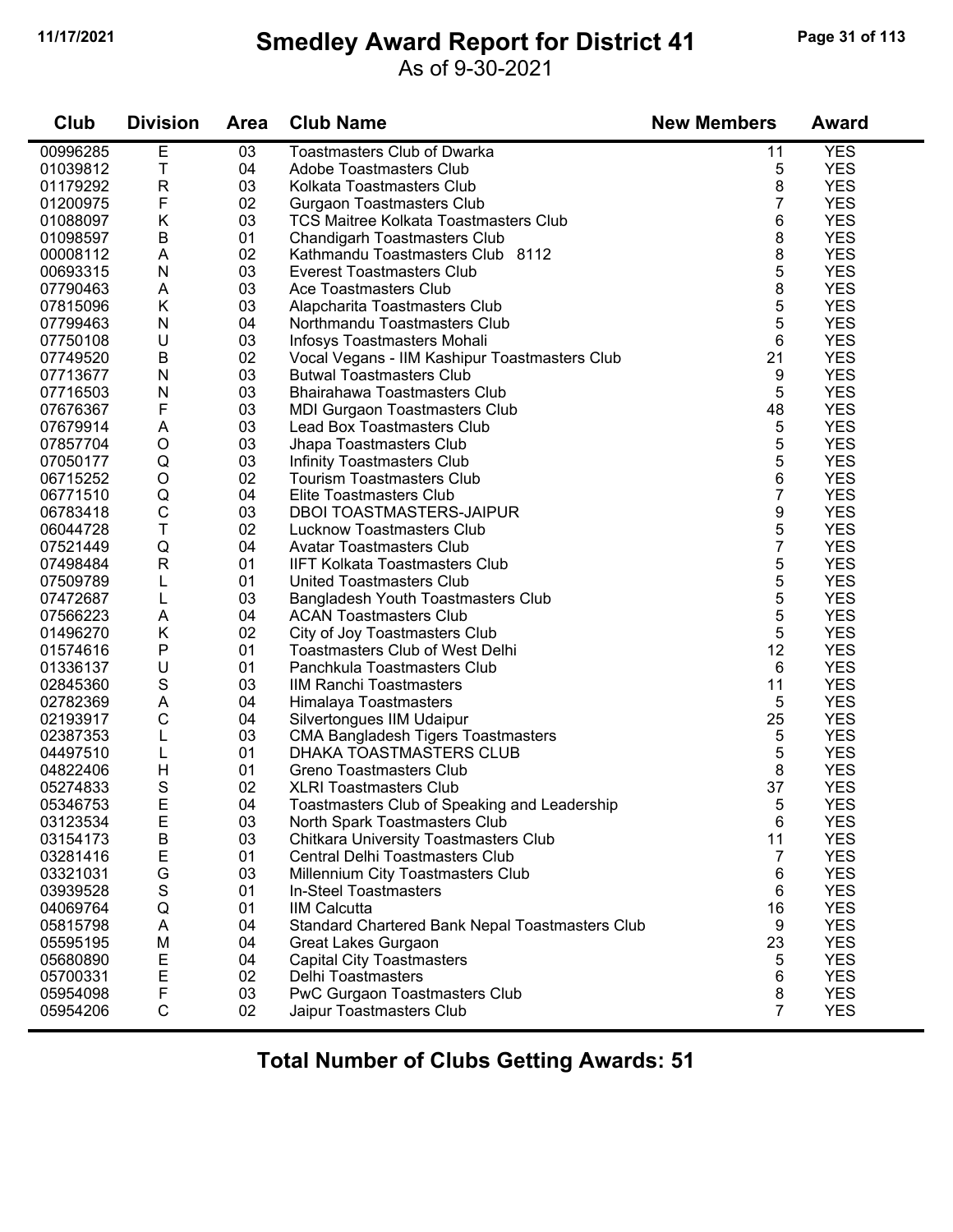# Smedley Award Report for District 41

As of 9-30-2021

| Club | Division | Area | Club Name | New Members | Award |
|---|---|---|---|---|---|
| 00996285 | E | 03 | Toastmasters Club of Dwarka | 11 | YES |
| 01039812 | T | 04 | Adobe Toastmasters Club | 5 | YES |
| 01179292 | R | 03 | Kolkata Toastmasters Club | 8 | YES |
| 01200975 | F | 02 | Gurgaon Toastmasters Club | 7 | YES |
| 01088097 | K | 03 | TCS Maitree Kolkata Toastmasters Club | 6 | YES |
| 01098597 | B | 01 | Chandigarh Toastmasters Club | 8 | YES |
| 00008112 | A | 02 | Kathmandu Toastmasters Club 8112 | 8 | YES |
| 00693315 | N | 03 | Everest Toastmasters Club | 5 | YES |
| 07790463 | A | 03 | Ace Toastmasters Club | 8 | YES |
| 07815096 | K | 03 | Alapcharita Toastmasters Club | 5 | YES |
| 07799463 | N | 04 | Northmandu Toastmasters Club | 5 | YES |
| 07750108 | U | 03 | Infosys Toastmasters Mohali | 6 | YES |
| 07749520 | B | 02 | Vocal Vegans - IIM Kashipur Toastmasters Club | 21 | YES |
| 07713677 | N | 03 | Butwal Toastmasters Club | 9 | YES |
| 07716503 | N | 03 | Bhairahawa Toastmasters Club | 5 | YES |
| 07676367 | F | 03 | MDI Gurgaon Toastmasters Club | 48 | YES |
| 07679914 | A | 03 | Lead Box Toastmasters Club | 5 | YES |
| 07857704 | O | 03 | Jhapa Toastmasters Club | 5 | YES |
| 07050177 | Q | 03 | Infinity Toastmasters Club | 5 | YES |
| 06715252 | O | 02 | Tourism Toastmasters Club | 6 | YES |
| 06771510 | Q | 04 | Elite Toastmasters Club | 7 | YES |
| 06783418 | C | 03 | DBOI TOASTMASTERS-JAIPUR | 9 | YES |
| 06044728 | T | 02 | Lucknow Toastmasters Club | 5 | YES |
| 07521449 | Q | 04 | Avatar Toastmasters Club | 7 | YES |
| 07498484 | R | 01 | IIFT Kolkata Toastmasters Club | 5 | YES |
| 07509789 | L | 01 | United Toastmasters Club | 5 | YES |
| 07472687 | L | 03 | Bangladesh Youth Toastmasters Club | 5 | YES |
| 07566223 | A | 04 | ACAN Toastmasters Club | 5 | YES |
| 01496270 | K | 02 | City of Joy Toastmasters Club | 5 | YES |
| 01574616 | P | 01 | Toastmasters Club of West Delhi | 12 | YES |
| 01336137 | U | 01 | Panchkula Toastmasters Club | 6 | YES |
| 02845360 | S | 03 | IIM Ranchi Toastmasters | 11 | YES |
| 02782369 | A | 04 | Himalaya Toastmasters | 5 | YES |
| 02193917 | C | 04 | Silvertongues IIM Udaipur | 25 | YES |
| 02387353 | L | 03 | CMA Bangladesh Tigers Toastmasters | 5 | YES |
| 04497510 | L | 01 | DHAKA TOASTMASTERS CLUB | 5 | YES |
| 04822406 | H | 01 | Greno Toastmasters Club | 8 | YES |
| 05274833 | S | 02 | XLRI Toastmasters Club | 37 | YES |
| 05346753 | E | 04 | Toastmasters Club of Speaking and Leadership | 5 | YES |
| 03123534 | E | 03 | North Spark Toastmasters Club | 6 | YES |
| 03154173 | B | 03 | Chitkara University Toastmasters Club | 11 | YES |
| 03281416 | E | 01 | Central Delhi Toastmasters Club | 7 | YES |
| 03321031 | G | 03 | Millennium City Toastmasters Club | 6 | YES |
| 03939528 | S | 01 | In-Steel Toastmasters | 6 | YES |
| 04069764 | Q | 01 | IIM Calcutta | 16 | YES |
| 05815798 | A | 04 | Standard Chartered Bank Nepal Toastmasters Club | 9 | YES |
| 05595195 | M | 04 | Great Lakes Gurgaon | 23 | YES |
| 05680890 | E | 04 | Capital City Toastmasters | 5 | YES |
| 05700331 | E | 02 | Delhi Toastmasters | 6 | YES |
| 05954098 | F | 03 | PwC Gurgaon Toastmasters Club | 8 | YES |
| 05954206 | C | 02 | Jaipur Toastmasters Club | 7 | YES |

## Total Number of Clubs Getting Awards: 51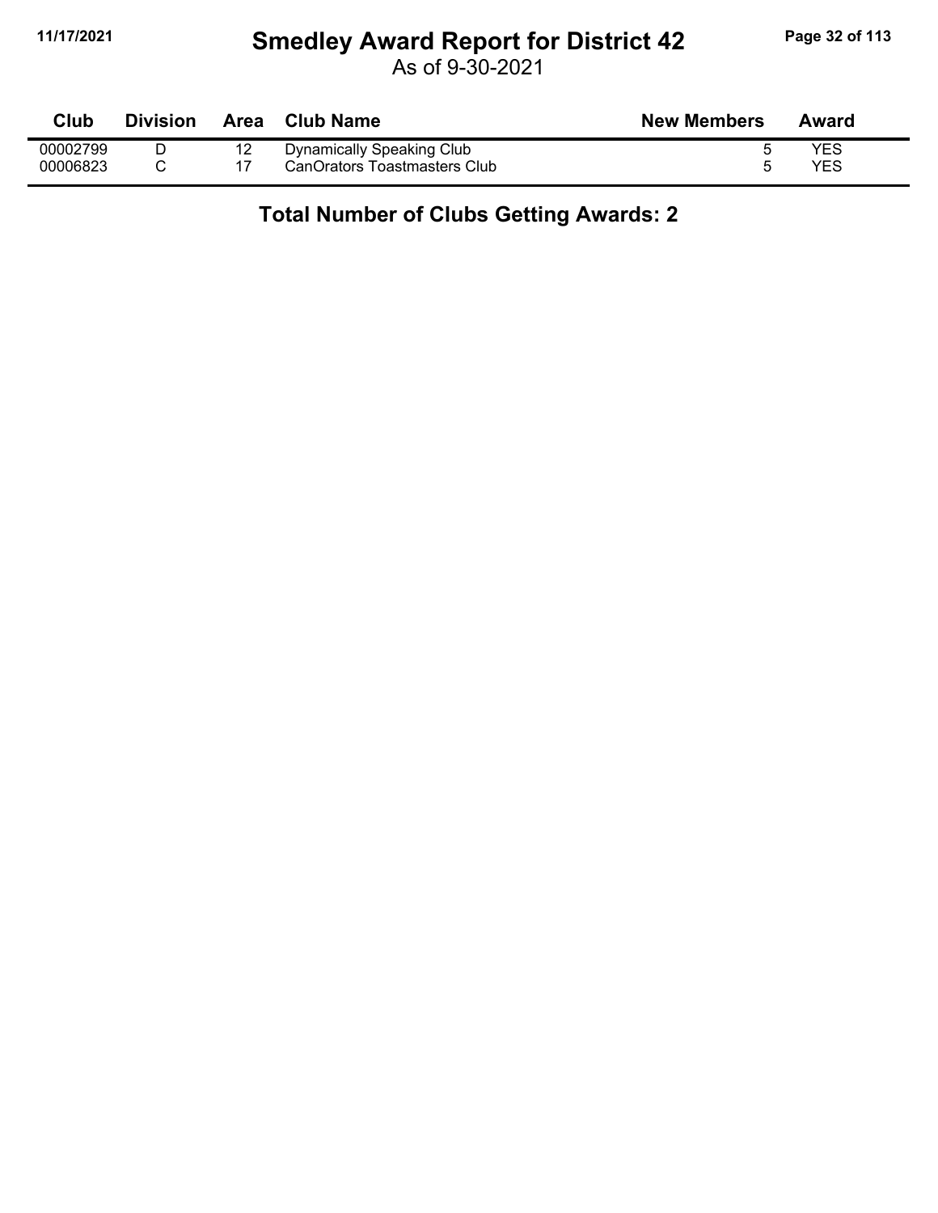# Smedley Award Report for District 42

As of 9-30-2021

| Club | Division | Area | Club Name | New Members | Award |
|---|---|---|---|---|---|
| 00002799 | D | 12 | Dynamically Speaking Club | 5 | YES |
| 00006823 | C | 17 | CanOrators Toastmasters Club | 5 | YES |

## Total Number of Clubs Getting Awards: 2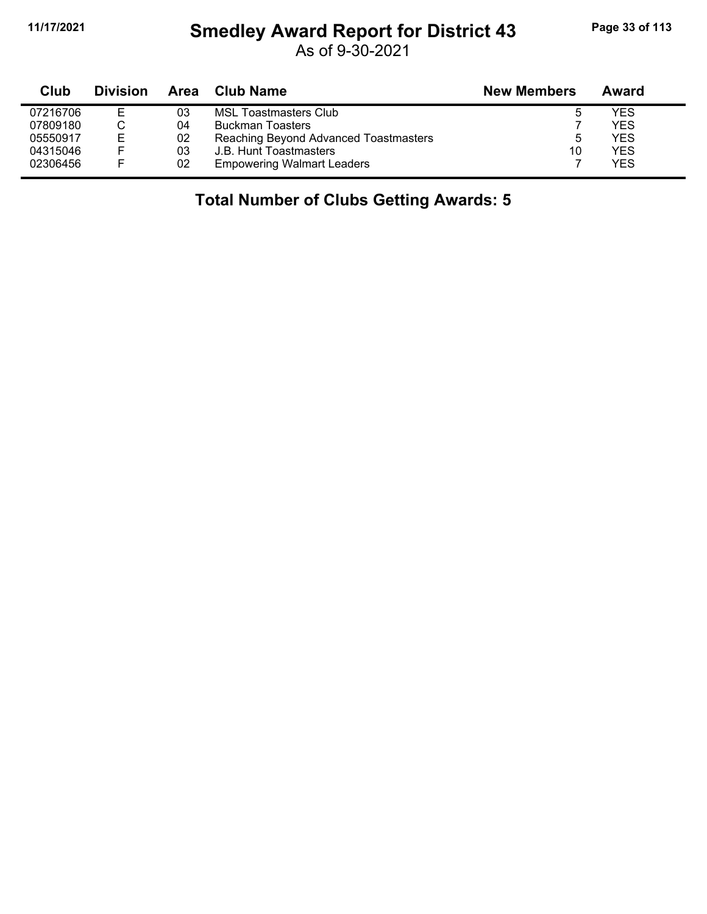# Smedley Award Report for District 43

As of 9-30-2021

| Club | Division | Area | Club Name | New Members | Award |
|---|---|---|---|---|---|
| 07216706 | E | 03 | MSL Toastmasters Club | 5 | YES |
| 07809180 | C | 04 | Buckman Toasters | 7 | YES |
| 05550917 | E | 02 | Reaching Beyond Advanced Toastmasters | 5 | YES |
| 04315046 | F | 03 | J.B. Hunt Toastmasters | 10 | YES |
| 02306456 | F | 02 | Empowering Walmart Leaders | 7 | YES |

**Total Number of Clubs Getting Awards: 5**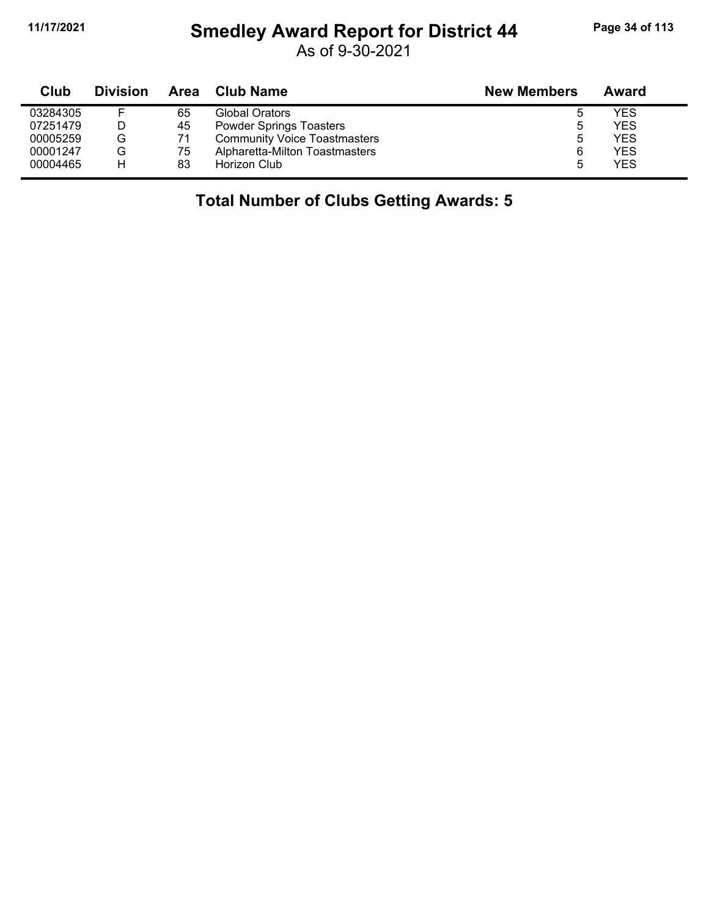# Smedley Award Report for District 44

As of 9-30-2021

| Club | Division | Area | Club Name | New Members | Award |
|---|---|---|---|---|---|
| 03284305 | F | 65 | Global Orators | 5 | YES |
| 07251479 | D | 45 | Powder Springs Toasters | 5 | YES |
| 00005259 | G | 71 | Community Voice Toastmasters | 5 | YES |
| 00001247 | G | 75 | Alpharetta-Milton Toastmasters | 6 | YES |
| 00004465 | H | 83 | Horizon Club | 5 | YES |

**Total Number of Clubs Getting Awards: 5**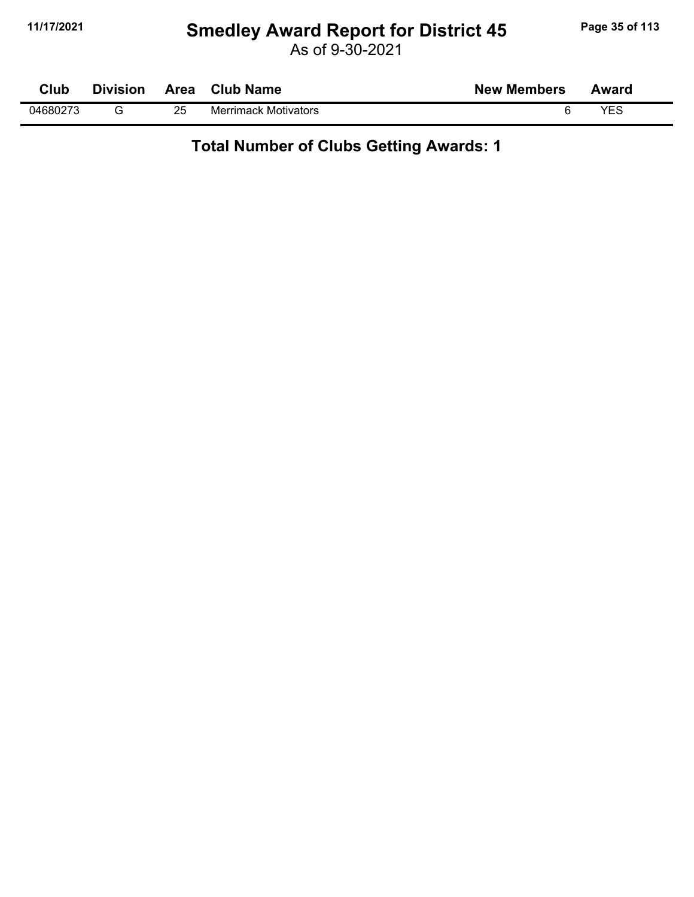# Smedley Award Report for District 45

As of 9-30-2021

| Club | Division | Area | Club Name | New Members | Award |
|---|---|---|---|---|---|
| 04680273 | G | 25 | Merrimack Motivators | 6 | YES |

**Total Number of Clubs Getting Awards: 1**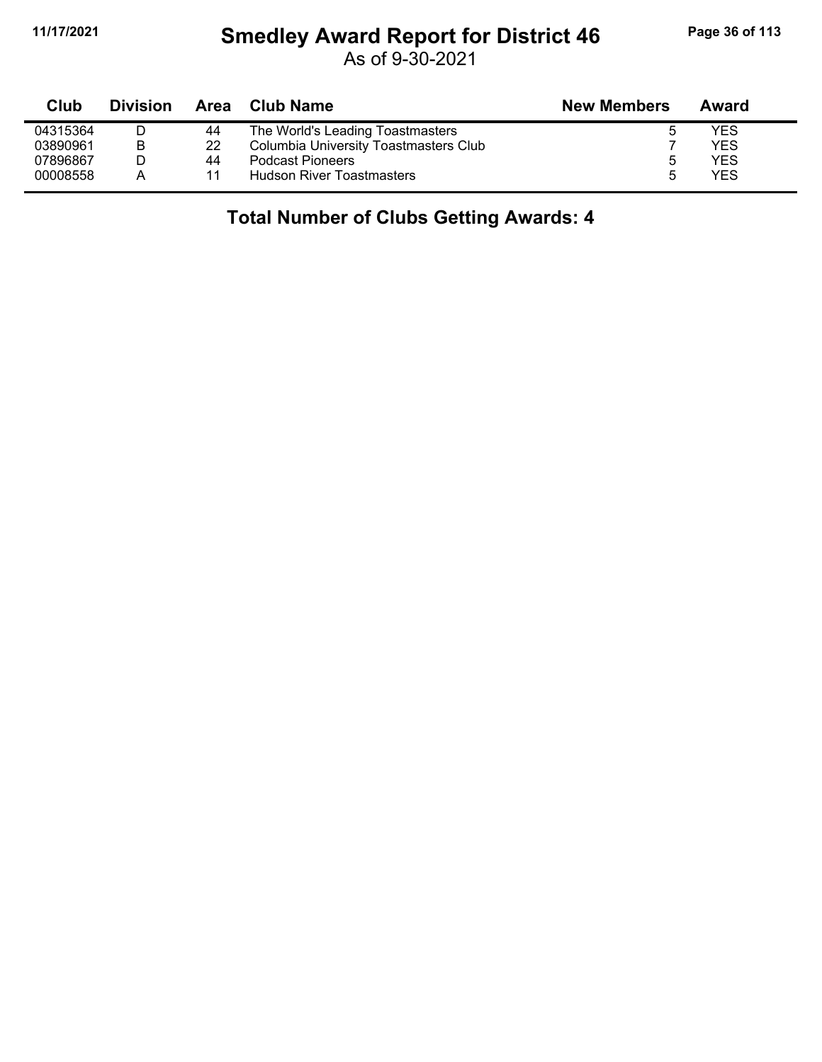# Smedley Award Report for District 46

As of 9-30-2021

| Club | Division | Area | Club Name | New Members | Award |
|---|---|---|---|---|---|
| 04315364 | D | 44 | The World's Leading Toastmasters | 5 | YES |
| 03890961 | B | 22 | Columbia University Toastmasters Club | 7 | YES |
| 07896867 | D | 44 | Podcast Pioneers | 5 | YES |
| 00008558 | A | 11 | Hudson River Toastmasters | 5 | YES |

## Total Number of Clubs Getting Awards: 4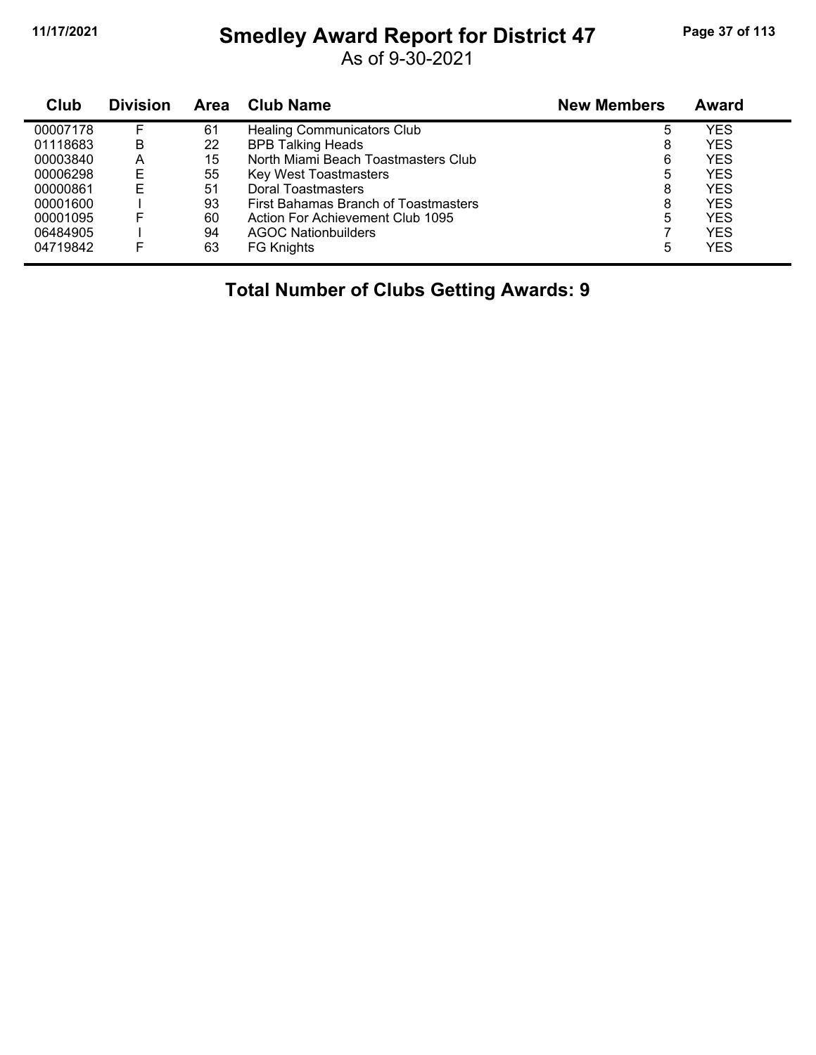# Smedley Award Report for District 47

As of 9-30-2021

| Club | Division | Area | Club Name | New Members | Award |
|---|---|---|---|---|---|
| 00007178 | F | 61 | Healing Communicators Club | 5 | YES |
| 01118683 | B | 22 | BPB Talking Heads | 8 | YES |
| 00003840 | A | 15 | North Miami Beach Toastmasters Club | 6 | YES |
| 00006298 | E | 55 | Key West Toastmasters | 5 | YES |
| 00000861 | E | 51 | Doral Toastmasters | 8 | YES |
| 00001600 | I | 93 | First Bahamas Branch of Toastmasters | 8 | YES |
| 00001095 | F | 60 | Action For Achievement Club 1095 | 5 | YES |
| 06484905 | I | 94 | AGOC Nationbuilders | 7 | YES |
| 04719842 | F | 63 | FG Knights | 5 | YES |

## Total Number of Clubs Getting Awards: 9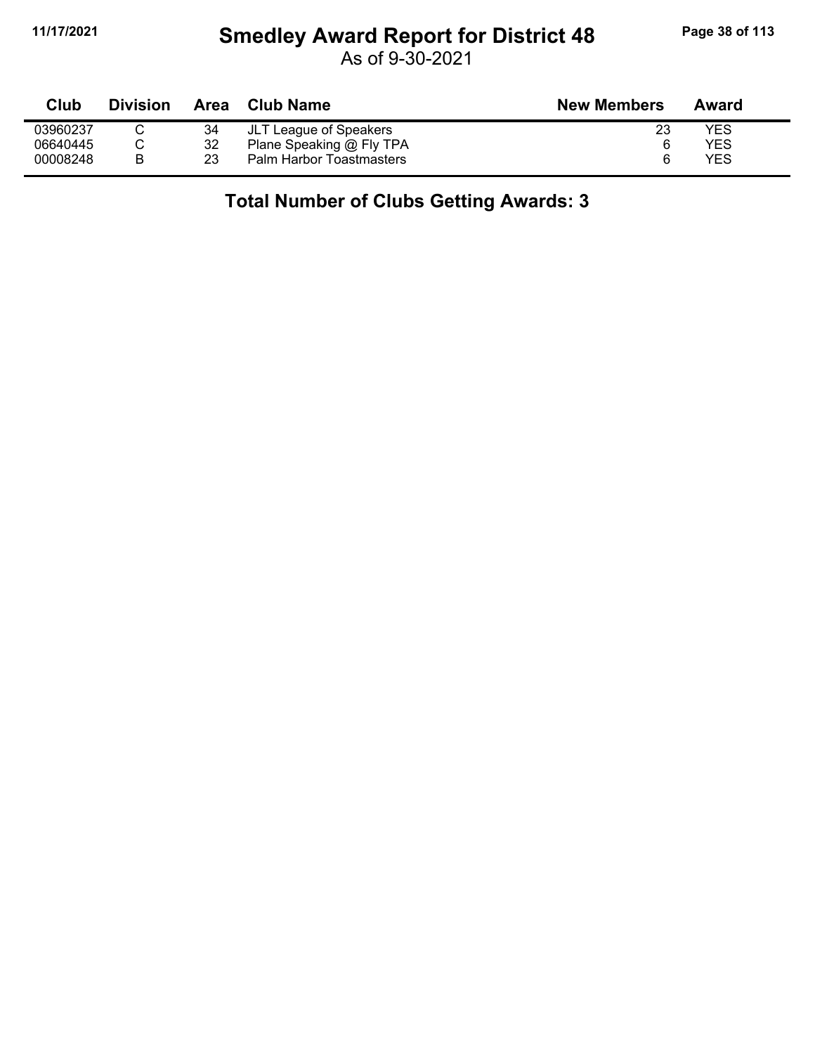# Smedley Award Report for District 48

As of 9-30-2021

| Club | Division | Area | Club Name | New Members | Award |
|---|---|---|---|---|---|
| 03960237 | C | 34 | JLT League of Speakers | 23 | YES |
| 06640445 | C | 32 | Plane Speaking @ Fly TPA | 6 | YES |
| 00008248 | B | 23 | Palm Harbor Toastmasters | 6 | YES |

## Total Number of Clubs Getting Awards: 3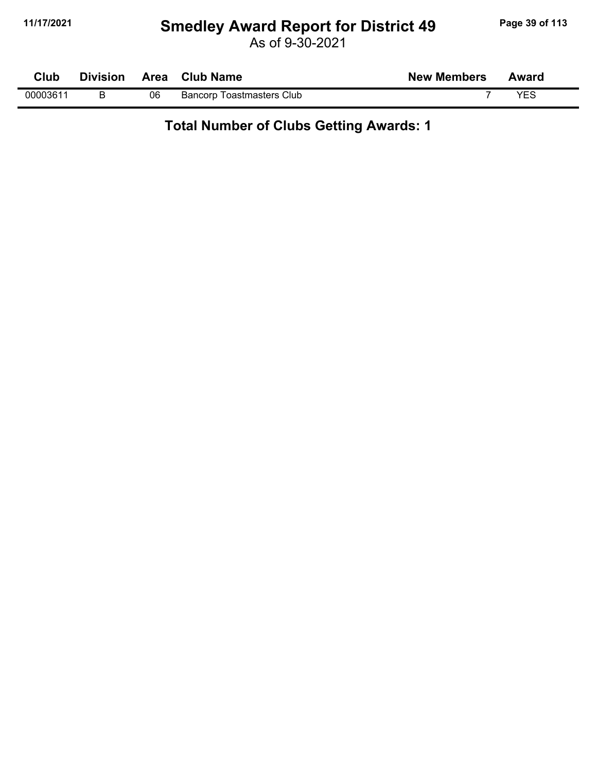# Smedley Award Report for District 49

As of 9-30-2021

| Club | Division | Area | Club Name | New Members | Award |
|---|---|---|---|---|---|
| 00003611 | B | 06 | Bancorp Toastmasters Club | 7 | YES |

**Total Number of Clubs Getting Awards: 1**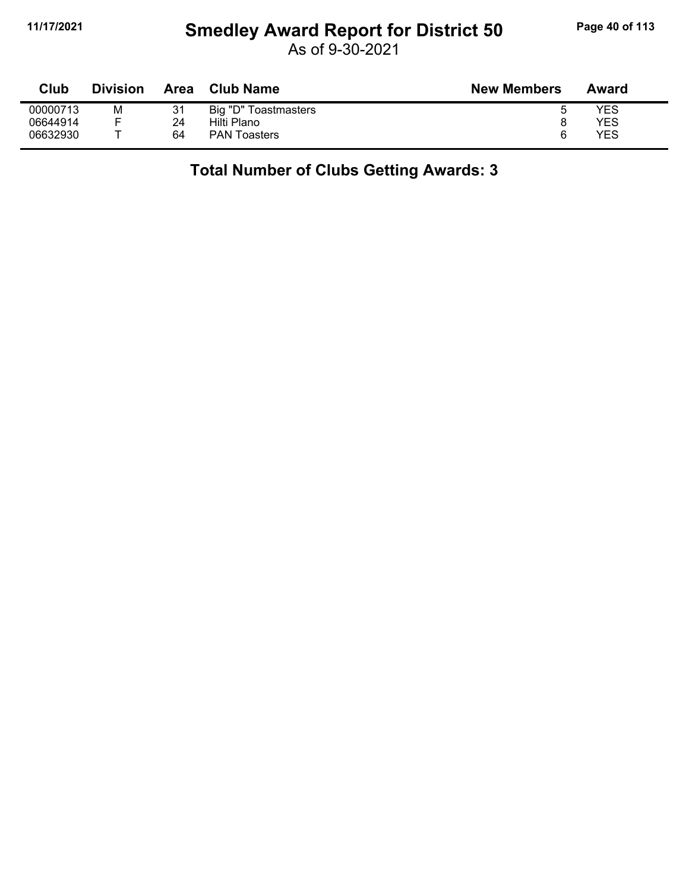# Smedley Award Report for District 50

As of 9-30-2021

| Club | Division | Area | Club Name | New Members | Award |
|---|---|---|---|---|---|
| 00000713 | M | 31 | Big "D" Toastmasters | 5 | YES |
| 06644914 | F | 24 | Hilti Plano | 8 | YES |
| 06632930 | T | 64 | PAN Toasters | 6 | YES |

## Total Number of Clubs Getting Awards: 3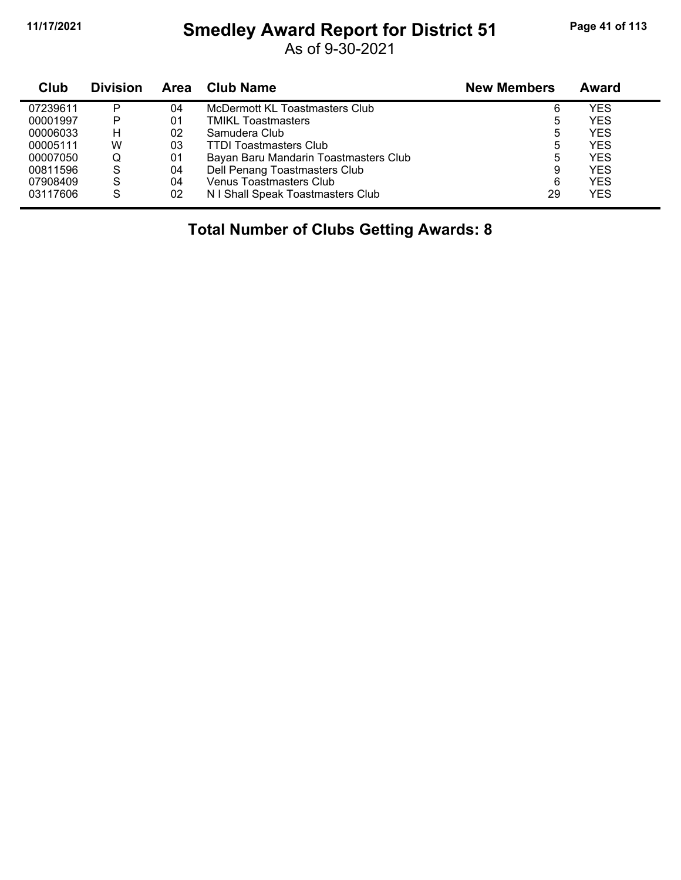# Smedley Award Report for District 51

As of 9-30-2021

| Club | Division | Area | Club Name | New Members | Award |
|---|---|---|---|---|---|
| 07239611 | P | 04 | McDermott KL Toastmasters Club | 6 | YES |
| 00001997 | P | 01 | TMIKL Toastmasters | 5 | YES |
| 00006033 | H | 02 | Samudera Club | 5 | YES |
| 00005111 | W | 03 | TTDI Toastmasters Club | 5 | YES |
| 00007050 | Q | 01 | Bayan Baru Mandarin Toastmasters Club | 5 | YES |
| 00811596 | S | 04 | Dell Penang Toastmasters Club | 9 | YES |
| 07908409 | S | 04 | Venus Toastmasters Club | 6 | YES |
| 03117606 | S | 02 | N I Shall Speak Toastmasters Club | 29 | YES |

## Total Number of Clubs Getting Awards: 8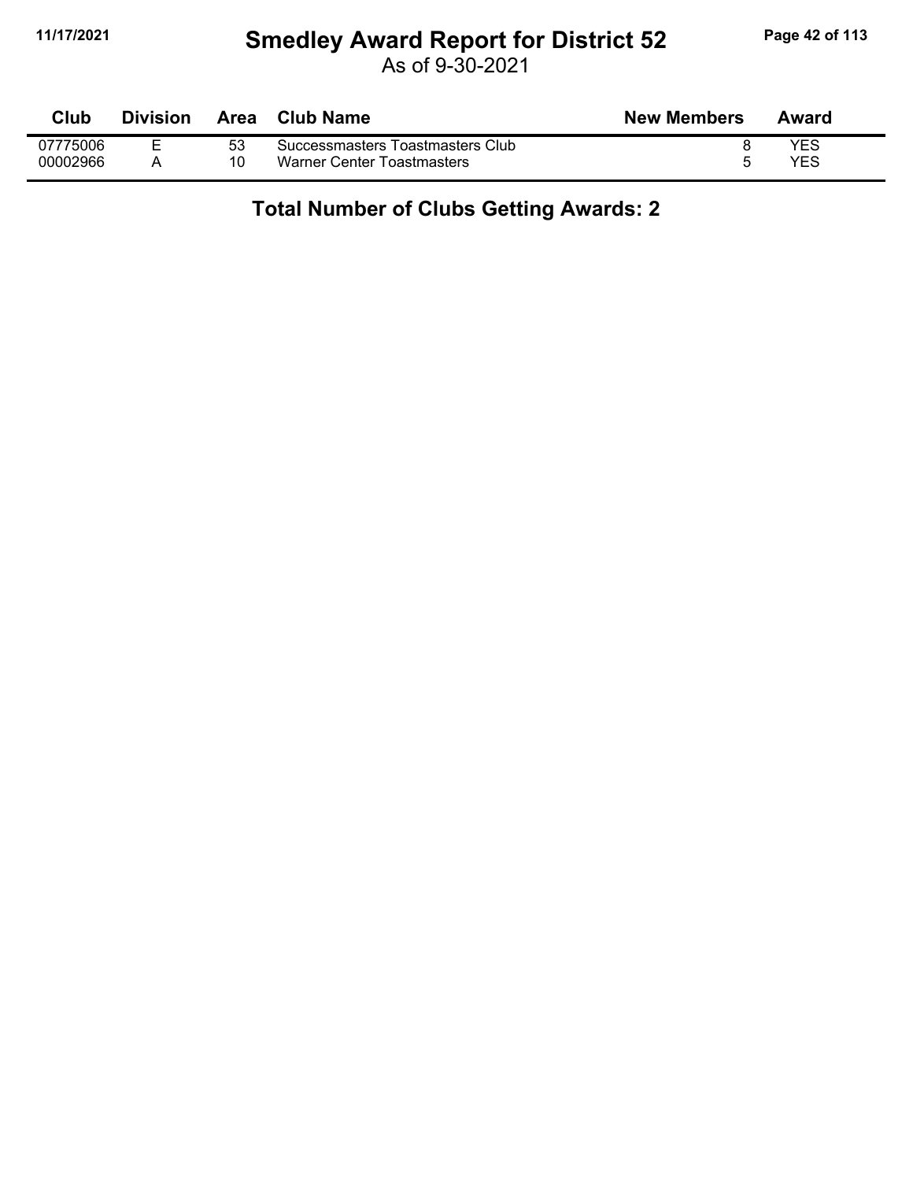# Smedley Award Report for District 52

As of 9-30-2021

| Club | Division | Area | Club Name | New Members | Award |
|---|---|---|---|---|---|
| 07775006 | E | 53 | Successmasters Toastmasters Club | 8 | YES |
| 00002966 | A | 10 | Warner Center Toastmasters | 5 | YES |

**Total Number of Clubs Getting Awards: 2**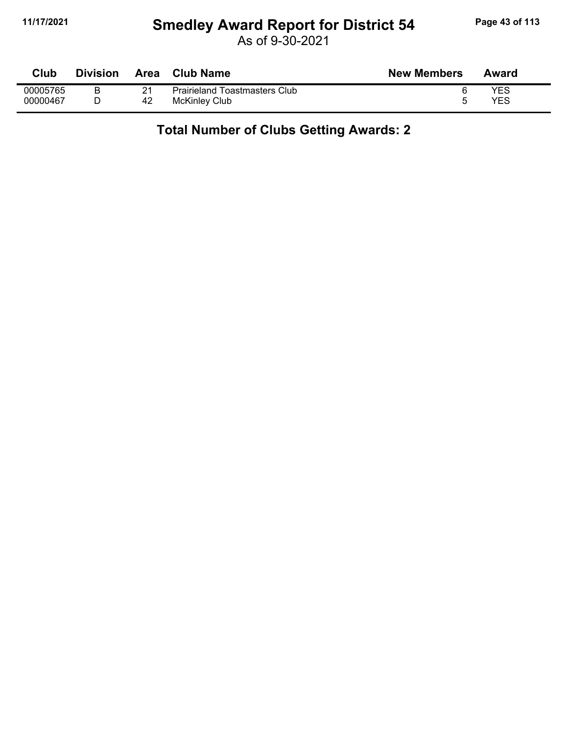# Smedley Award Report for District 54

As of 9-30-2021

| Club | Division | Area | Club Name | New Members | Award |
|---|---|---|---|---|---|
| 00005765 | B | 21 | Prairieland Toastmasters Club | 6 | YES |
| 00000467 | D | 42 | McKinley Club | 5 | YES |

## Total Number of Clubs Getting Awards: 2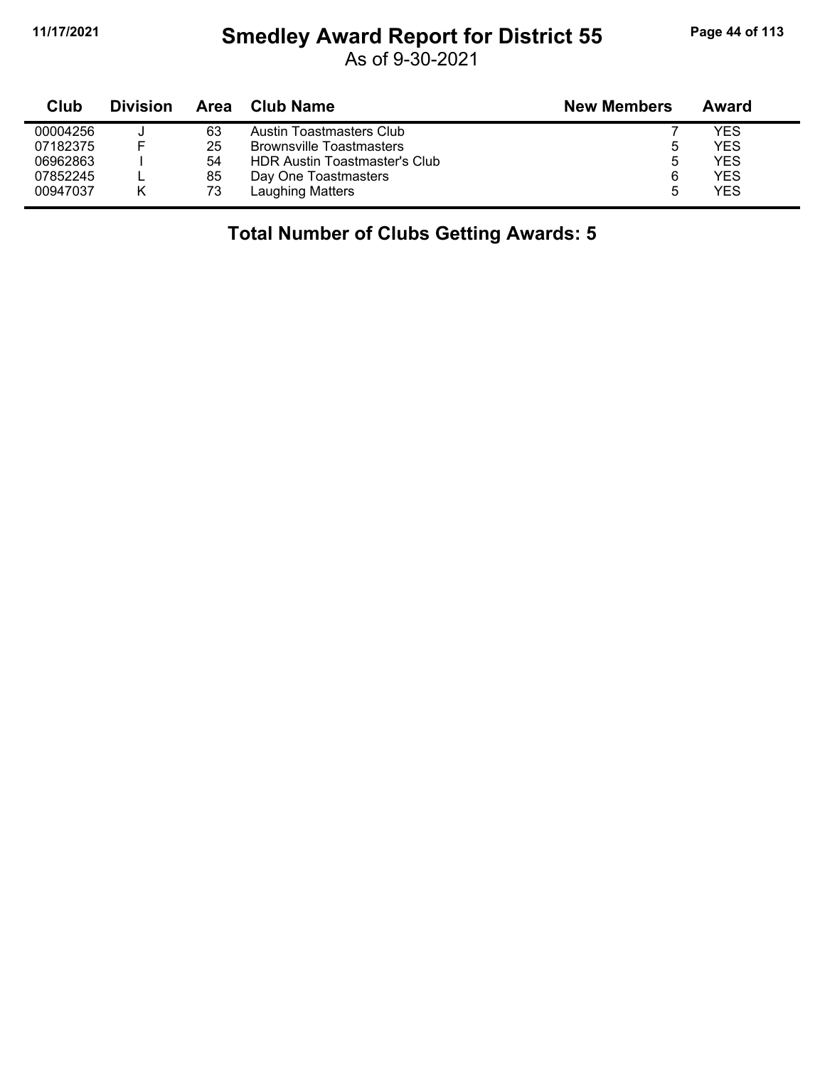# Smedley Award Report for District 55

As of 9-30-2021

| Club | Division | Area | Club Name | New Members | Award |
|---|---|---|---|---|---|
| 00004256 | J | 63 | Austin Toastmasters Club | 7 | YES |
| 07182375 | F | 25 | Brownsville Toastmasters | 5 | YES |
| 06962863 | I | 54 | HDR Austin Toastmaster's Club | 5 | YES |
| 07852245 | L | 85 | Day One Toastmasters | 6 | YES |
| 00947037 | K | 73 | Laughing Matters | 5 | YES |

**Total Number of Clubs Getting Awards: 5**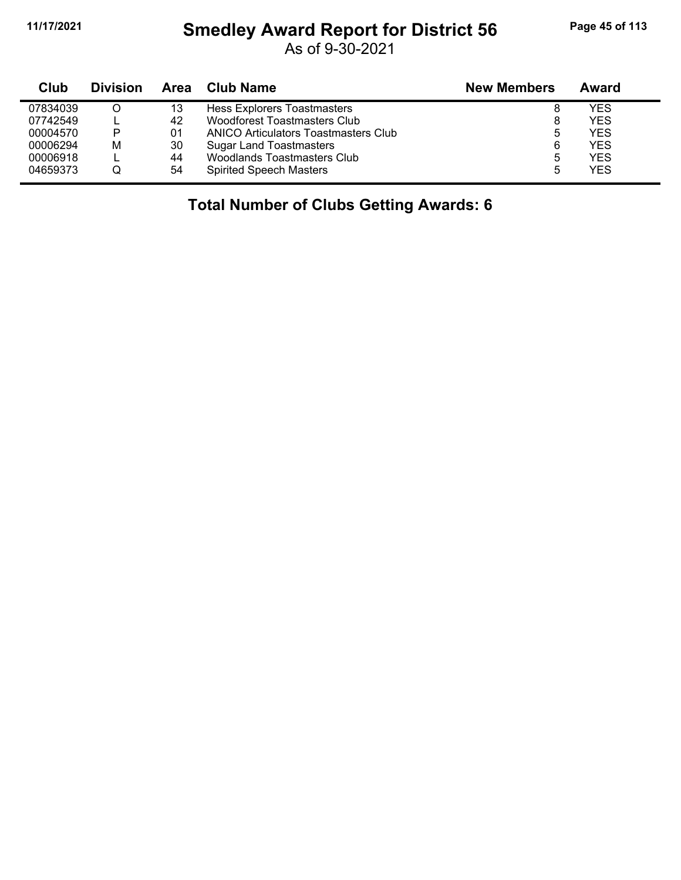# Smedley Award Report for District 56

As of 9-30-2021

| Club | Division | Area | Club Name | New Members | Award |
|---|---|---|---|---|---|
| 07834039 | O | 13 | Hess Explorers Toastmasters | 8 | YES |
| 07742549 | L | 42 | Woodforest Toastmasters Club | 8 | YES |
| 00004570 | P | 01 | ANICO Articulators Toastmasters Club | 5 | YES |
| 00006294 | M | 30 | Sugar Land Toastmasters | 6 | YES |
| 00006918 | L | 44 | Woodlands Toastmasters Club | 5 | YES |
| 04659373 | Q | 54 | Spirited Speech Masters | 5 | YES |

**Total Number of Clubs Getting Awards: 6**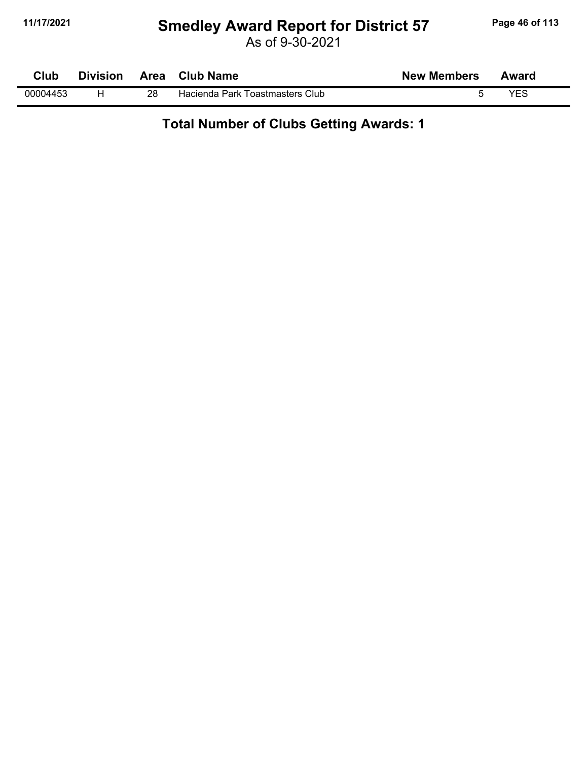# Smedley Award Report for District 57

As of 9-30-2021

| Club | Division | Area | Club Name | New Members | Award |
|---|---|---|---|---|---|
| 00004453 | H | 28 | Hacienda Park Toastmasters Club | 5 | YES |

**Total Number of Clubs Getting Awards: 1**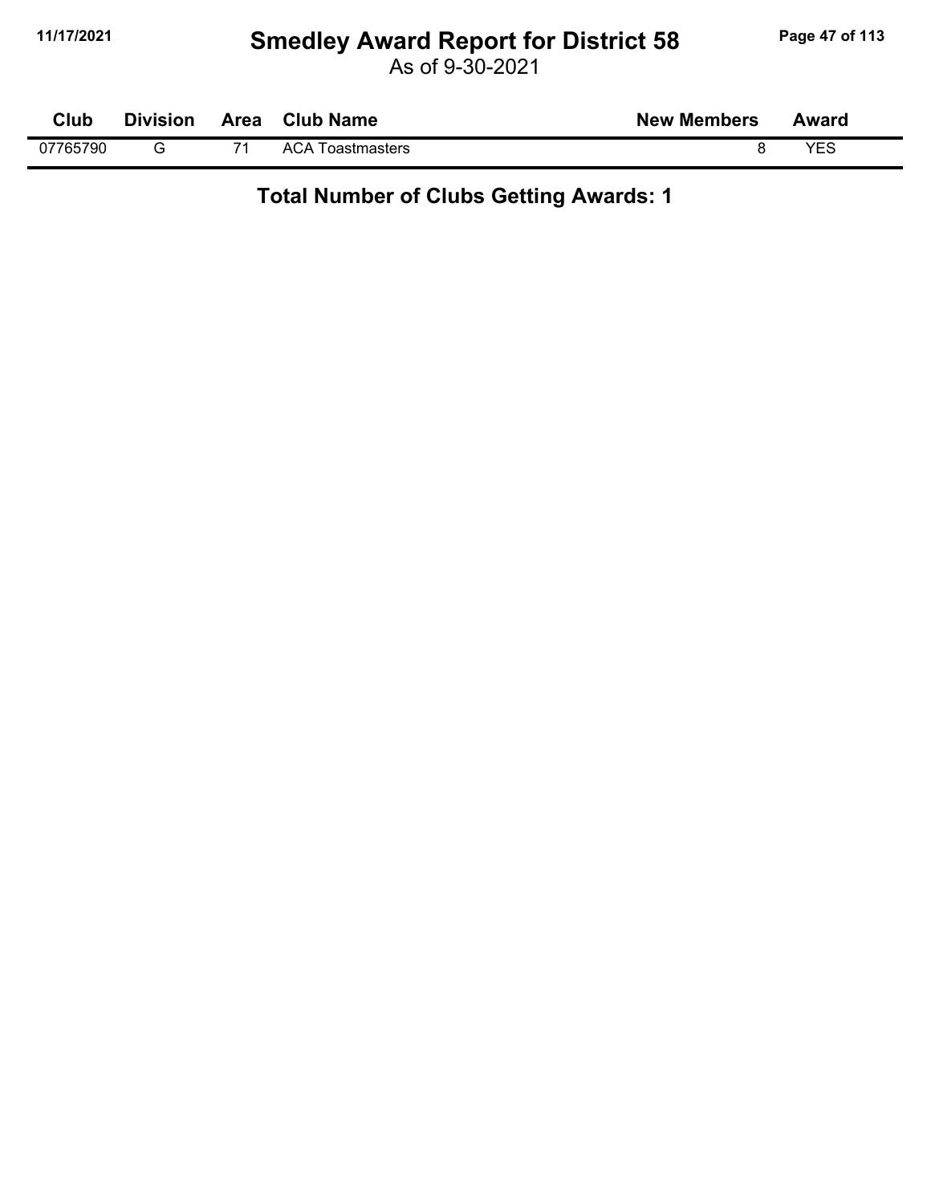# Smedley Award Report for District 58

As of 9-30-2021

| Club | Division | Area | Club Name | New Members | Award |
|---|---|---|---|---|---|
| 07765790 | G | 71 | ACA Toastmasters | 8 | YES |

**Total Number of Clubs Getting Awards: 1**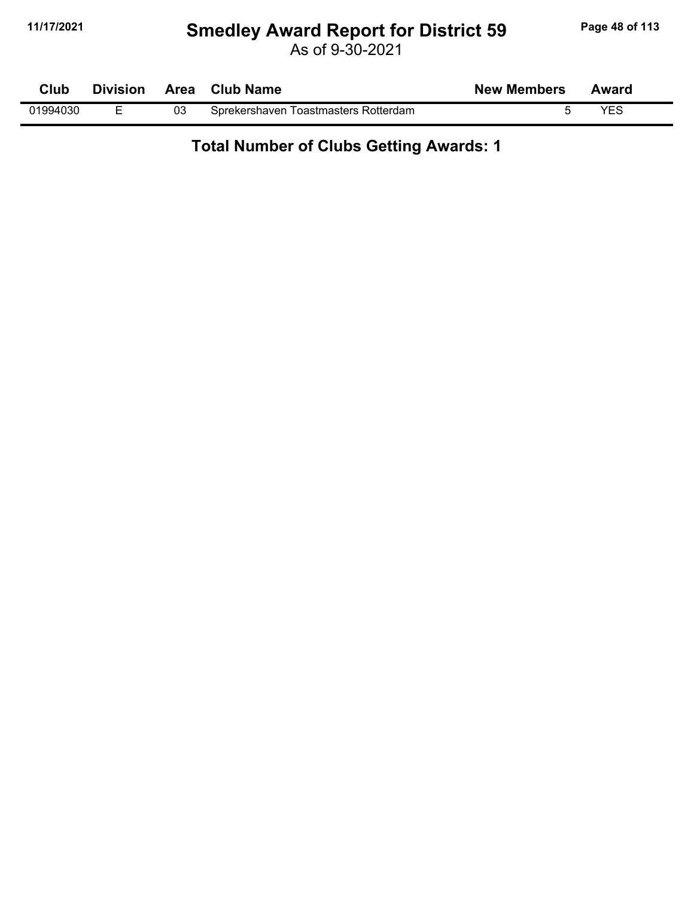# Smedley Award Report for District 59

As of 9-30-2021

| Club | Division | Area | Club Name | New Members | Award |
|---|---|---|---|---|---|
| 01994030 | E | 03 | Sprekershaven Toastmasters Rotterdam | 5 | YES |

## Total Number of Clubs Getting Awards: 1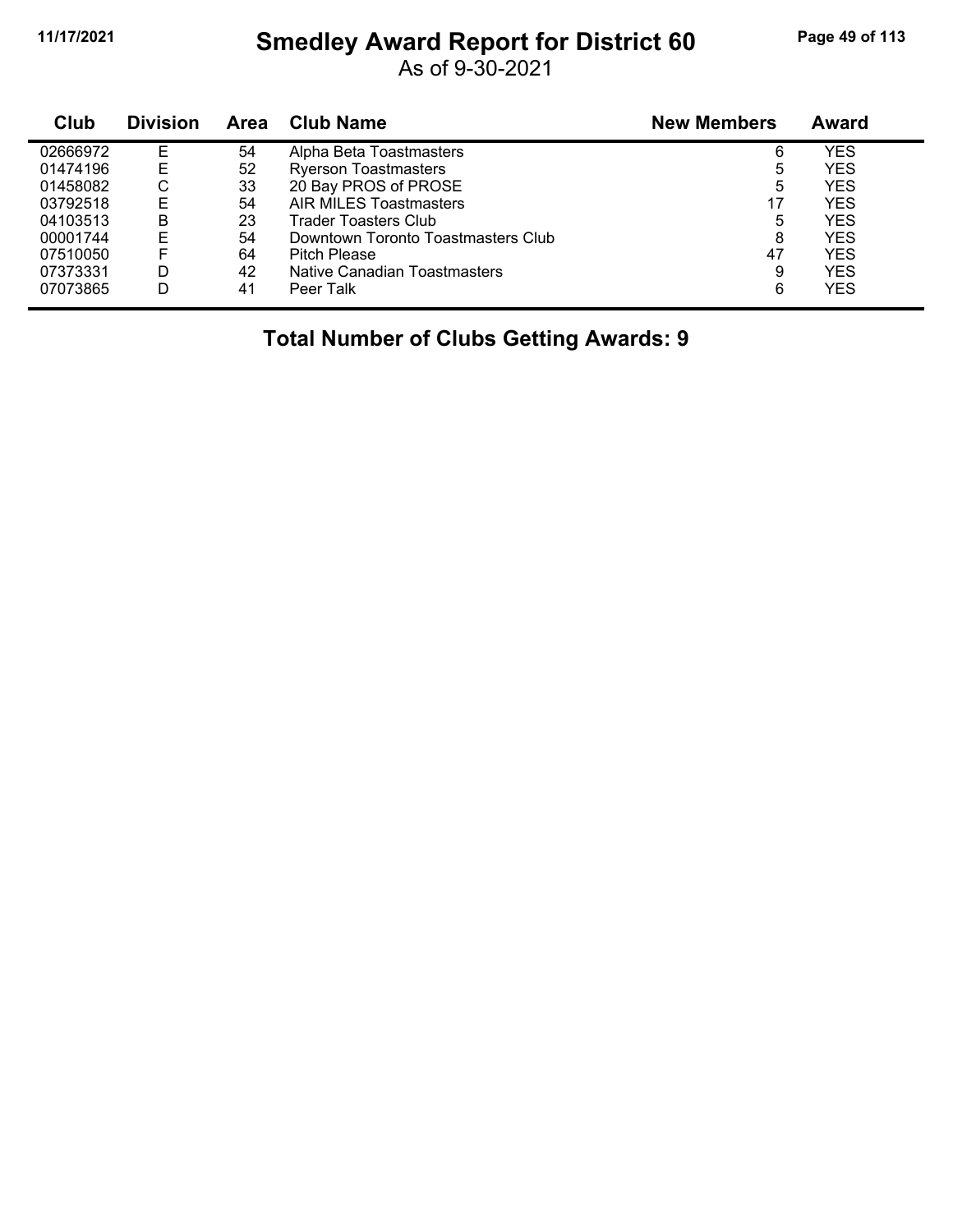# Smedley Award Report for District 60

As of 9-30-2021

| Club | Division | Area | Club Name | New Members | Award |
|---|---|---|---|---|---|
| 02666972 | E | 54 | Alpha Beta Toastmasters | 6 | YES |
| 01474196 | E | 52 | Ryerson Toastmasters | 5 | YES |
| 01458082 | C | 33 | 20 Bay PROS of PROSE | 5 | YES |
| 03792518 | E | 54 | AIR MILES Toastmasters | 17 | YES |
| 04103513 | B | 23 | Trader Toasters Club | 5 | YES |
| 00001744 | E | 54 | Downtown Toronto Toastmasters Club | 8 | YES |
| 07510050 | F | 64 | Pitch Please | 47 | YES |
| 07373331 | D | 42 | Native Canadian Toastmasters | 9 | YES |
| 07073865 | D | 41 | Peer Talk | 6 | YES |

## Total Number of Clubs Getting Awards: 9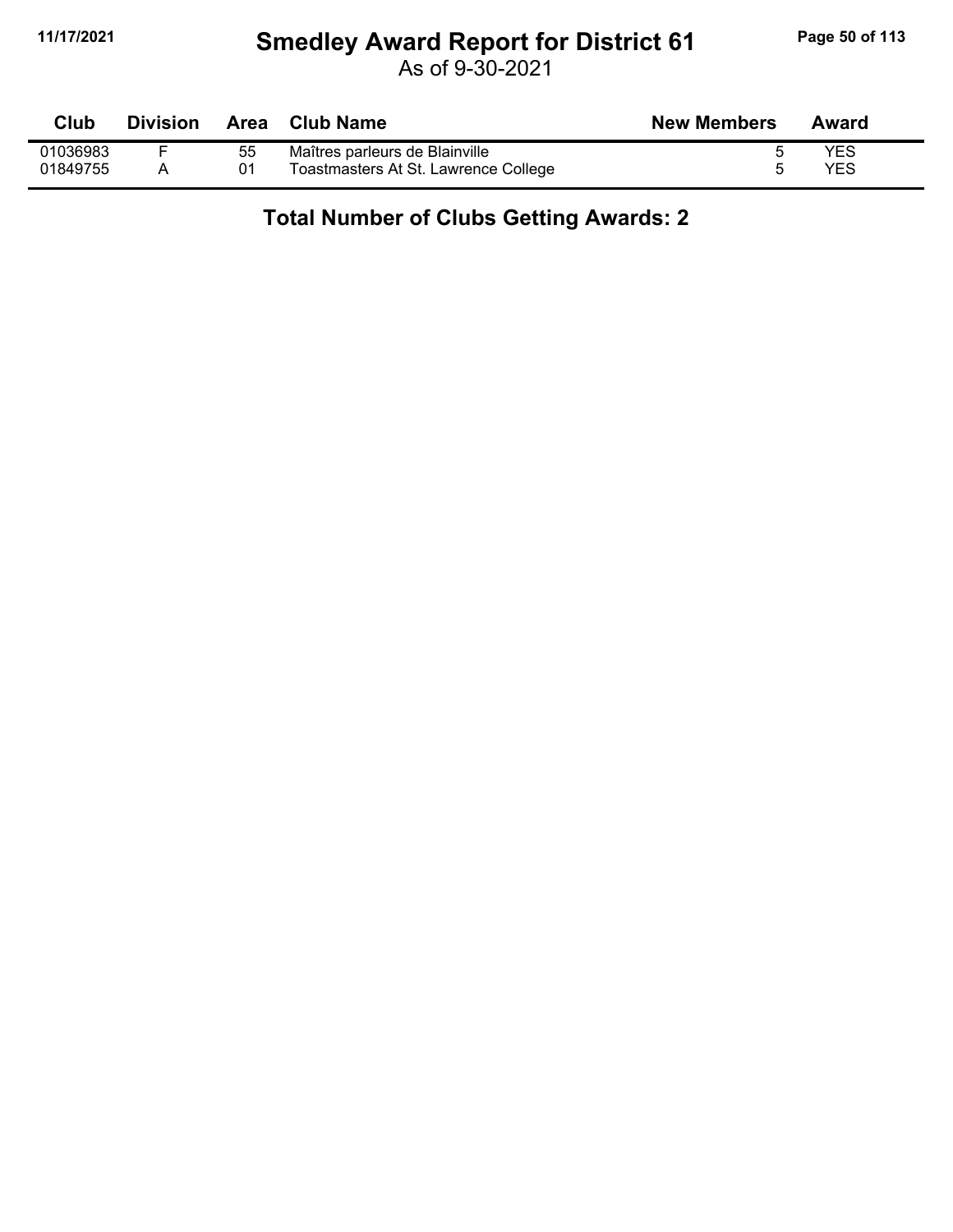# Smedley Award Report for District 61

As of 9-30-2021

| Club | Division | Area | Club Name | New Members | Award |
|---|---|---|---|---|---|
| 01036983 | F | 55 | Maîtres parleurs de Blainville | 5 | YES |
| 01849755 | A | 01 | Toastmasters At St. Lawrence College | 5 | YES |

## Total Number of Clubs Getting Awards: 2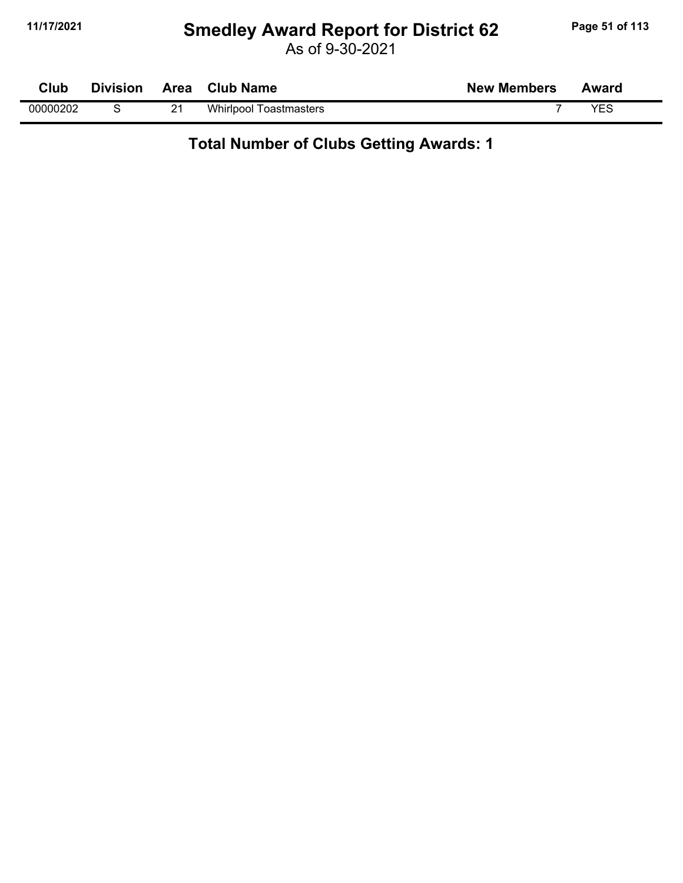# Smedley Award Report for District 62

As of 9-30-2021

| Club | Division | Area | Club Name | New Members | Award |
|---|---|---|---|---|---|
| 00000202 | S | 21 | Whirlpool Toastmasters | 7 | YES |

## Total Number of Clubs Getting Awards: 1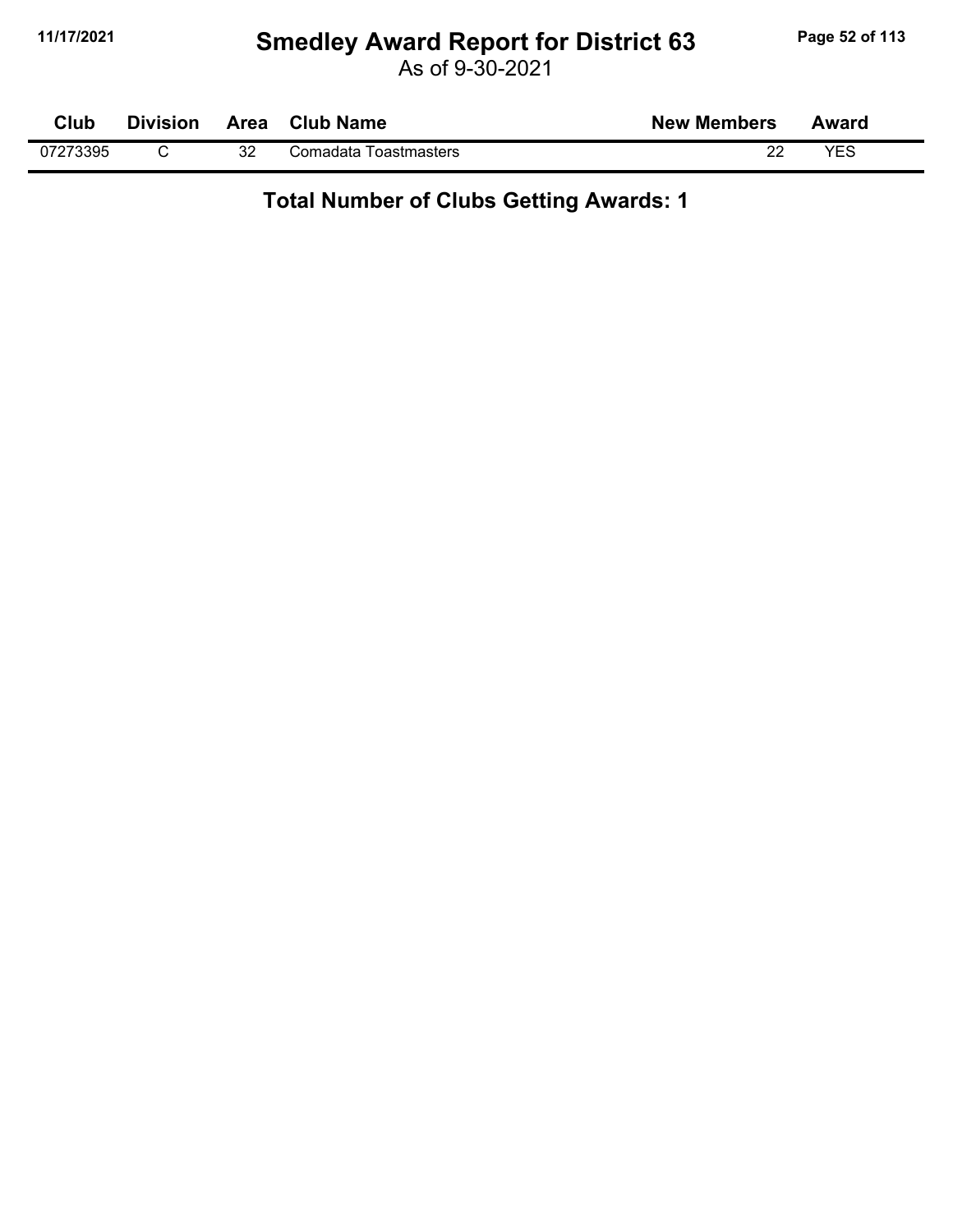# Smedley Award Report for District 63

As of 9-30-2021

| Club | Division | Area | Club Name | New Members | Award |
|---|---|---|---|---|---|
| 07273395 | C | 32 | Comadata Toastmasters | 22 | YES |

**Total Number of Clubs Getting Awards: 1**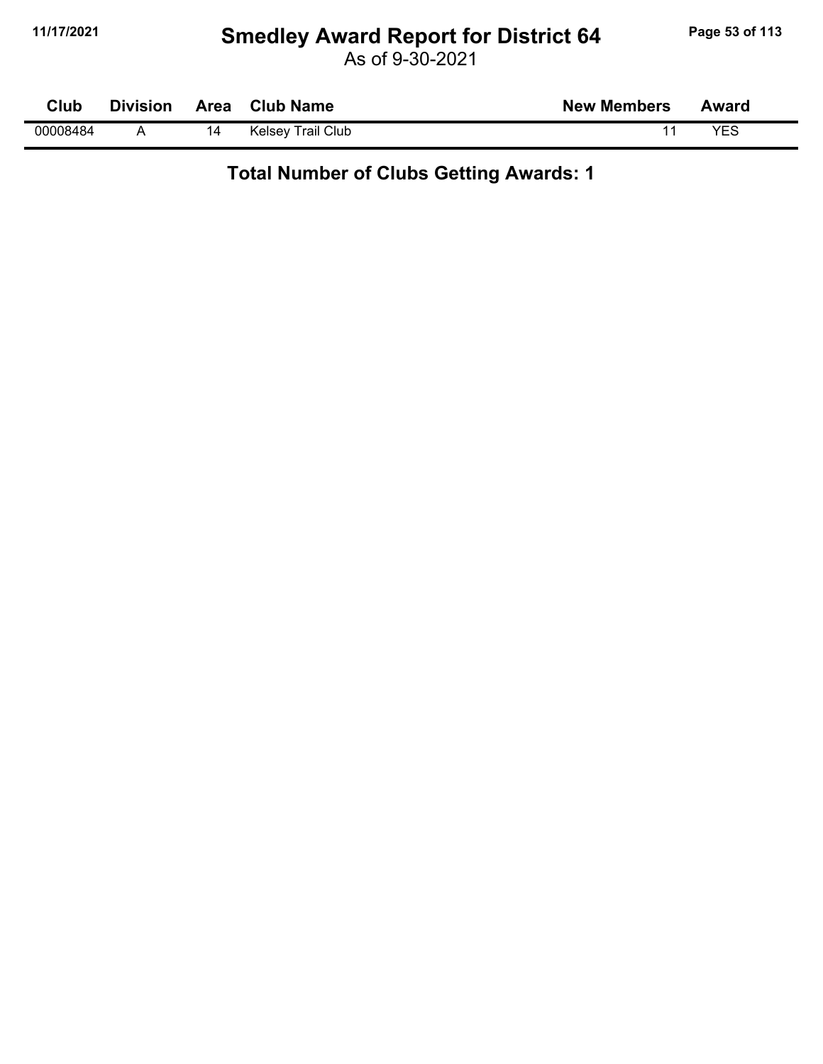# Smedley Award Report for District 64

As of 9-30-2021

| Club | Division | Area | Club Name | New Members | Award |
|---|---|---|---|---|---|
| 00008484 | A | 14 | Kelsey Trail Club | 11 | YES |

**Total Number of Clubs Getting Awards: 1**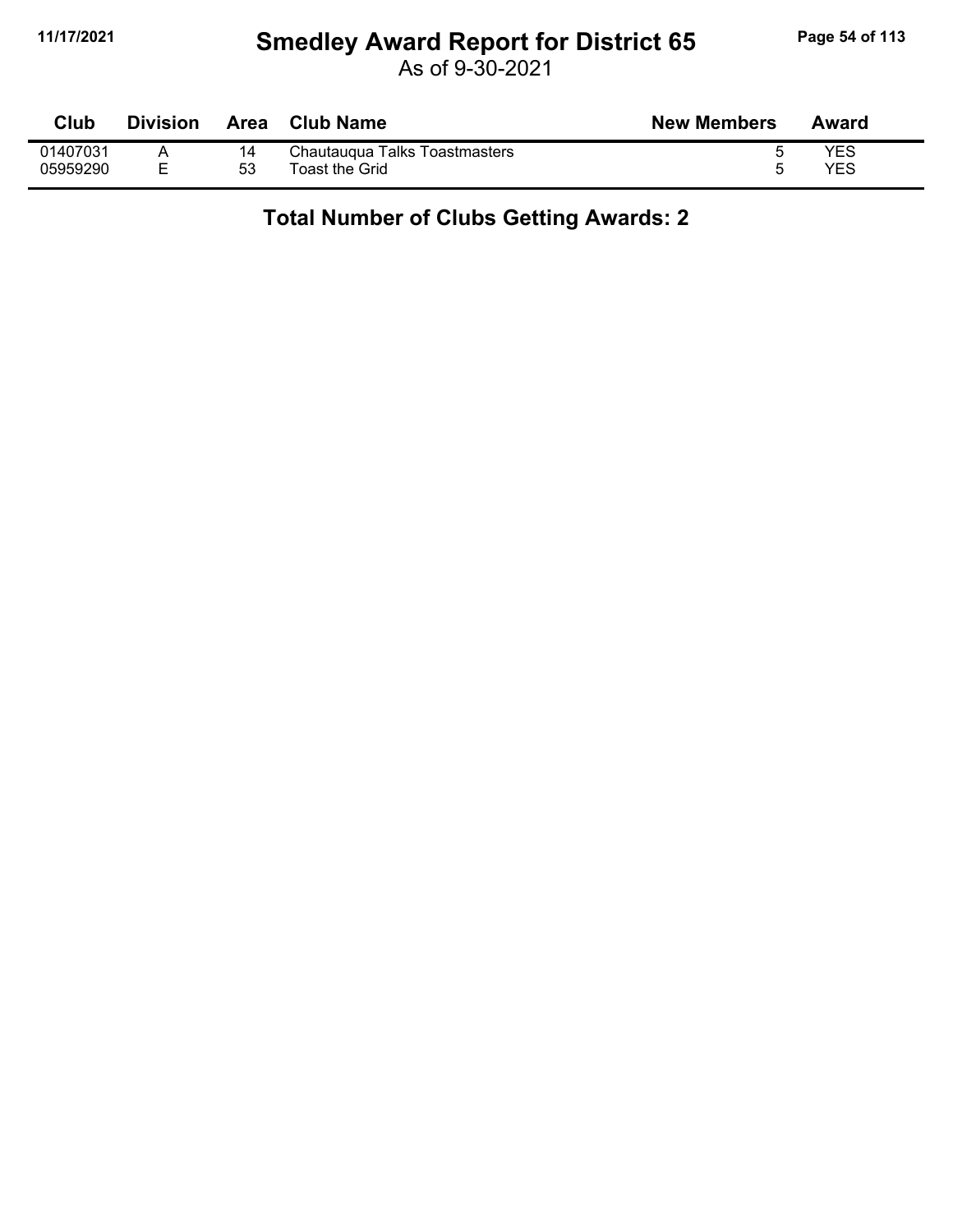# Smedley Award Report for District 65

As of 9-30-2021

| Club | Division | Area | Club Name | New Members | Award |
|---|---|---|---|---|---|
| 01407031 | A | 14 | Chautauqua Talks Toastmasters | 5 | YES |
| 05959290 | E | 53 | Toast the Grid | 5 | YES |

## Total Number of Clubs Getting Awards: 2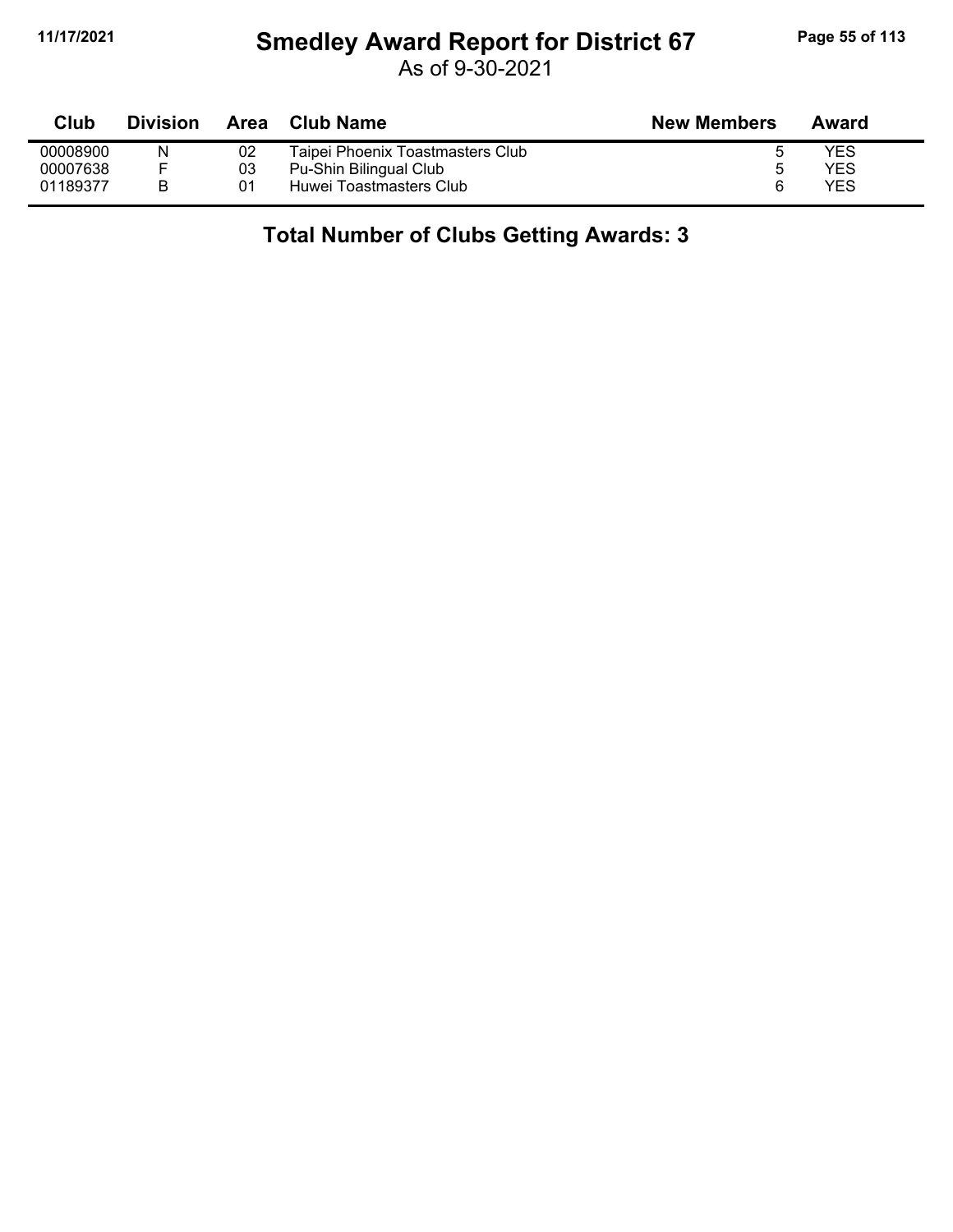# Smedley Award Report for District 67

As of 9-30-2021

| Club | Division | Area | Club Name | New Members | Award |
|---|---|---|---|---|---|
| 00008900 | N | 02 | Taipei Phoenix Toastmasters Club | 5 | YES |
| 00007638 | F | 03 | Pu-Shin Bilingual Club | 5 | YES |
| 01189377 | B | 01 | Huwei Toastmasters Club | 6 | YES |

**Total Number of Clubs Getting Awards: 3**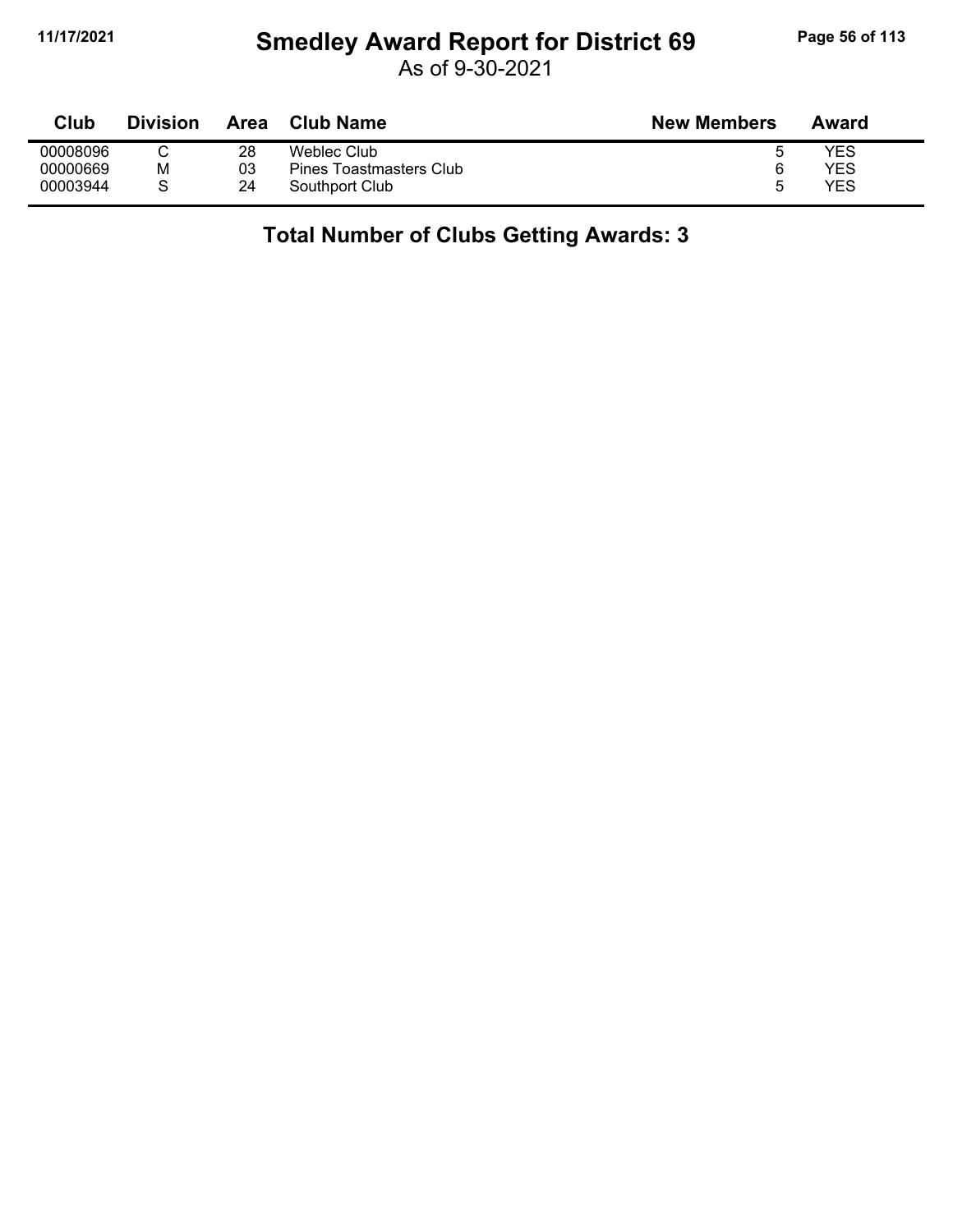# Smedley Award Report for District 69

As of 9-30-2021

| Club | Division | Area | Club Name | New Members | Award |
|---|---|---|---|---|---|
| 00008096 | C | 28 | Weblec Club | 5 | YES |
| 00000669 | M | 03 | Pines Toastmasters Club | 6 | YES |
| 00003944 | S | 24 | Southport Club | 5 | YES |

**Total Number of Clubs Getting Awards: 3**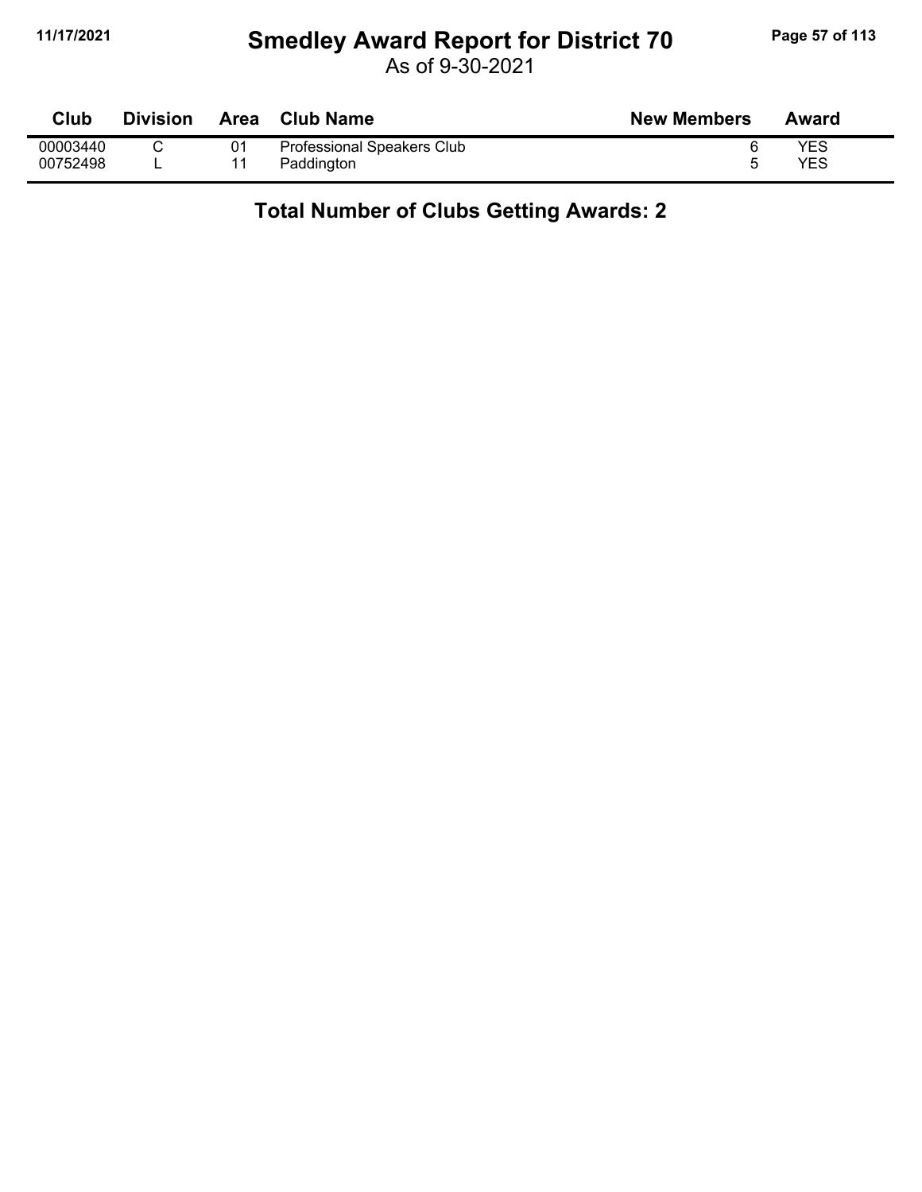# Smedley Award Report for District 70

As of 9-30-2021

| Club | Division | Area | Club Name | New Members | Award |
|---|---|---|---|---|---|
| 00003440 | C | 01 | Professional Speakers Club | 6 | YES |
| 00752498 | L | 11 | Paddington | 5 | YES |

**Total Number of Clubs Getting Awards: 2**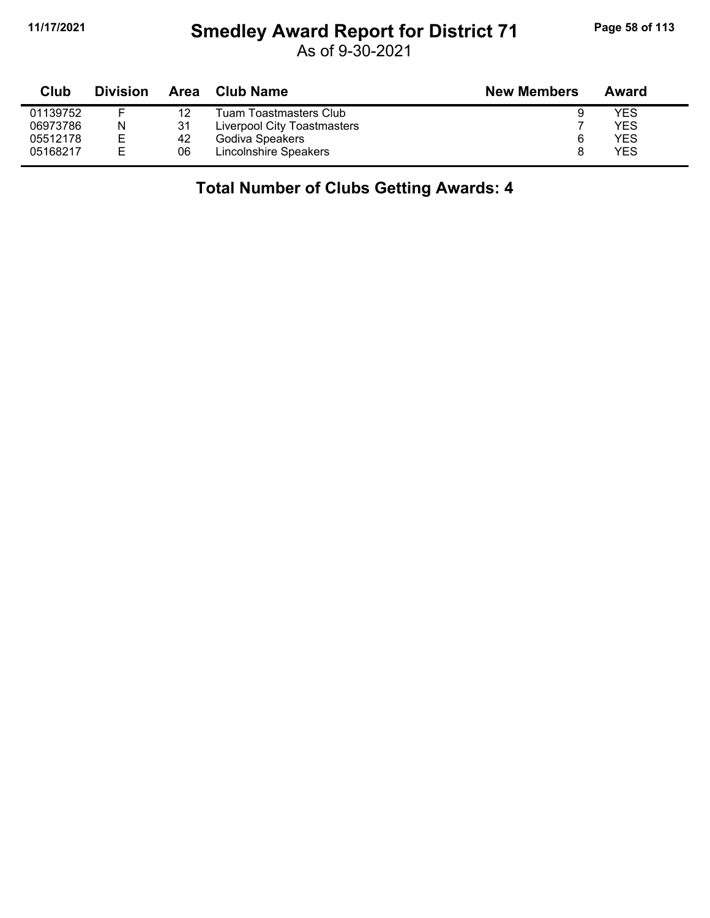# Smedley Award Report for District 71

As of 9-30-2021

| Club | Division | Area | Club Name | New Members | Award |
|---|---|---|---|---|---|
| 01139752 | F | 12 | Tuam Toastmasters Club | 9 | YES |
| 06973786 | N | 31 | Liverpool City Toastmasters | 7 | YES |
| 05512178 | E | 42 | Godiva Speakers | 6 | YES |
| 05168217 | E | 06 | Lincolnshire Speakers | 8 | YES |

## Total Number of Clubs Getting Awards: 4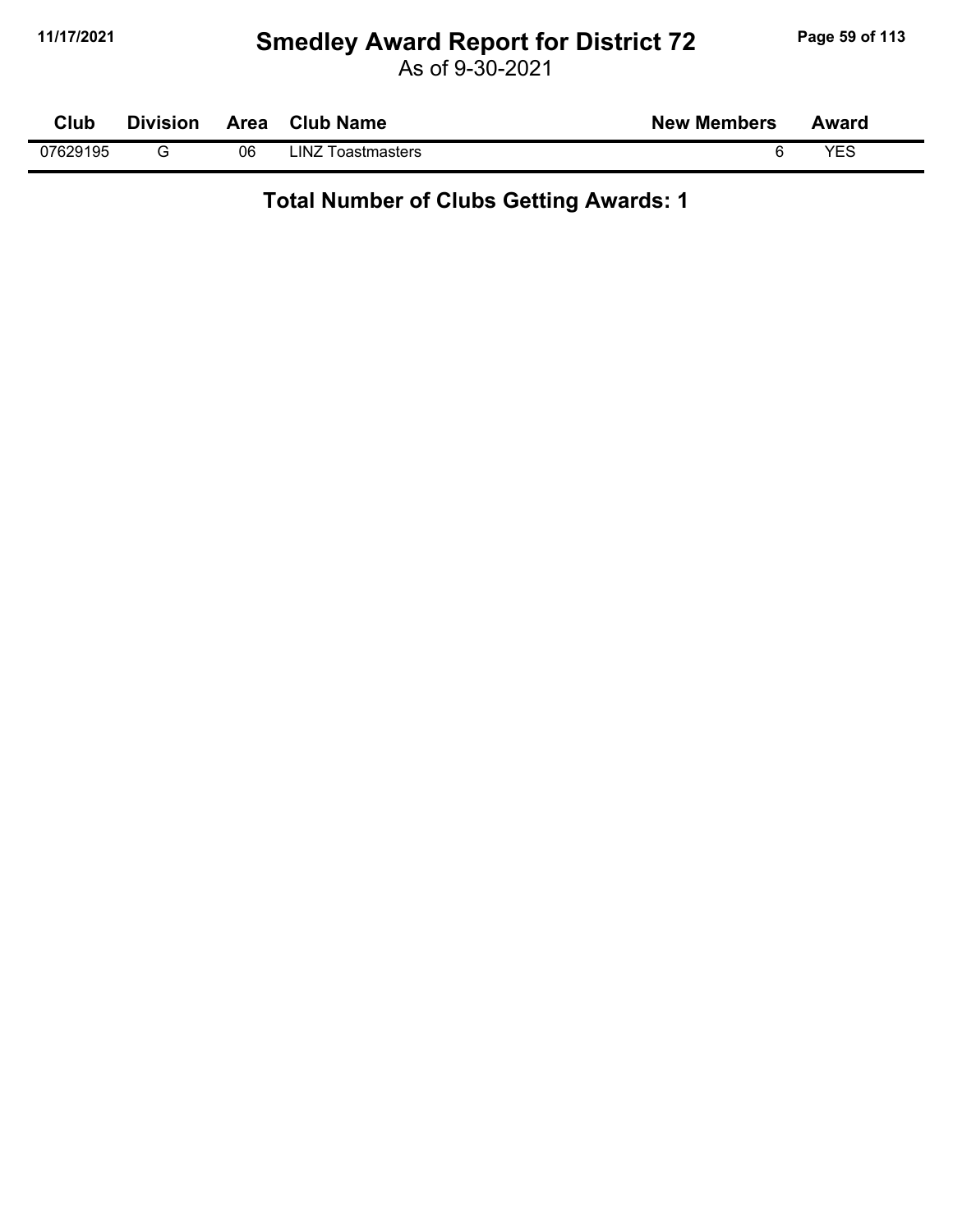# Smedley Award Report for District 72

As of 9-30-2021

| Club | Division | Area | Club Name | New Members | Award |
|---|---|---|---|---|---|
| 07629195 | G | 06 | LINZ Toastmasters | 6 | YES |

**Total Number of Clubs Getting Awards: 1**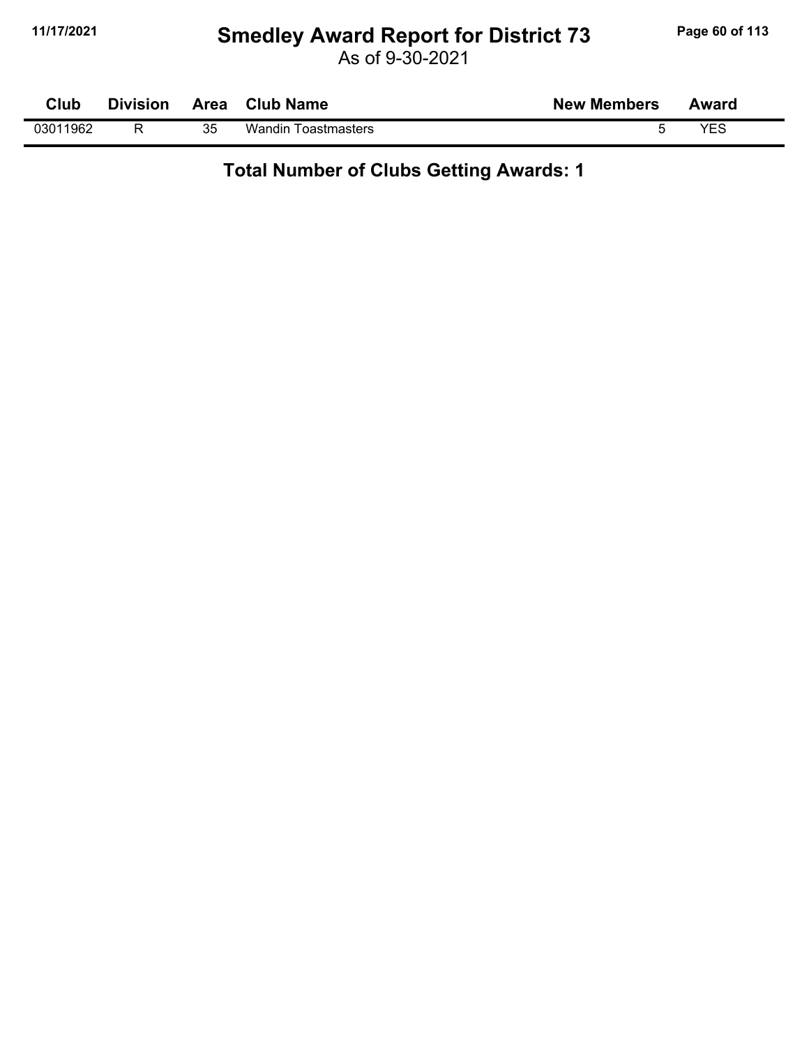# Smedley Award Report for District 73

As of 9-30-2021

| Club | Division | Area | Club Name | New Members | Award |
|---|---|---|---|---|---|
| 03011962 | R | 35 | Wandin Toastmasters | 5 | YES |

**Total Number of Clubs Getting Awards: 1**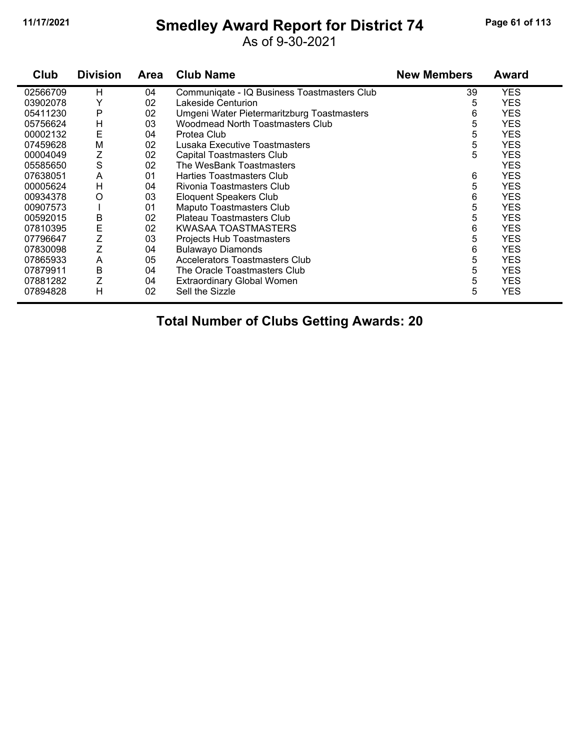# Smedley Award Report for District 74

As of 9-30-2021

| Club | Division | Area | Club Name | New Members | Award |
|---|---|---|---|---|---|
| 02566709 | H | 04 | Communiqate - IQ Business Toastmasters Club | 39 | YES |
| 03902078 | Y | 02 | Lakeside Centurion | 5 | YES |
| 05411230 | P | 02 | Umgeni Water Pietermaritzburg Toastmasters | 6 | YES |
| 05756624 | H | 03 | Woodmead North Toastmasters Club | 5 | YES |
| 00002132 | E | 04 | Protea Club | 5 | YES |
| 07459628 | M | 02 | Lusaka Executive Toastmasters | 5 | YES |
| 00004049 | Z | 02 | Capital Toastmasters Club | 5 | YES |
| 05585650 | S | 02 | The WesBank Toastmasters | | YES |
| 07638051 | A | 01 | Harties Toastmasters Club | 6 | YES |
| 00005624 | H | 04 | Rivonia Toastmasters Club | 5 | YES |
| 00934378 | O | 03 | Eloquent Speakers Club | 6 | YES |
| 00907573 | I | 01 | Maputo Toastmasters Club | 5 | YES |
| 00592015 | B | 02 | Plateau Toastmasters Club | 5 | YES |
| 07810395 | E | 02 | KWASAA TOASTMASTERS | 6 | YES |
| 07796647 | Z | 03 | Projects Hub Toastmasters | 5 | YES |
| 07830098 | Z | 04 | Bulawayo Diamonds | 6 | YES |
| 07865933 | A | 05 | Accelerators Toastmasters Club | 5 | YES |
| 07879911 | B | 04 | The Oracle Toastmasters Club | 5 | YES |
| 07881282 | Z | 04 | Extraordinary Global Women | 5 | YES |
| 07894828 | H | 02 | Sell the Sizzle | 5 | YES |

**Total Number of Clubs Getting Awards: 20**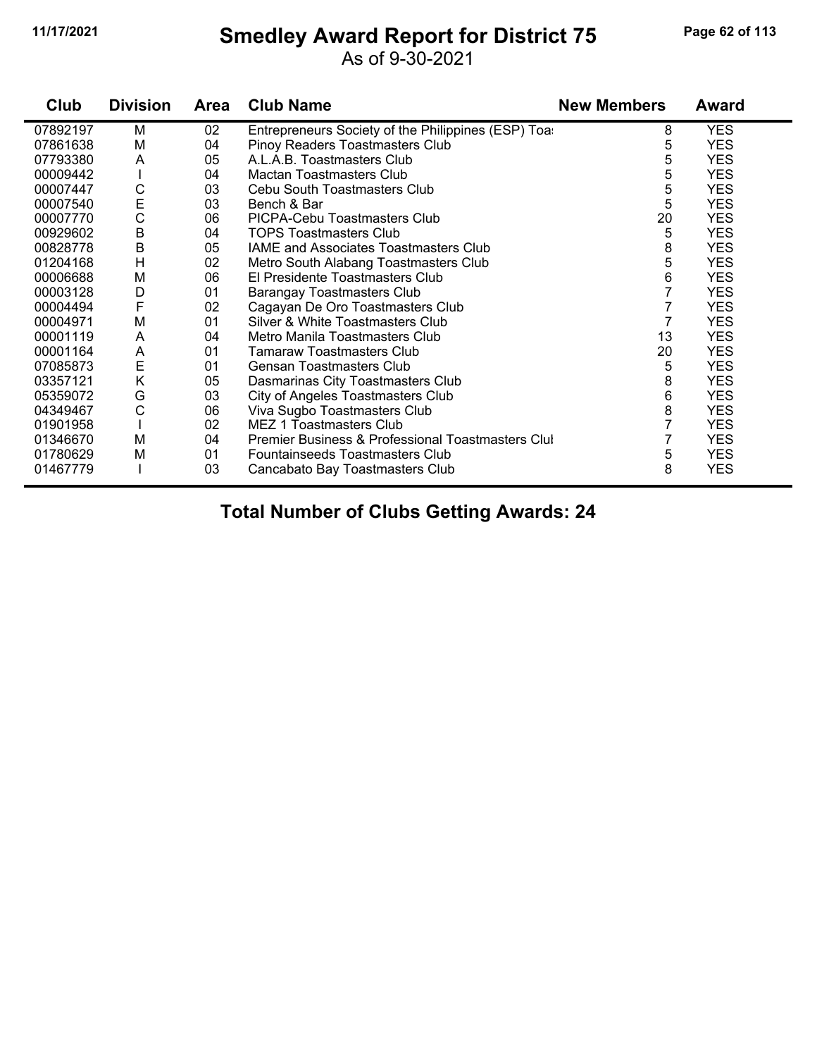# Smedley Award Report for District 75

As of 9-30-2021

11/17/2021

| Club | Division | Area | Club Name | New Members | Award |
|---|---|---|---|---|---|
| 07892197 | M | 02 | Entrepreneurs Society of the Philippines (ESP) Toa: | 8 | YES |
| 07861638 | M | 04 | Pinoy Readers Toastmasters Club | 5 | YES |
| 07793380 | A | 05 | A.L.A.B. Toastmasters Club | 5 | YES |
| 00009442 | I | 04 | Mactan Toastmasters Club | 5 | YES |
| 00007447 | C | 03 | Cebu South Toastmasters Club | 5 | YES |
| 00007540 | E | 03 | Bench & Bar | 5 | YES |
| 00007770 | C | 06 | PICPA-Cebu Toastmasters Club | 20 | YES |
| 00929602 | B | 04 | TOPS Toastmasters Club | 5 | YES |
| 00828778 | B | 05 | IAME and Associates Toastmasters Club | 8 | YES |
| 01204168 | H | 02 | Metro South Alabang Toastmasters Club | 5 | YES |
| 00006688 | M | 06 | El Presidente Toastmasters Club | 6 | YES |
| 00003128 | D | 01 | Barangay Toastmasters Club | 7 | YES |
| 00004494 | F | 02 | Cagayan De Oro Toastmasters Club | 7 | YES |
| 00004971 | M | 01 | Silver & White Toastmasters Club | 7 | YES |
| 00001119 | A | 04 | Metro Manila Toastmasters Club | 13 | YES |
| 00001164 | A | 01 | Tamaraw Toastmasters Club | 20 | YES |
| 07085873 | E | 01 | Gensan Toastmasters Club | 5 | YES |
| 03357121 | K | 05 | Dasmarinas City Toastmasters Club | 8 | YES |
| 05359072 | G | 03 | City of Angeles Toastmasters Club | 6 | YES |
| 04349467 | C | 06 | Viva Sugbo Toastmasters Club | 8 | YES |
| 01901958 | I | 02 | MEZ 1 Toastmasters Club | 7 | YES |
| 01346670 | M | 04 | Premier Business & Professional Toastmasters Clul | 7 | YES |
| 01780629 | M | 01 | Fountainseeds Toastmasters Club | 5 | YES |
| 01467779 | I | 03 | Cancabato Bay Toastmasters Club | 8 | YES |

**Total Number of Clubs Getting Awards: 24**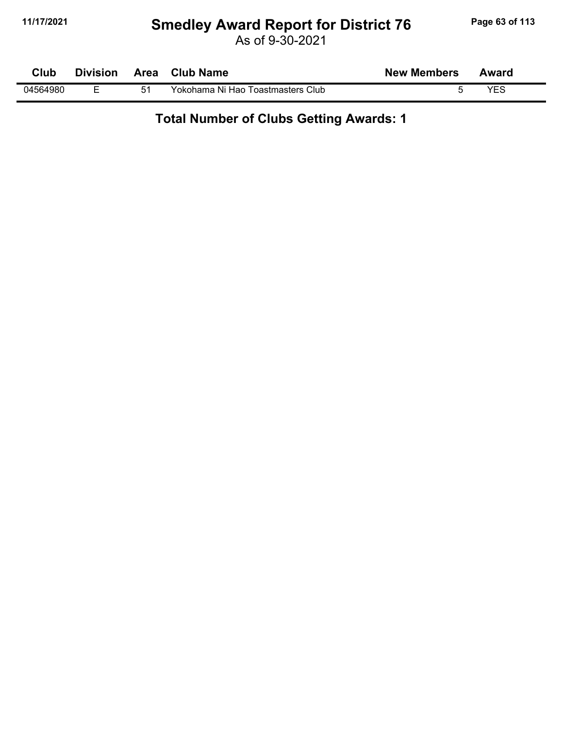# Smedley Award Report for District 76

As of 9-30-2021

| Club | Division | Area | Club Name | New Members | Award |
|---|---|---|---|---|---|
| 04564980 | E | 51 | Yokohama Ni Hao Toastmasters Club | 5 | YES |

**Total Number of Clubs Getting Awards: 1**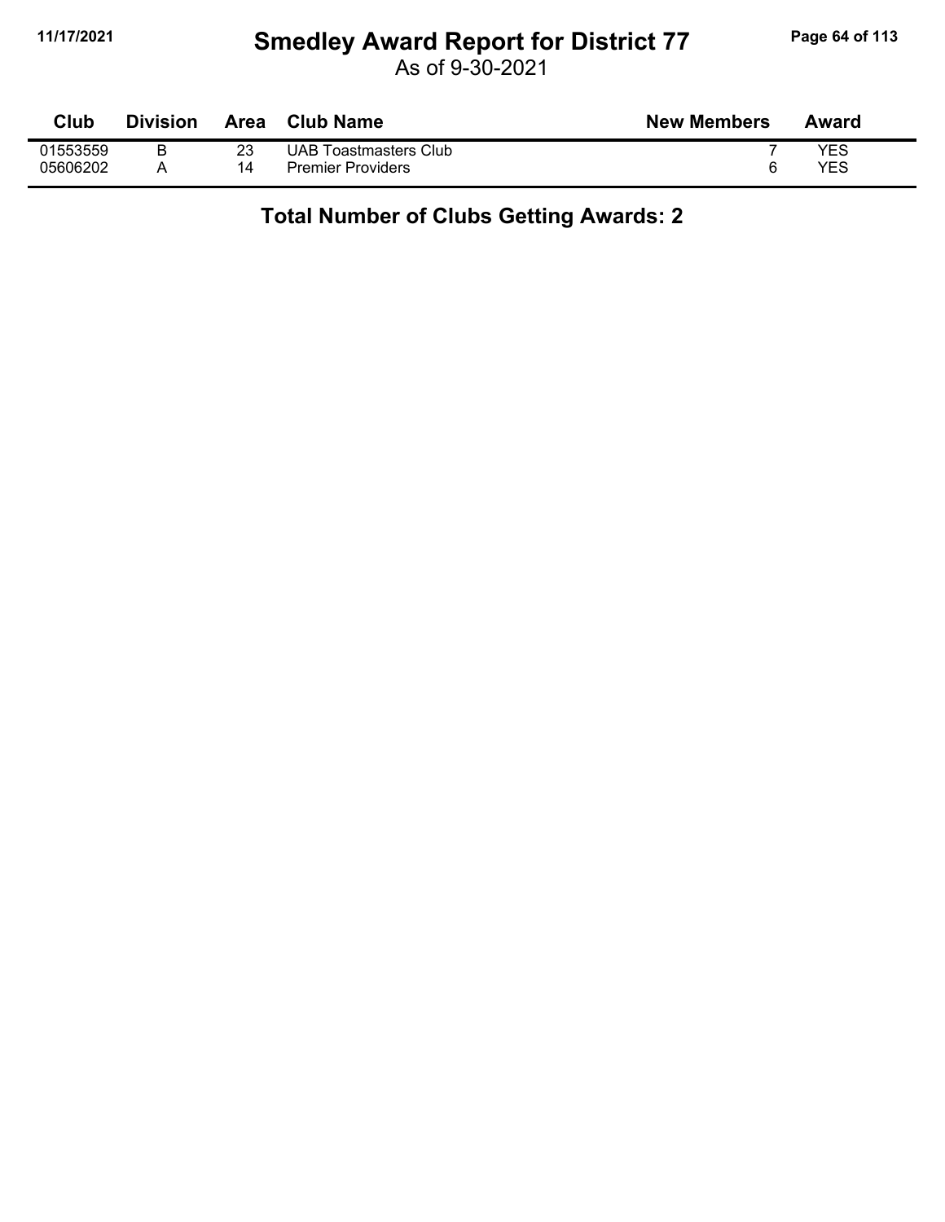# Smedley Award Report for District 77

As of 9-30-2021

| Club | Division | Area | Club Name | New Members | Award |
|---|---|---|---|---|---|
| 01553559 | B | 23 | UAB Toastmasters Club | 7 | YES |
| 05606202 | A | 14 | Premier Providers | 6 | YES |

## Total Number of Clubs Getting Awards: 2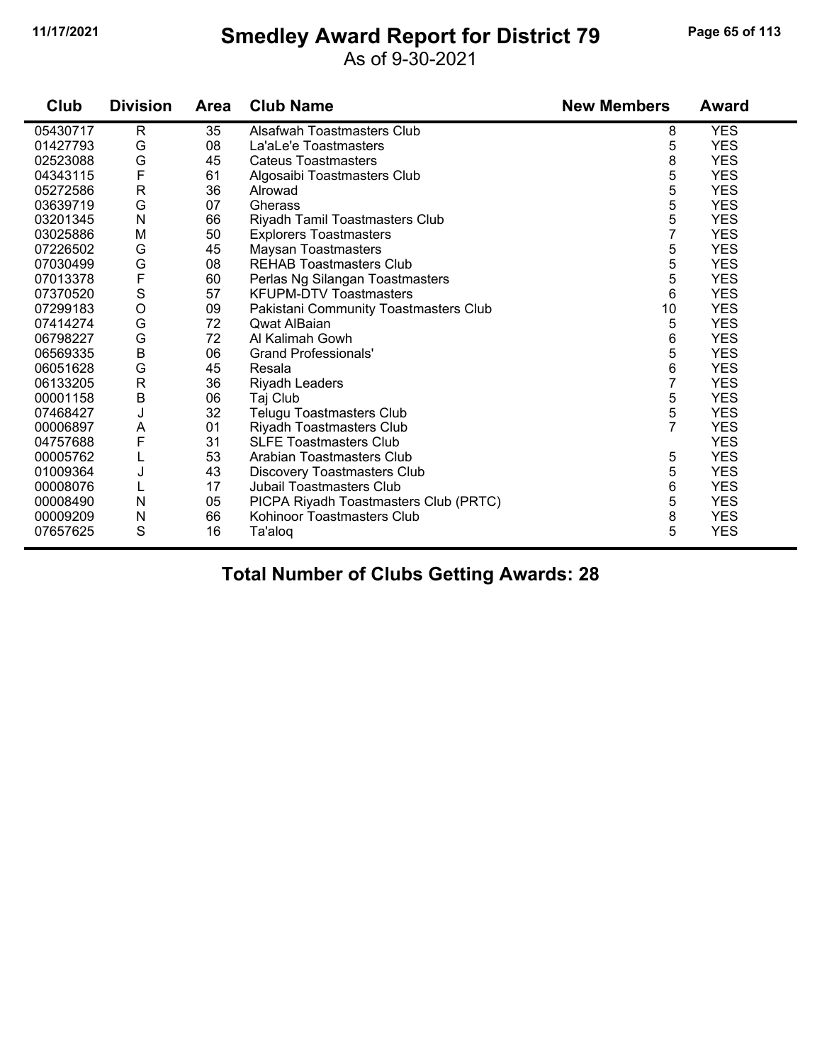# Smedley Award Report for District 79

As of 9-30-2021

11/17/2021

| Club | Division | Area | Club Name | New Members | Award |
|---|---|---|---|---|---|
| 05430717 | R | 35 | Alsafwah Toastmasters Club | 8 | YES |
| 01427793 | G | 08 | La'aLe'e Toastmasters | 5 | YES |
| 02523088 | G | 45 | Cateus Toastmasters | 8 | YES |
| 04343115 | F | 61 | Algosaibi Toastmasters Club | 5 | YES |
| 05272586 | R | 36 | Alrowad | 5 | YES |
| 03639719 | G | 07 | Gherass | 5 | YES |
| 03201345 | N | 66 | Riyadh Tamil Toastmasters Club | 5 | YES |
| 03025886 | M | 50 | Explorers Toastmasters | 7 | YES |
| 07226502 | G | 45 | Maysan Toastmasters | 5 | YES |
| 07030499 | G | 08 | REHAB Toastmasters Club | 5 | YES |
| 07013378 | F | 60 | Perlas Ng Silangan Toastmasters | 5 | YES |
| 07370520 | S | 57 | KFUPM-DTV Toastmasters | 6 | YES |
| 07299183 | O | 09 | Pakistani Community Toastmasters Club | 10 | YES |
| 07414274 | G | 72 | Qwat AlBaian | 5 | YES |
| 06798227 | G | 72 | Al Kalimah Gowh | 6 | YES |
| 06569335 | B | 06 | Grand Professionals' | 5 | YES |
| 06051628 | G | 45 | Resala | 6 | YES |
| 06133205 | R | 36 | Riyadh Leaders | 7 | YES |
| 00001158 | B | 06 | Taj Club | 5 | YES |
| 07468427 | J | 32 | Telugu Toastmasters Club | 5 | YES |
| 00006897 | A | 01 | Riyadh Toastmasters Club | 7 | YES |
| 04757688 | F | 31 | SLFE Toastmasters Club | | YES |
| 00005762 | L | 53 | Arabian Toastmasters Club | 5 | YES |
| 01009364 | J | 43 | Discovery Toastmasters Club | 5 | YES |
| 00008076 | L | 17 | Jubail Toastmasters Club | 6 | YES |
| 00008490 | N | 05 | PICPA Riyadh Toastmasters Club (PRTC) | 5 | YES |
| 00009209 | N | 66 | Kohinoor Toastmasters Club | 8 | YES |
| 07657625 | S | 16 | Ta'aloq | 5 | YES |

**Total Number of Clubs Getting Awards: 28**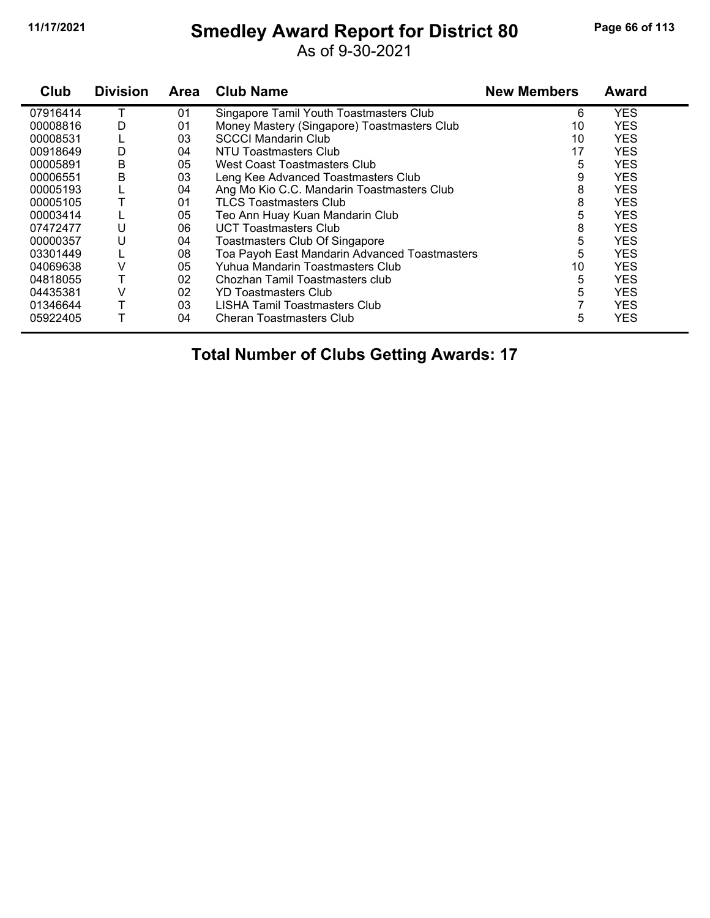# Smedley Award Report for District 80

As of 9-30-2021

| Club | Division | Area | Club Name | New Members | Award |
|---|---|---|---|---|---|
| 07916414 | T | 01 | Singapore Tamil Youth Toastmasters Club | 6 | YES |
| 00008816 | D | 01 | Money Mastery (Singapore) Toastmasters Club | 10 | YES |
| 00008531 | L | 03 | SCCCI Mandarin Club | 10 | YES |
| 00918649 | D | 04 | NTU Toastmasters Club | 17 | YES |
| 00005891 | B | 05 | West Coast Toastmasters Club | 5 | YES |
| 00006551 | B | 03 | Leng Kee Advanced Toastmasters Club | 9 | YES |
| 00005193 | L | 04 | Ang Mo Kio C.C. Mandarin Toastmasters Club | 8 | YES |
| 00005105 | T | 01 | TLCS Toastmasters Club | 8 | YES |
| 00003414 | L | 05 | Teo Ann Huay Kuan Mandarin Club | 5 | YES |
| 07472477 | U | 06 | UCT Toastmasters Club | 8 | YES |
| 00000357 | U | 04 | Toastmasters Club Of Singapore | 5 | YES |
| 03301449 | L | 08 | Toa Payoh East Mandarin Advanced Toastmasters | 5 | YES |
| 04069638 | V | 05 | Yuhua Mandarin Toastmasters Club | 10 | YES |
| 04818055 | T | 02 | Chozhan Tamil Toastmasters club | 5 | YES |
| 04435381 | V | 02 | YD Toastmasters Club | 5 | YES |
| 01346644 | T | 03 | LISHA Tamil Toastmasters Club | 7 | YES |
| 05922405 | T | 04 | Cheran Toastmasters Club | 5 | YES |

**Total Number of Clubs Getting Awards: 17**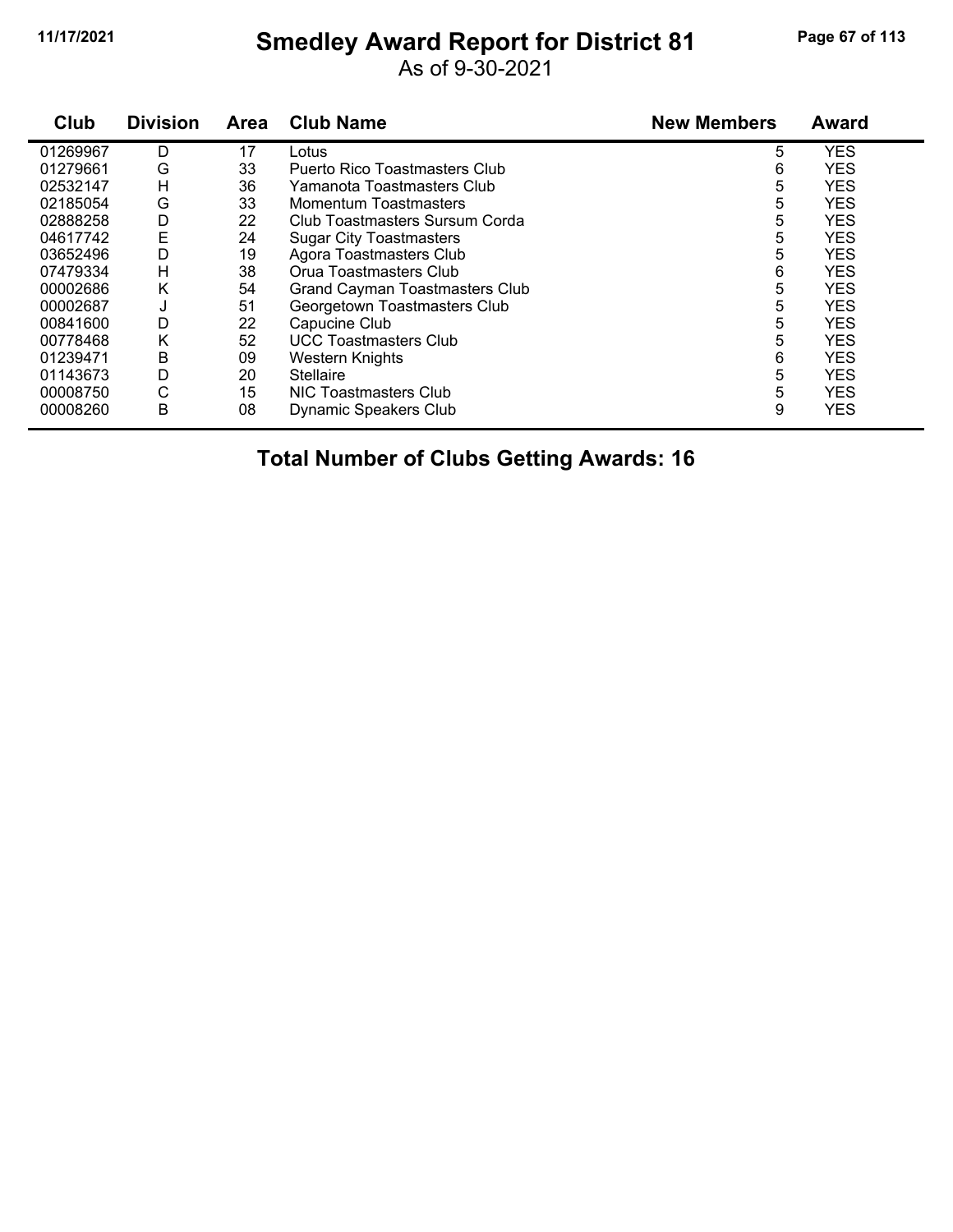# Smedley Award Report for District 81

As of 9-30-2021

| Club | Division | Area | Club Name | New Members | Award |
|---|---|---|---|---|---|
| 01269967 | D | 17 | Lotus | 5 | YES |
| 01279661 | G | 33 | Puerto Rico Toastmasters Club | 6 | YES |
| 02532147 | H | 36 | Yamanota Toastmasters Club | 5 | YES |
| 02185054 | G | 33 | Momentum Toastmasters | 5 | YES |
| 02888258 | D | 22 | Club Toastmasters Sursum Corda | 5 | YES |
| 04617742 | E | 24 | Sugar City Toastmasters | 5 | YES |
| 03652496 | D | 19 | Agora Toastmasters Club | 5 | YES |
| 07479334 | H | 38 | Orua Toastmasters Club | 6 | YES |
| 00002686 | K | 54 | Grand Cayman Toastmasters Club | 5 | YES |
| 00002687 | J | 51 | Georgetown Toastmasters Club | 5 | YES |
| 00841600 | D | 22 | Capucine Club | 5 | YES |
| 00778468 | K | 52 | UCC Toastmasters Club | 5 | YES |
| 01239471 | B | 09 | Western Knights | 6 | YES |
| 01143673 | D | 20 | Stellaire | 5 | YES |
| 00008750 | C | 15 | NIC Toastmasters Club | 5 | YES |
| 00008260 | B | 08 | Dynamic Speakers Club | 9 | YES |

**Total Number of Clubs Getting Awards: 16**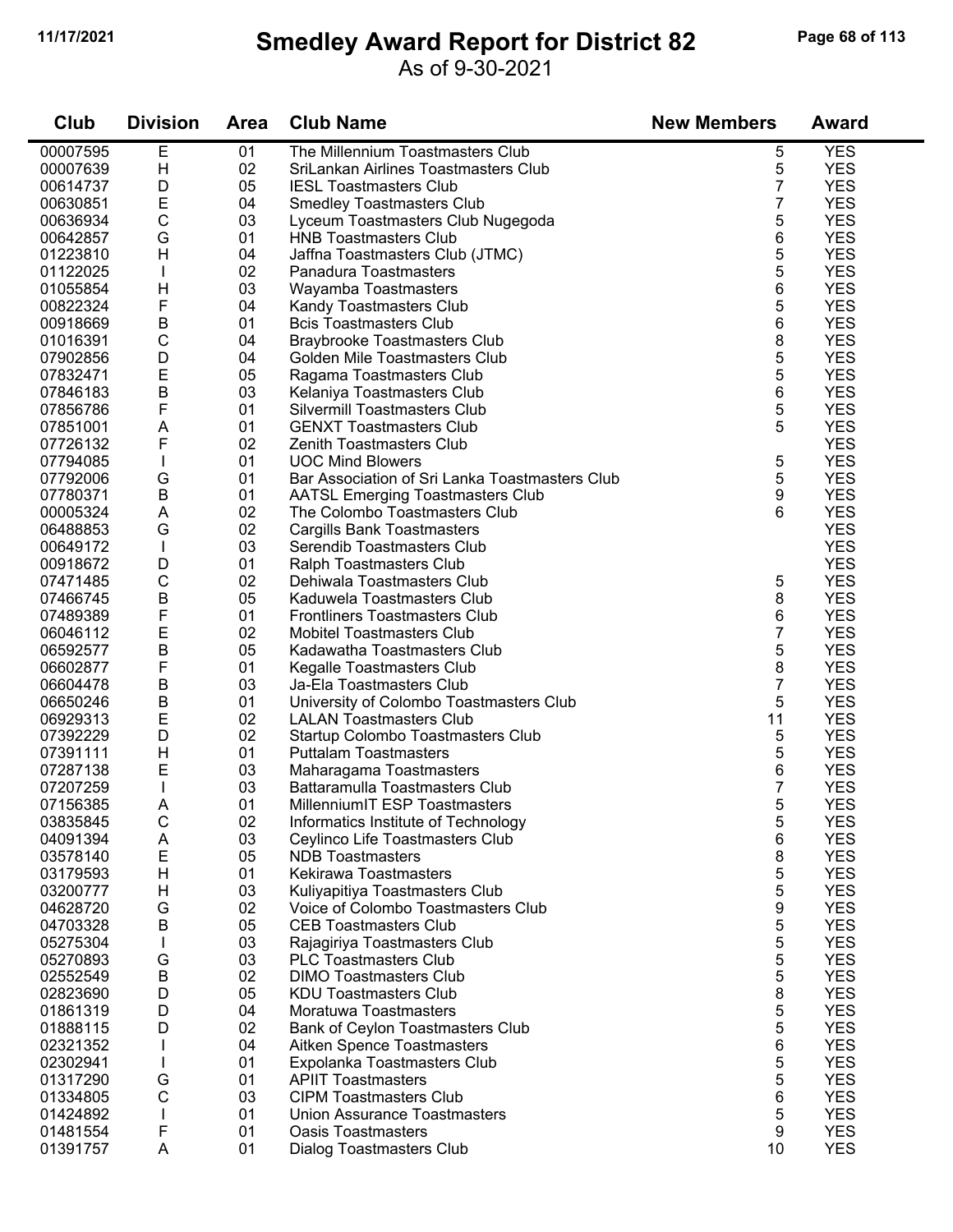# Smedley Award Report for District 82

As of 9-30-2021

| Club | Division | Area | Club Name | New Members | Award |
|---|---|---|---|---|---|
| 00007595 | E | 01 | The Millennium Toastmasters Club | 5 | YES |
| 00007639 | H | 02 | SriLankan Airlines Toastmasters Club | 5 | YES |
| 00614737 | D | 05 | IESL Toastmasters Club | 7 | YES |
| 00630851 | E | 04 | Smedley Toastmasters Club | 7 | YES |
| 00636934 | C | 03 | Lyceum Toastmasters Club Nugegoda | 5 | YES |
| 00642857 | G | 01 | HNB Toastmasters Club | 6 | YES |
| 01223810 | H | 04 | Jaffna Toastmasters Club (JTMC) | 5 | YES |
| 01122025 | I | 02 | Panadura Toastmasters | 5 | YES |
| 01055854 | H | 03 | Wayamba Toastmasters | 6 | YES |
| 00822324 | F | 04 | Kandy Toastmasters Club | 5 | YES |
| 00918669 | B | 01 | Bcis Toastmasters Club | 6 | YES |
| 01016391 | C | 04 | Braybrooke Toastmasters Club | 8 | YES |
| 07902856 | D | 04 | Golden Mile Toastmasters Club | 5 | YES |
| 07832471 | E | 05 | Ragama Toastmasters Club | 5 | YES |
| 07846183 | B | 03 | Kelaniya Toastmasters Club | 6 | YES |
| 07856786 | F | 01 | Silvermill Toastmasters Club | 5 | YES |
| 07851001 | A | 01 | GENXT Toastmasters Club | 5 | YES |
| 07726132 | F | 02 | Zenith Toastmasters Club | | YES |
| 07794085 | I | 01 | UOC Mind Blowers | 5 | YES |
| 07792006 | G | 01 | Bar Association of Sri Lanka Toastmasters Club | 5 | YES |
| 07780371 | B | 01 | AATSL Emerging Toastmasters Club | 9 | YES |
| 00005324 | A | 02 | The Colombo Toastmasters Club | 6 | YES |
| 06488853 | G | 02 | Cargills Bank Toastmasters | | YES |
| 00649172 | I | 03 | Serendib Toastmasters Club | | YES |
| 00918672 | D | 01 | Ralph Toastmasters Club | | YES |
| 07471485 | C | 02 | Dehiwala Toastmasters Club | 5 | YES |
| 07466745 | B | 05 | Kaduwela Toastmasters Club | 8 | YES |
| 07489389 | F | 01 | Frontliners Toastmasters Club | 6 | YES |
| 06046112 | E | 02 | Mobitel Toastmasters Club | 7 | YES |
| 06592577 | B | 05 | Kadawatha Toastmasters Club | 5 | YES |
| 06602877 | F | 01 | Kegalle Toastmasters Club | 8 | YES |
| 06604478 | B | 03 | Ja-Ela Toastmasters Club | 7 | YES |
| 06650246 | B | 01 | University of Colombo Toastmasters Club | 5 | YES |
| 06929313 | E | 02 | LALAN Toastmasters Club | 11 | YES |
| 07392229 | D | 02 | Startup Colombo Toastmasters Club | 5 | YES |
| 07391111 | H | 01 | Puttalam Toastmasters | 5 | YES |
| 07287138 | E | 03 | Maharagama Toastmasters | 6 | YES |
| 07207259 | I | 03 | Battaramulla Toastmasters Club | 7 | YES |
| 07156385 | A | 01 | MillenniumIT ESP Toastmasters | 5 | YES |
| 03835845 | C | 02 | Informatics Institute of Technology | 5 | YES |
| 04091394 | A | 03 | Ceylinco Life Toastmasters Club | 6 | YES |
| 03578140 | E | 05 | NDB Toastmasters | 8 | YES |
| 03179593 | H | 01 | Kekirawa Toastmasters | 5 | YES |
| 03200777 | H | 03 | Kuliyapitiya Toastmasters Club | 5 | YES |
| 04628720 | G | 02 | Voice of Colombo Toastmasters Club | 9 | YES |
| 04703328 | B | 05 | CEB Toastmasters Club | 5 | YES |
| 05275304 | I | 03 | Rajagiriya Toastmasters Club | 5 | YES |
| 05270893 | G | 03 | PLC Toastmasters Club | 5 | YES |
| 02552549 | B | 02 | DIMO Toastmasters Club | 5 | YES |
| 02823690 | D | 05 | KDU Toastmasters Club | 8 | YES |
| 01861319 | D | 04 | Moratuwa Toastmasters | 5 | YES |
| 01888115 | D | 02 | Bank of Ceylon Toastmasters Club | 5 | YES |
| 02321352 | I | 04 | Aitken Spence Toastmasters | 6 | YES |
| 02302941 | I | 01 | Expolanka Toastmasters Club | 5 | YES |
| 01317290 | G | 01 | APIIT Toastmasters | 5 | YES |
| 01334805 | C | 03 | CIPM Toastmasters Club | 6 | YES |
| 01424892 | I | 01 | Union Assurance Toastmasters | 5 | YES |
| 01481554 | F | 01 | Oasis Toastmasters | 9 | YES |
| 01391757 | A | 01 | Dialog Toastmasters Club | 10 | YES |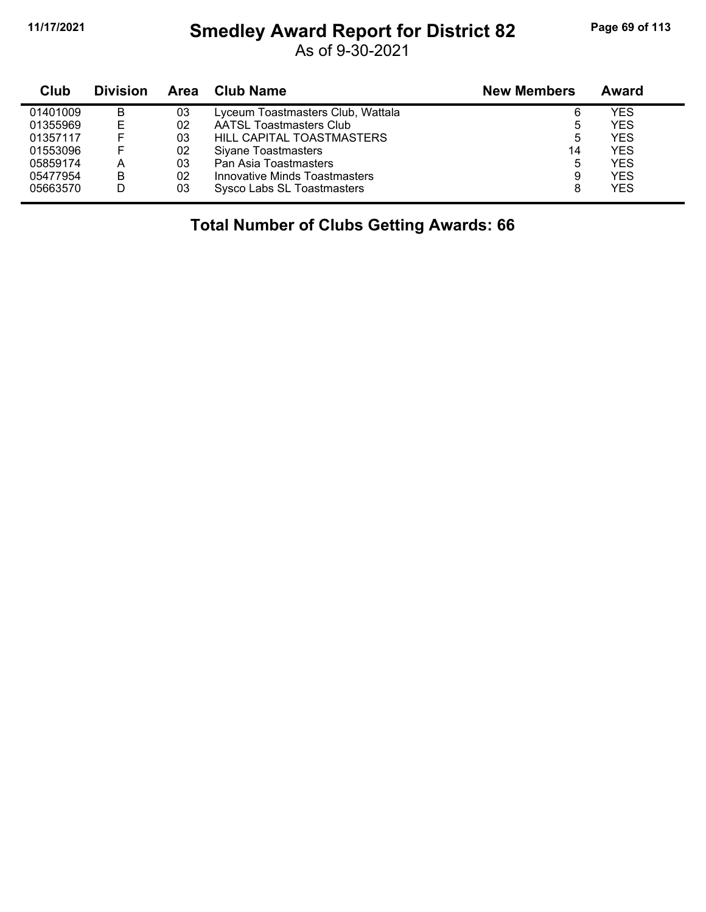| Club | Division | Area | Club Name | New Members | Award |
|---|---|---|---|---|---|
| 01401009 | B | 03 | Lyceum Toastmasters Club, Wattala | 6 | YES |
| 01355969 | E | 02 | AATSL Toastmasters Club | 5 | YES |
| 01357117 | F | 03 | HILL CAPITAL TOASTMASTERS | 5 | YES |
| 01553096 | F | 02 | Siyane Toastmasters | 14 | YES |
| 05859174 | A | 03 | Pan Asia Toastmasters | 5 | YES |
| 05477954 | B | 02 | Innovative Minds Toastmasters | 9 | YES |
| 05663570 | D | 03 | Sysco Labs SL Toastmasters | 8 | YES |

**Total Number of Clubs Getting Awards: 66**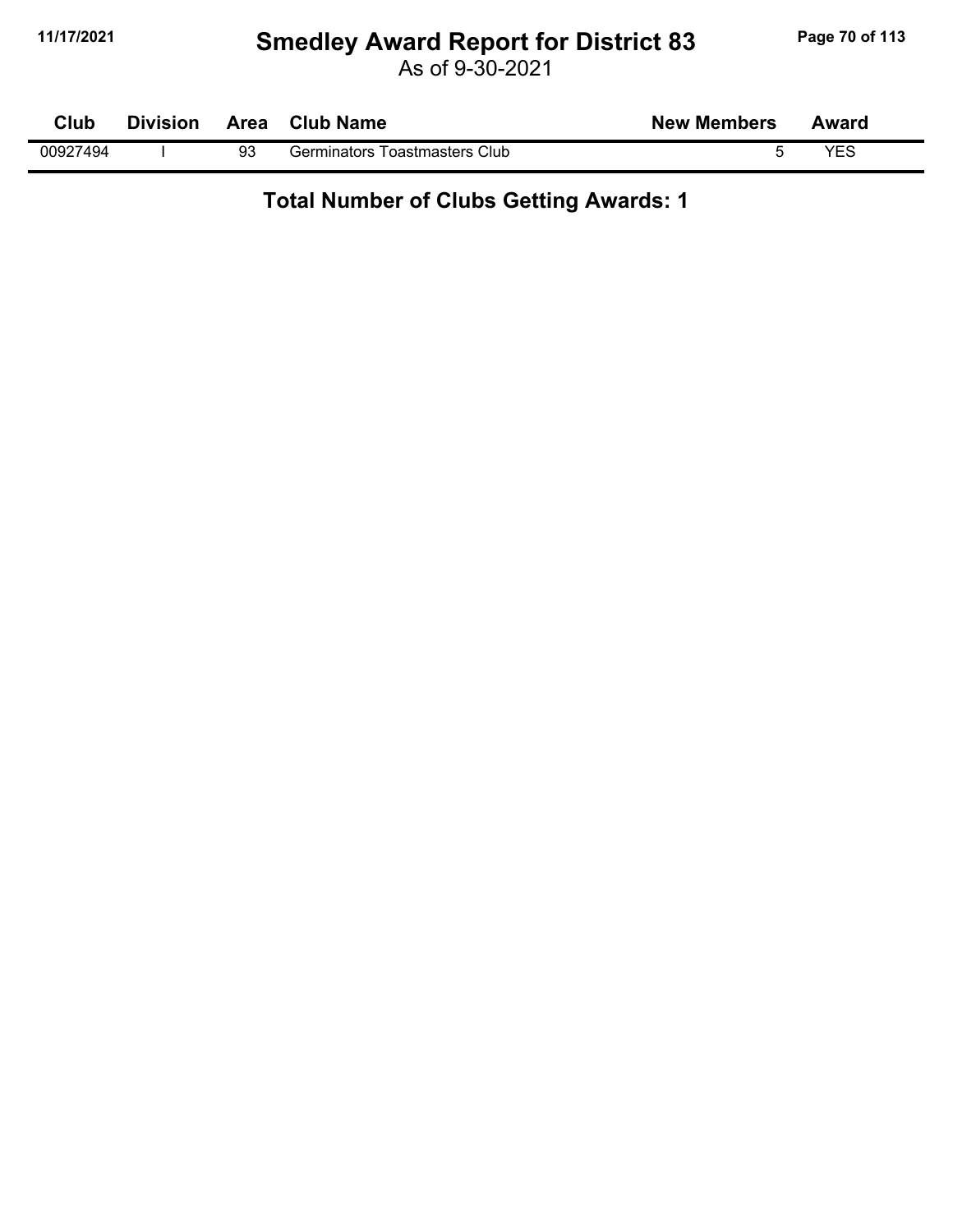# Smedley Award Report for District 83

As of 9-30-2021

| Club | Division | Area | Club Name | New Members | Award |
|---|---|---|---|---|---|
| 00927494 | I | 93 | Germinators Toastmasters Club | 5 | YES |

**Total Number of Clubs Getting Awards: 1**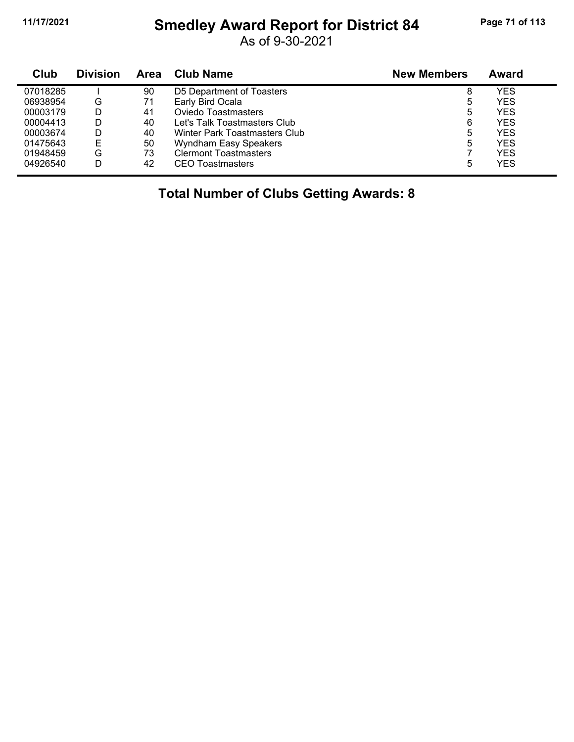# Smedley Award Report for District 84

As of 9-30-2021

| Club | Division | Area | Club Name | New Members | Award |
|---|---|---|---|---|---|
| 07018285 | I | 90 | D5 Department of Toasters | 8 | YES |
| 06938954 | G | 71 | Early Bird Ocala | 5 | YES |
| 00003179 | D | 41 | Oviedo Toastmasters | 5 | YES |
| 00004413 | D | 40 | Let's Talk Toastmasters Club | 6 | YES |
| 00003674 | D | 40 | Winter Park Toastmasters Club | 5 | YES |
| 01475643 | E | 50 | Wyndham Easy Speakers | 5 | YES |
| 01948459 | G | 73 | Clermont Toastmasters | 7 | YES |
| 04926540 | D | 42 | CEO Toastmasters | 5 | YES |

**Total Number of Clubs Getting Awards: 8**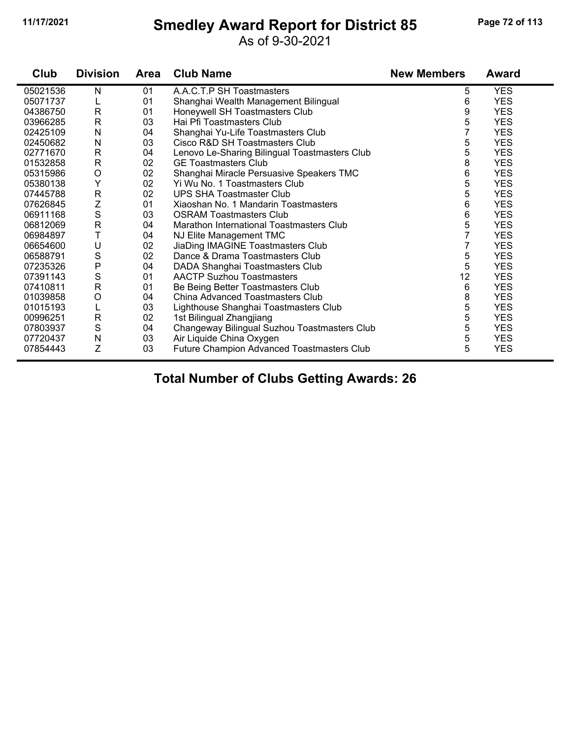# Smedley Award Report for District 85

As of 9-30-2021

| Club | Division | Area | Club Name | New Members | Award |
|---|---|---|---|---|---|
| 05021536 | N | 01 | A.A.C.T.P SH Toastmasters | 5 | YES |
| 05071737 | L | 01 | Shanghai Wealth Management Bilingual | 6 | YES |
| 04386750 | R | 01 | Honeywell SH Toastmasters Club | 9 | YES |
| 03966285 | R | 03 | Hai Pfi Toastmasters Club | 5 | YES |
| 02425109 | N | 04 | Shanghai Yu-Life Toastmasters Club | 7 | YES |
| 02450682 | N | 03 | Cisco R&D SH Toastmasters Club | 5 | YES |
| 02771670 | R | 04 | Lenovo Le-Sharing Bilingual Toastmasters Club | 5 | YES |
| 01532858 | R | 02 | GE Toastmasters Club | 8 | YES |
| 05315986 | O | 02 | Shanghai Miracle Persuasive Speakers TMC | 6 | YES |
| 05380138 | Y | 02 | Yi Wu No. 1 Toastmasters Club | 5 | YES |
| 07445788 | R | 02 | UPS SHA Toastmaster Club | 5 | YES |
| 07626845 | Z | 01 | Xiaoshan No. 1 Mandarin Toastmasters | 6 | YES |
| 06911168 | S | 03 | OSRAM Toastmasters Club | 6 | YES |
| 06812069 | R | 04 | Marathon International Toastmasters Club | 5 | YES |
| 06984897 | T | 04 | NJ Elite Management TMC | 7 | YES |
| 06654600 | U | 02 | JiaDing IMAGINE Toastmasters Club | 7 | YES |
| 06588791 | S | 02 | Dance & Drama Toastmasters Club | 5 | YES |
| 07235326 | P | 04 | DADA Shanghai Toastmasters Club | 5 | YES |
| 07391143 | S | 01 | AACTP Suzhou Toastmasters | 12 | YES |
| 07410811 | R | 01 | Be Being Better Toastmasters Club | 6 | YES |
| 01039858 | O | 04 | China Advanced Toastmasters Club | 8 | YES |
| 01015193 | L | 03 | Lighthouse Shanghai Toastmasters Club | 5 | YES |
| 00996251 | R | 02 | 1st Bilingual Zhangjiang | 5 | YES |
| 07803937 | S | 04 | Changeway Bilingual Suzhou Toastmasters Club | 5 | YES |
| 07720437 | N | 03 | Air Liquide China Oxygen | 5 | YES |
| 07854443 | Z | 03 | Future Champion Advanced Toastmasters Club | 5 | YES |

**Total Number of Clubs Getting Awards: 26**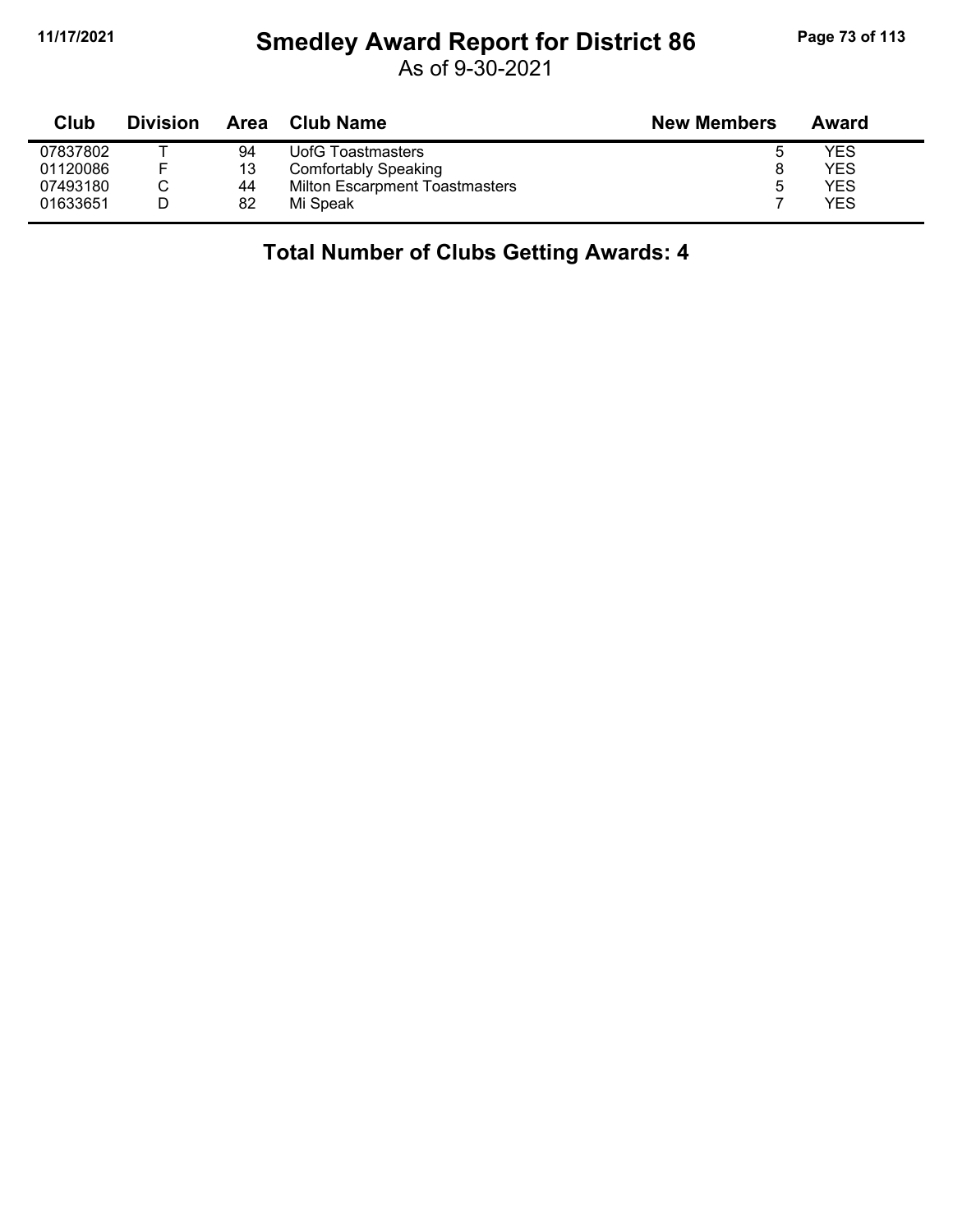# Smedley Award Report for District 86

As of 9-30-2021

| Club | Division | Area | Club Name | New Members | Award |
|---|---|---|---|---|---|
| 07837802 | T | 94 | UofG Toastmasters | 5 | YES |
| 01120086 | F | 13 | Comfortably Speaking | 8 | YES |
| 07493180 | C | 44 | Milton Escarpment Toastmasters | 5 | YES |
| 01633651 | D | 82 | Mi Speak | 7 | YES |

**Total Number of Clubs Getting Awards: 4**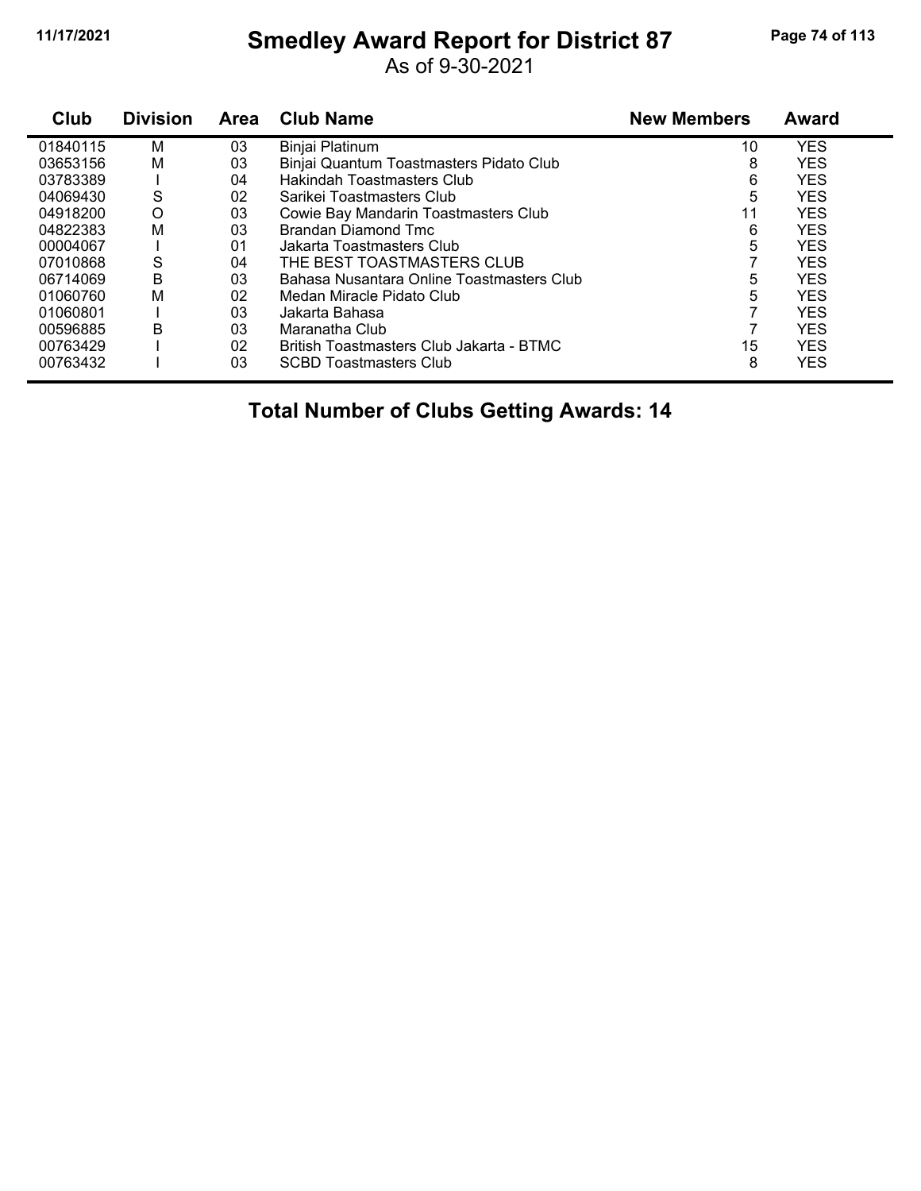# Smedley Award Report for District 87

As of 9-30-2021

| Club | Division | Area | Club Name | New Members | Award |
|---|---|---|---|---|---|
| 01840115 | M | 03 | Binjai Platinum | 10 | YES |
| 03653156 | M | 03 | Binjai Quantum Toastmasters Pidato Club | 8 | YES |
| 03783389 | I | 04 | Hakindah Toastmasters Club | 6 | YES |
| 04069430 | S | 02 | Sarikei Toastmasters Club | 5 | YES |
| 04918200 | O | 03 | Cowie Bay Mandarin Toastmasters Club | 11 | YES |
| 04822383 | M | 03 | Brandan Diamond Tmc | 6 | YES |
| 00004067 | I | 01 | Jakarta Toastmasters Club | 5 | YES |
| 07010868 | S | 04 | THE BEST TOASTMASTERS CLUB | 7 | YES |
| 06714069 | B | 03 | Bahasa Nusantara Online Toastmasters Club | 5 | YES |
| 01060760 | M | 02 | Medan Miracle Pidato Club | 5 | YES |
| 01060801 | I | 03 | Jakarta Bahasa | 7 | YES |
| 00596885 | B | 03 | Maranatha Club | 7 | YES |
| 00763429 | I | 02 | British Toastmasters Club Jakarta - BTMC | 15 | YES |
| 00763432 | I | 03 | SCBD Toastmasters Club | 8 | YES |

## Total Number of Clubs Getting Awards: 14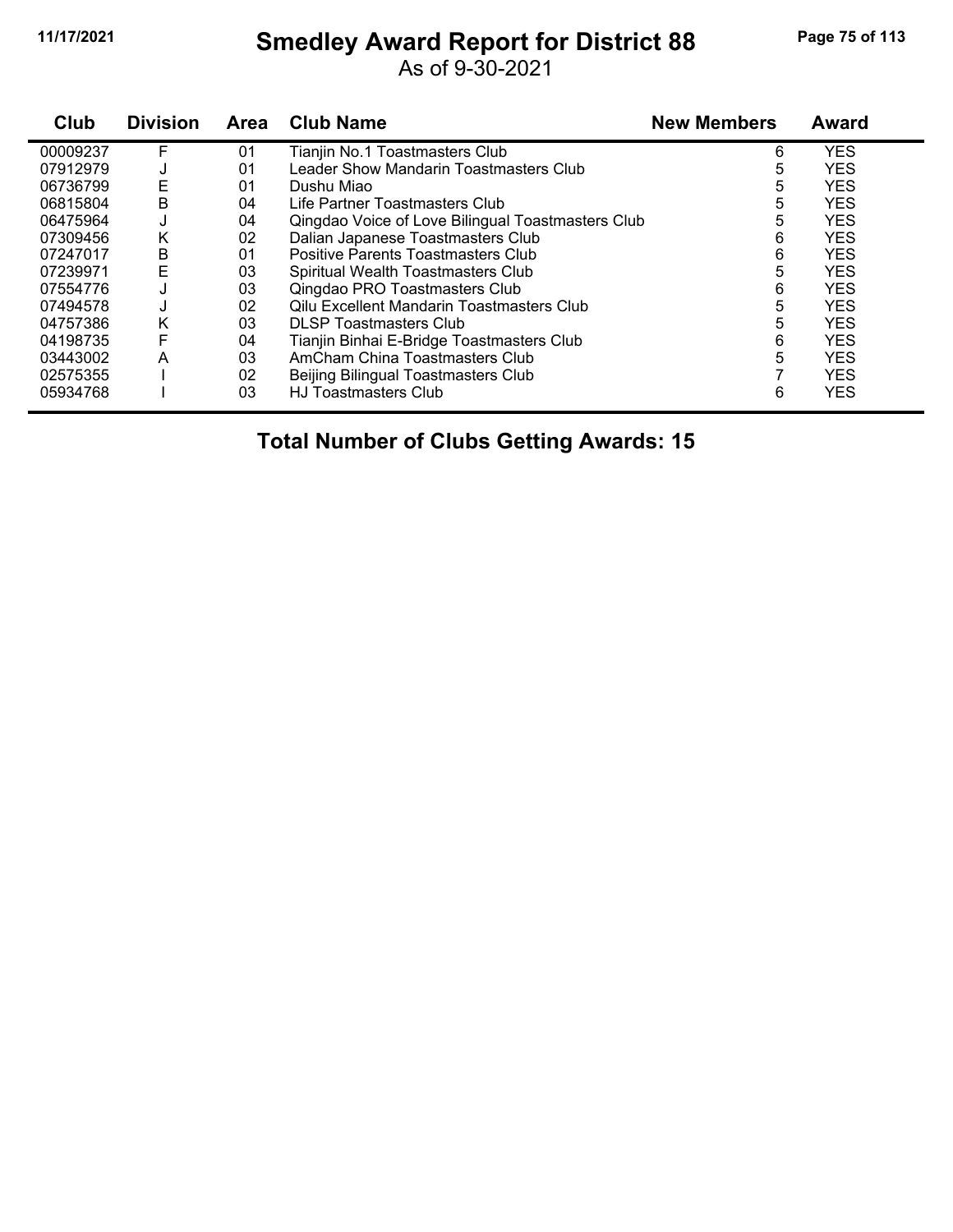# Smedley Award Report for District 88

As of 9-30-2021

| Club | Division | Area | Club Name | New Members | Award |
|---|---|---|---|---|---|
| 00009237 | F | 01 | Tianjin No.1 Toastmasters Club | 6 | YES |
| 07912979 | J | 01 | Leader Show Mandarin Toastmasters Club | 5 | YES |
| 06736799 | E | 01 | Dushu Miao | 5 | YES |
| 06815804 | B | 04 | Life Partner Toastmasters Club | 5 | YES |
| 06475964 | J | 04 | Qingdao Voice of Love Bilingual Toastmasters Club | 5 | YES |
| 07309456 | K | 02 | Dalian Japanese Toastmasters Club | 6 | YES |
| 07247017 | B | 01 | Positive Parents Toastmasters Club | 6 | YES |
| 07239971 | E | 03 | Spiritual Wealth Toastmasters Club | 5 | YES |
| 07554776 | J | 03 | Qingdao PRO Toastmasters Club | 6 | YES |
| 07494578 | J | 02 | Qilu Excellent Mandarin Toastmasters Club | 5 | YES |
| 04757386 | K | 03 | DLSP Toastmasters Club | 5 | YES |
| 04198735 | F | 04 | Tianjin Binhai E-Bridge Toastmasters Club | 6 | YES |
| 03443002 | A | 03 | AmCham China Toastmasters Club | 5 | YES |
| 02575355 | I | 02 | Beijing Bilingual Toastmasters Club | 7 | YES |
| 05934768 | I | 03 | HJ Toastmasters Club | 6 | YES |

**Total Number of Clubs Getting Awards: 15**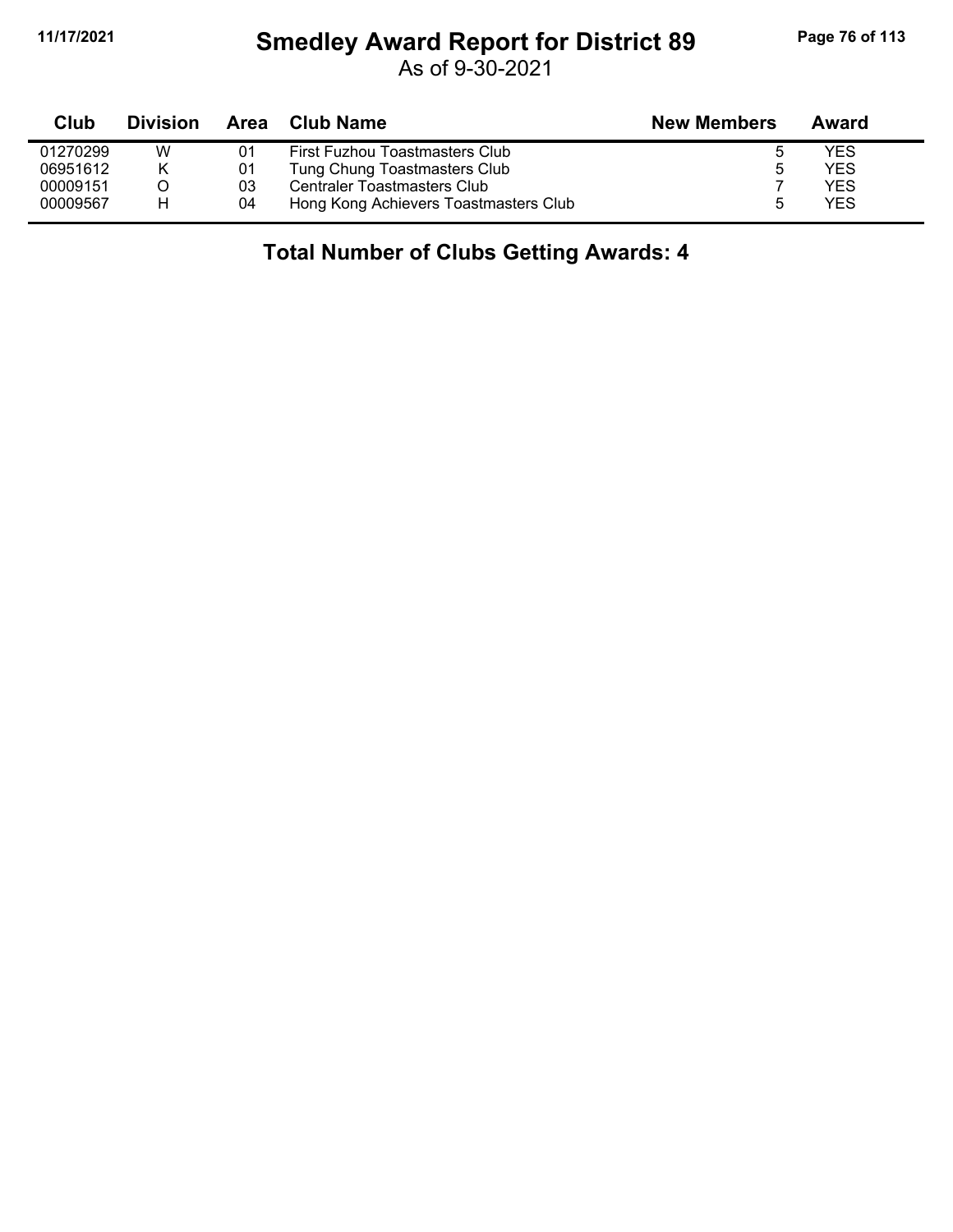# Smedley Award Report for District 89

As of 9-30-2021

| Club | Division | Area | Club Name | New Members | Award |
|---|---|---|---|---|---|
| 01270299 | W | 01 | First Fuzhou Toastmasters Club | 5 | YES |
| 06951612 | K | 01 | Tung Chung Toastmasters Club | 5 | YES |
| 00009151 | O | 03 | Centraler Toastmasters Club | 7 | YES |
| 00009567 | H | 04 | Hong Kong Achievers Toastmasters Club | 5 | YES |

## Total Number of Clubs Getting Awards: 4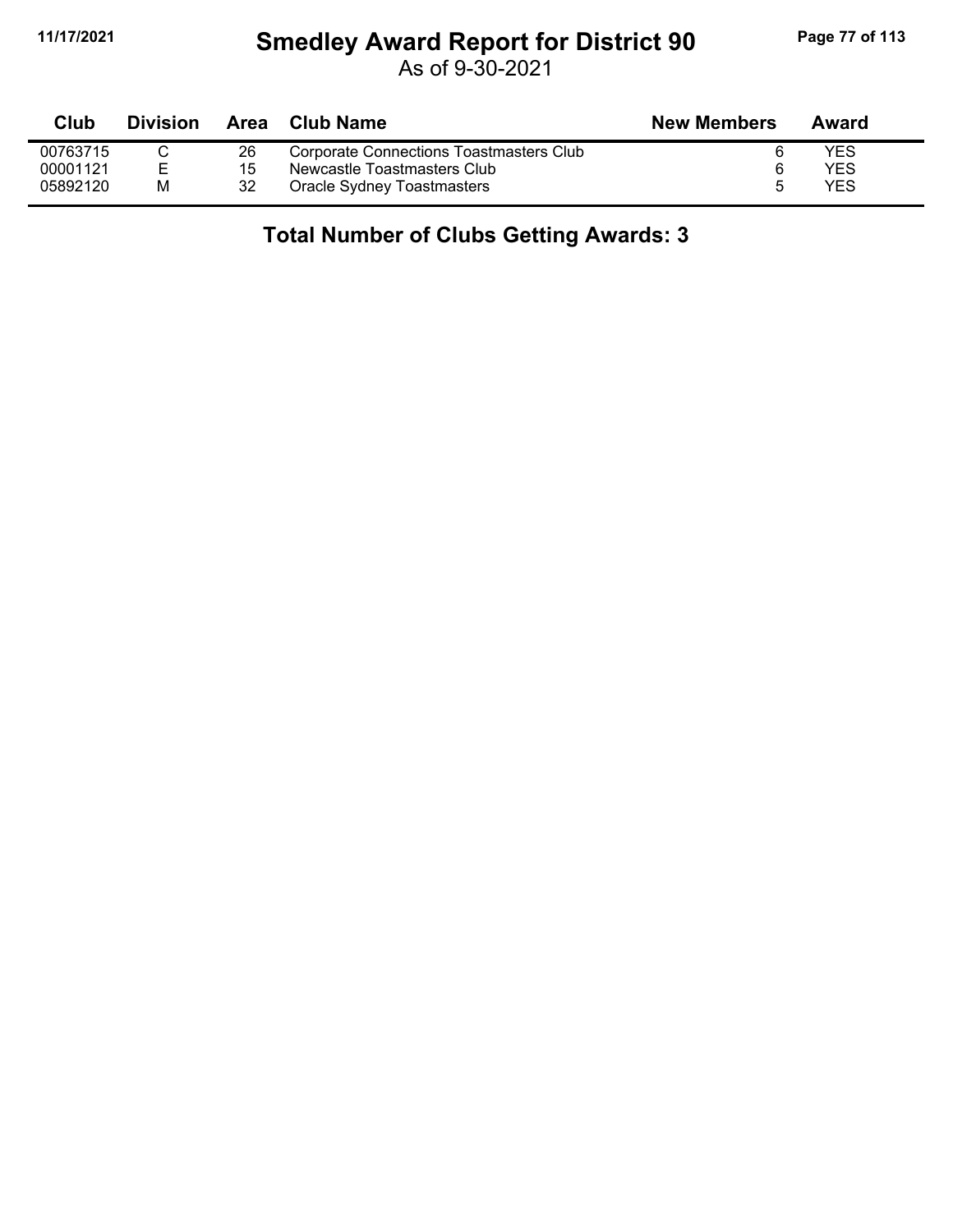# Smedley Award Report for District 90

As of 9-30-2021

| Club | Division | Area | Club Name | New Members | Award |
|---|---|---|---|---|---|
| 00763715 | C | 26 | Corporate Connections Toastmasters Club | 6 | YES |
| 00001121 | E | 15 | Newcastle Toastmasters Club | 6 | YES |
| 05892120 | M | 32 | Oracle Sydney Toastmasters | 5 | YES |

**Total Number of Clubs Getting Awards: 3**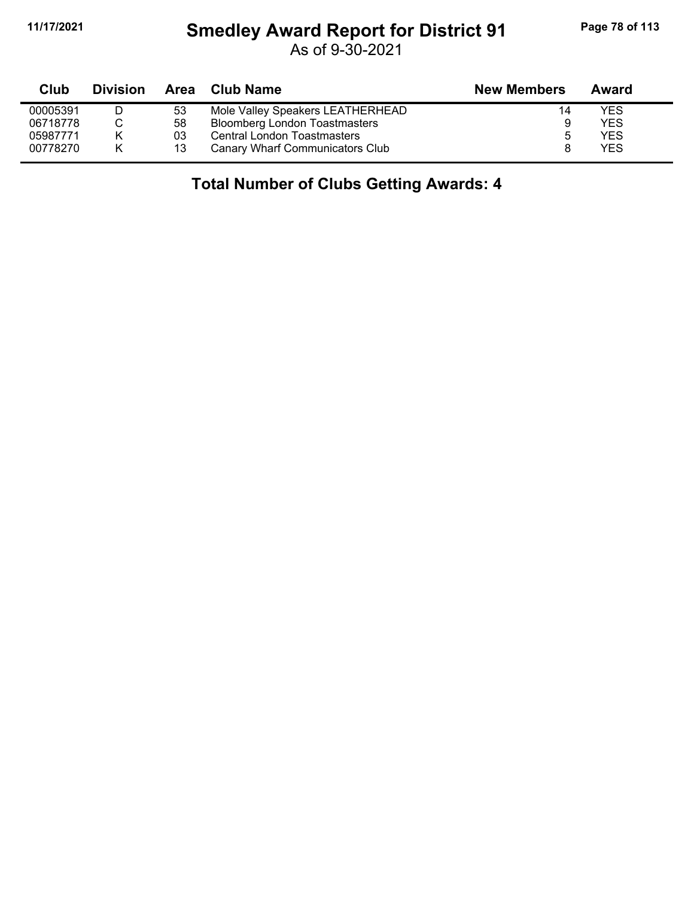# Smedley Award Report for District 91

As of 9-30-2021

| Club | Division | Area | Club Name | New Members | Award |
|---|---|---|---|---|---|
| 00005391 | D | 53 | Mole Valley Speakers LEATHERHEAD | 14 | YES |
| 06718778 | C | 58 | Bloomberg London Toastmasters | 9 | YES |
| 05987771 | K | 03 | Central London Toastmasters | 5 | YES |
| 00778270 | K | 13 | Canary Wharf Communicators Club | 8 | YES |

**Total Number of Clubs Getting Awards: 4**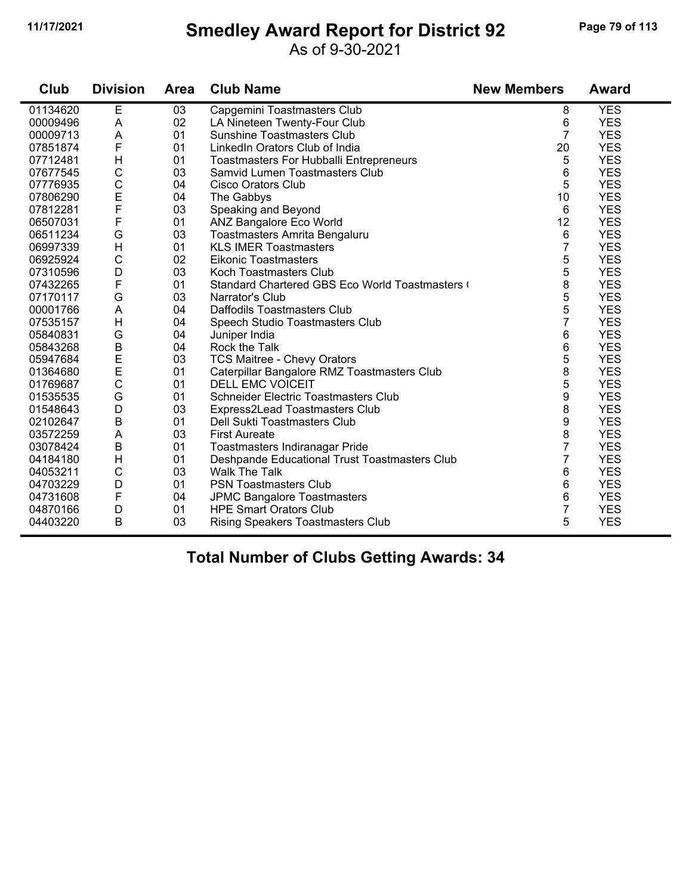# Smedley Award Report for District 92

As of 9-30-2021

| Club | Division | Area | Club Name | New Members | Award |
|---|---|---|---|---|---|
| 01134620 | E | 03 | Capgemini Toastmasters Club | 8 | YES |
| 00009496 | A | 02 | LA Nineteen Twenty-Four Club | 6 | YES |
| 00009713 | A | 01 | Sunshine Toastmasters Club | 7 | YES |
| 07851874 | F | 01 | LinkedIn Orators Club of India | 20 | YES |
| 07712481 | H | 01 | Toastmasters For Hubballi Entrepreneurs | 5 | YES |
| 07677545 | C | 03 | Samvid Lumen Toastmasters Club | 6 | YES |
| 07776935 | C | 04 | Cisco Orators Club | 5 | YES |
| 07806290 | E | 04 | The Gabbys | 10 | YES |
| 07812281 | F | 03 | Speaking and Beyond | 6 | YES |
| 06507031 | F | 01 | ANZ Bangalore Eco World | 12 | YES |
| 06511234 | G | 03 | Toastmasters Amrita Bengaluru | 6 | YES |
| 06997339 | H | 01 | KLS IMER Toastmasters | 7 | YES |
| 06925924 | C | 02 | Eikonic Toastmasters | 5 | YES |
| 07310596 | D | 03 | Koch Toastmasters Club | 5 | YES |
| 07432265 | F | 01 | Standard Chartered GBS Eco World Toastmasters ( | 8 | YES |
| 07170117 | G | 03 | Narrator's Club | 5 | YES |
| 00001766 | A | 04 | Daffodils Toastmasters Club | 5 | YES |
| 07535157 | H | 04 | Speech Studio Toastmasters Club | 7 | YES |
| 05840831 | G | 04 | Juniper India | 6 | YES |
| 05843268 | B | 04 | Rock the Talk | 6 | YES |
| 05947684 | E | 03 | TCS Maitree - Chevy Orators | 5 | YES |
| 01364680 | E | 01 | Caterpillar Bangalore RMZ Toastmasters Club | 8 | YES |
| 01769687 | C | 01 | DELL EMC VOICEIT | 5 | YES |
| 01535535 | G | 01 | Schneider Electric Toastmasters Club | 9 | YES |
| 01548643 | D | 03 | Express2Lead Toastmasters Club | 8 | YES |
| 02102647 | B | 01 | Dell Sukti Toastmasters Club | 9 | YES |
| 03572259 | A | 03 | First Aureate | 8 | YES |
| 03078424 | B | 01 | Toastmasters Indiranagar Pride | 7 | YES |
| 04184180 | H | 01 | Deshpande Educational Trust Toastmasters Club | 7 | YES |
| 04053211 | C | 03 | Walk The Talk | 6 | YES |
| 04703229 | D | 01 | PSN Toastmasters Club | 6 | YES |
| 04731608 | F | 04 | JPMC Bangalore Toastmasters | 6 | YES |
| 04870166 | D | 01 | HPE Smart Orators Club | 7 | YES |
| 04403220 | B | 03 | Rising Speakers Toastmasters Club | 5 | YES |

**Total Number of Clubs Getting Awards: 34**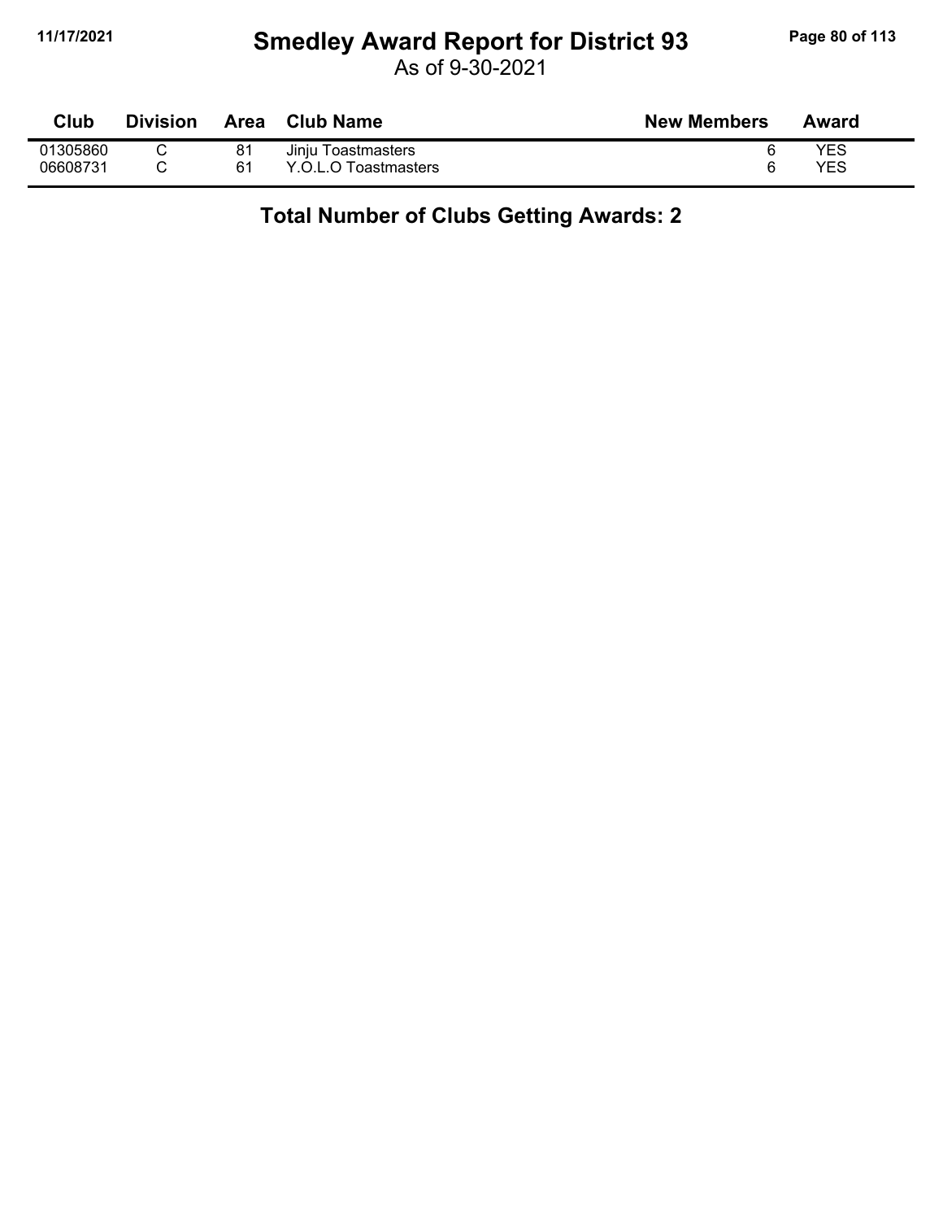# Smedley Award Report for District 93

As of 9-30-2021

| Club | Division | Area | Club Name | New Members | Award |
|---|---|---|---|---|---|
| 01305860 | C | 81 | Jinju Toastmasters | 6 | YES |
| 06608731 | C | 61 | Y.O.L.O Toastmasters | 6 | YES |

**Total Number of Clubs Getting Awards: 2**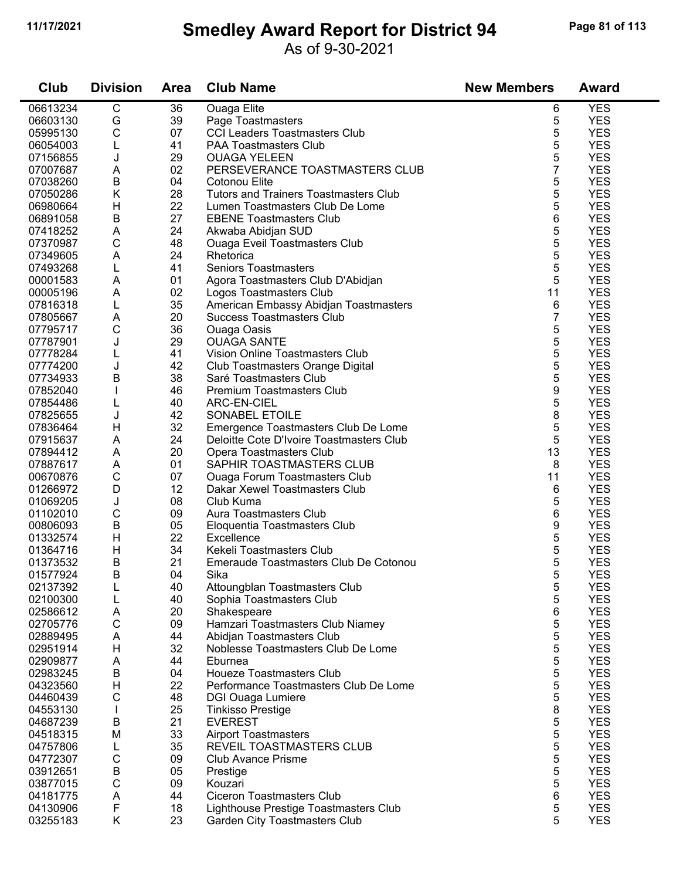# Smedley Award Report for District 94

As of 9-30-2021

| Club | Division | Area | Club Name | New Members | Award |
|---|---|---|---|---|---|
| 06613234 | C | 36 | Ouaga Elite | 6 | YES |
| 06603130 | G | 39 | Page Toastmasters | 5 | YES |
| 05995130 | C | 07 | CCI Leaders Toastmasters Club | 5 | YES |
| 06054003 | L | 41 | PAA Toastmasters Club | 5 | YES |
| 07156855 | J | 29 | OUAGA YELEEN | 5 | YES |
| 07007687 | A | 02 | PERSEVERANCE TOASTMASTERS CLUB | 7 | YES |
| 07038260 | B | 04 | Cotonou Elite | 5 | YES |
| 07050286 | K | 28 | Tutors and Trainers Toastmasters Club | 5 | YES |
| 06980664 | H | 22 | Lumen Toastmasters Club De Lome | 5 | YES |
| 06891058 | B | 27 | EBENE Toastmasters Club | 6 | YES |
| 07418252 | A | 24 | Akwaba Abidjan SUD | 5 | YES |
| 07370987 | C | 48 | Ouaga Eveil Toastmasters Club | 5 | YES |
| 07349605 | A | 24 | Rhetorica | 5 | YES |
| 07493268 | L | 41 | Seniors Toastmasters | 5 | YES |
| 00001583 | A | 01 | Agora Toastmasters Club D'Abidjan | 5 | YES |
| 00005196 | A | 02 | Logos Toastmasters Club | 11 | YES |
| 07816318 | L | 35 | American Embassy Abidjan Toastmasters | 6 | YES |
| 07805667 | A | 20 | Success Toastmasters Club | 7 | YES |
| 07795717 | C | 36 | Ouaga Oasis | 5 | YES |
| 07787901 | J | 29 | OUAGA SANTE | 5 | YES |
| 07778284 | L | 41 | Vision Online Toastmasters Club | 5 | YES |
| 07774200 | J | 42 | Club Toastmasters Orange Digital | 5 | YES |
| 07734933 | B | 38 | Saré Toastmasters Club | 5 | YES |
| 07852040 | I | 46 | Premium Toastmasters Club | 9 | YES |
| 07854486 | L | 40 | ARC-EN-CIEL | 5 | YES |
| 07825655 | J | 42 | SONABEL ETOILE | 8 | YES |
| 07836464 | H | 32 | Emergence Toastmasters Club De Lome | 5 | YES |
| 07915637 | A | 24 | Deloitte Cote D'Ivoire Toastmasters Club | 5 | YES |
| 07894412 | A | 20 | Opera Toastmasters Club | 13 | YES |
| 07887617 | A | 01 | SAPHIR TOASTMASTERS CLUB | 8 | YES |
| 00670876 | C | 07 | Ouaga Forum Toastmasters Club | 11 | YES |
| 01266972 | D | 12 | Dakar Xewel Toastmasters Club | 6 | YES |
| 01069205 | J | 08 | Club Kuma | 5 | YES |
| 01102010 | C | 09 | Aura Toastmasters Club | 6 | YES |
| 00806093 | B | 05 | Eloquentia Toastmasters Club | 9 | YES |
| 01332574 | H | 22 | Excellence | 5 | YES |
| 01364716 | H | 34 | Kekeli Toastmasters Club | 5 | YES |
| 01373532 | B | 21 | Emeraude Toastmasters Club De Cotonou | 5 | YES |
| 01577924 | B | 04 | Sika | 5 | YES |
| 02137392 | L | 40 | Attoungblan Toastmasters Club | 5 | YES |
| 02100300 | L | 40 | Sophia Toastmasters Club | 5 | YES |
| 02586612 | A | 20 | Shakespeare | 6 | YES |
| 02705776 | C | 09 | Hamzari Toastmasters Club Niamey | 5 | YES |
| 02889495 | A | 44 | Abidjan Toastmasters Club | 5 | YES |
| 02951914 | H | 32 | Noblesse Toastmasters Club De Lome | 5 | YES |
| 02909877 | A | 44 | Eburnea | 5 | YES |
| 02983245 | B | 04 | Houeze Toastmasters Club | 5 | YES |
| 04323560 | H | 22 | Performance Toastmasters Club De Lome | 5 | YES |
| 04460439 | C | 48 | DGI Ouaga Lumiere | 5 | YES |
| 04553130 | I | 25 | Tinkisso Prestige | 8 | YES |
| 04687239 | B | 21 | EVEREST | 5 | YES |
| 04518315 | M | 33 | Airport Toastmasters | 5 | YES |
| 04757806 | L | 35 | REVEIL TOASTMASTERS CLUB | 5 | YES |
| 04772307 | C | 09 | Club Avance Prisme | 5 | YES |
| 03912651 | B | 05 | Prestige | 5 | YES |
| 03877015 | C | 09 | Kouzari | 5 | YES |
| 04181775 | A | 44 | Ciceron Toastmasters Club | 6 | YES |
| 04130906 | F | 18 | Lighthouse Prestige Toastmasters Club | 5 | YES |
| 03255183 | K | 23 | Garden City Toastmasters Club | 5 | YES |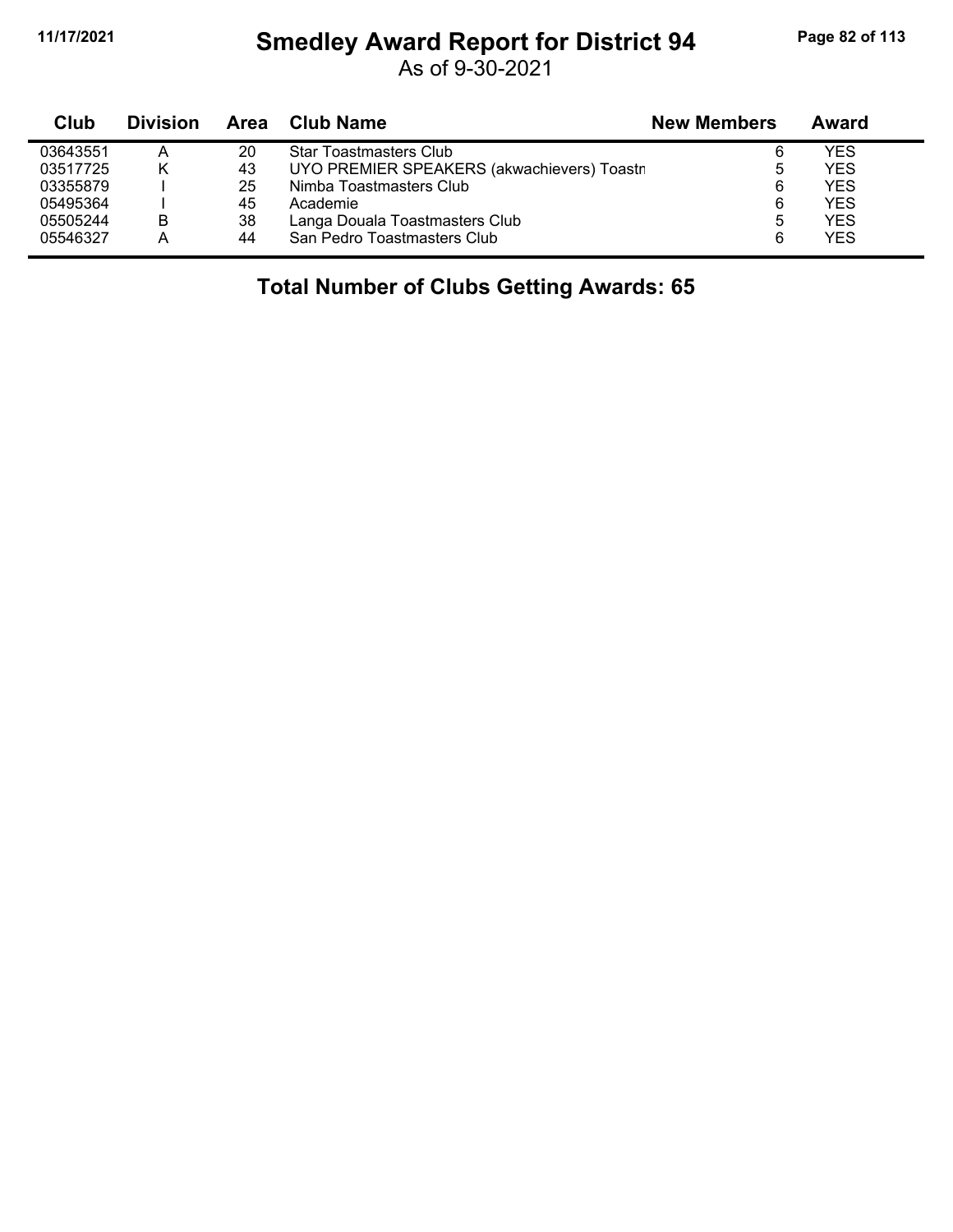# Smedley Award Report for District 94

As of 9-30-2021

| Club | Division | Area | Club Name | New Members | Award |
|---|---|---|---|---|---|
| 03643551 | A | 20 | Star Toastmasters Club | 6 | YES |
| 03517725 | K | 43 | UYO PREMIER SPEAKERS (akwachievers) Toastn | 5 | YES |
| 03355879 | I | 25 | Nimba Toastmasters Club | 6 | YES |
| 05495364 | I | 45 | Academie | 6 | YES |
| 05505244 | B | 38 | Langa Douala Toastmasters Club | 5 | YES |
| 05546327 | A | 44 | San Pedro Toastmasters Club | 6 | YES |

## Total Number of Clubs Getting Awards: 65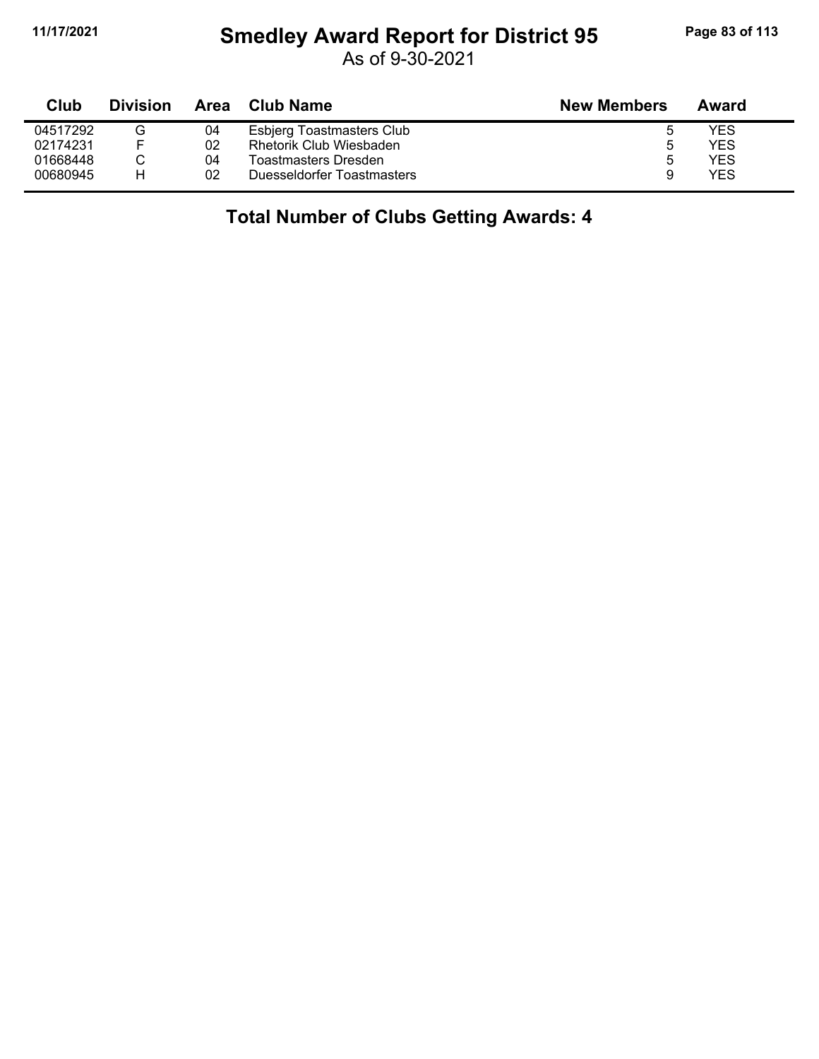# Smedley Award Report for District 95

As of 9-30-2021

| Club | Division | Area | Club Name | New Members | Award |
|---|---|---|---|---|---|
| 04517292 | G | 04 | Esbjerg Toastmasters Club | 5 | YES |
| 02174231 | F | 02 | Rhetorik Club Wiesbaden | 5 | YES |
| 01668448 | C | 04 | Toastmasters Dresden | 5 | YES |
| 00680945 | H | 02 | Duesseldorfer Toastmasters | 9 | YES |

**Total Number of Clubs Getting Awards: 4**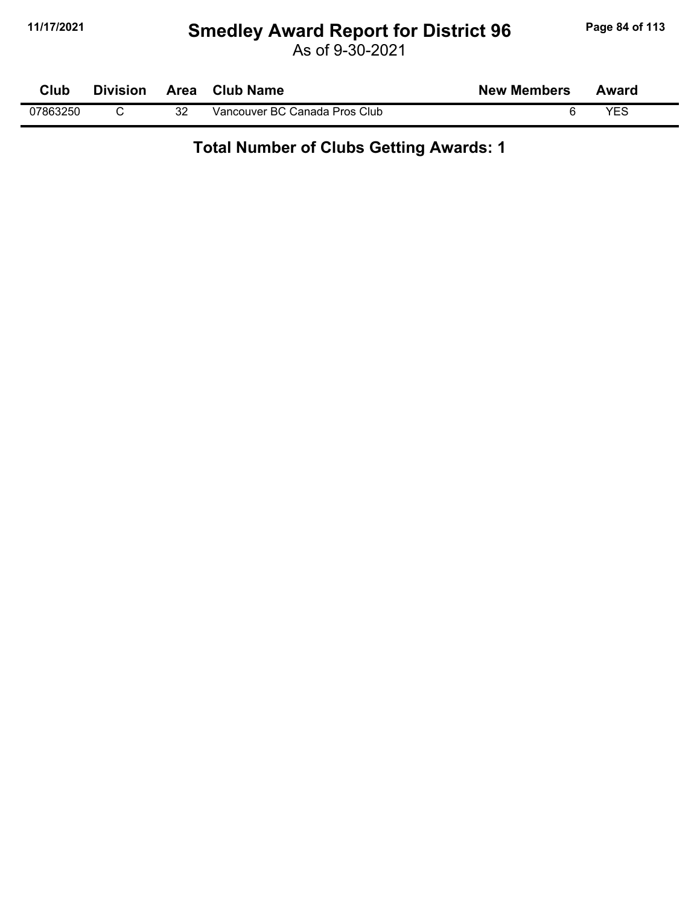# Smedley Award Report for District 96

As of 9-30-2021

| Club | Division | Area | Club Name | New Members | Award |
|---|---|---|---|---|---|
| 07863250 | C | 32 | Vancouver BC Canada Pros Club | 6 | YES |

**Total Number of Clubs Getting Awards: 1**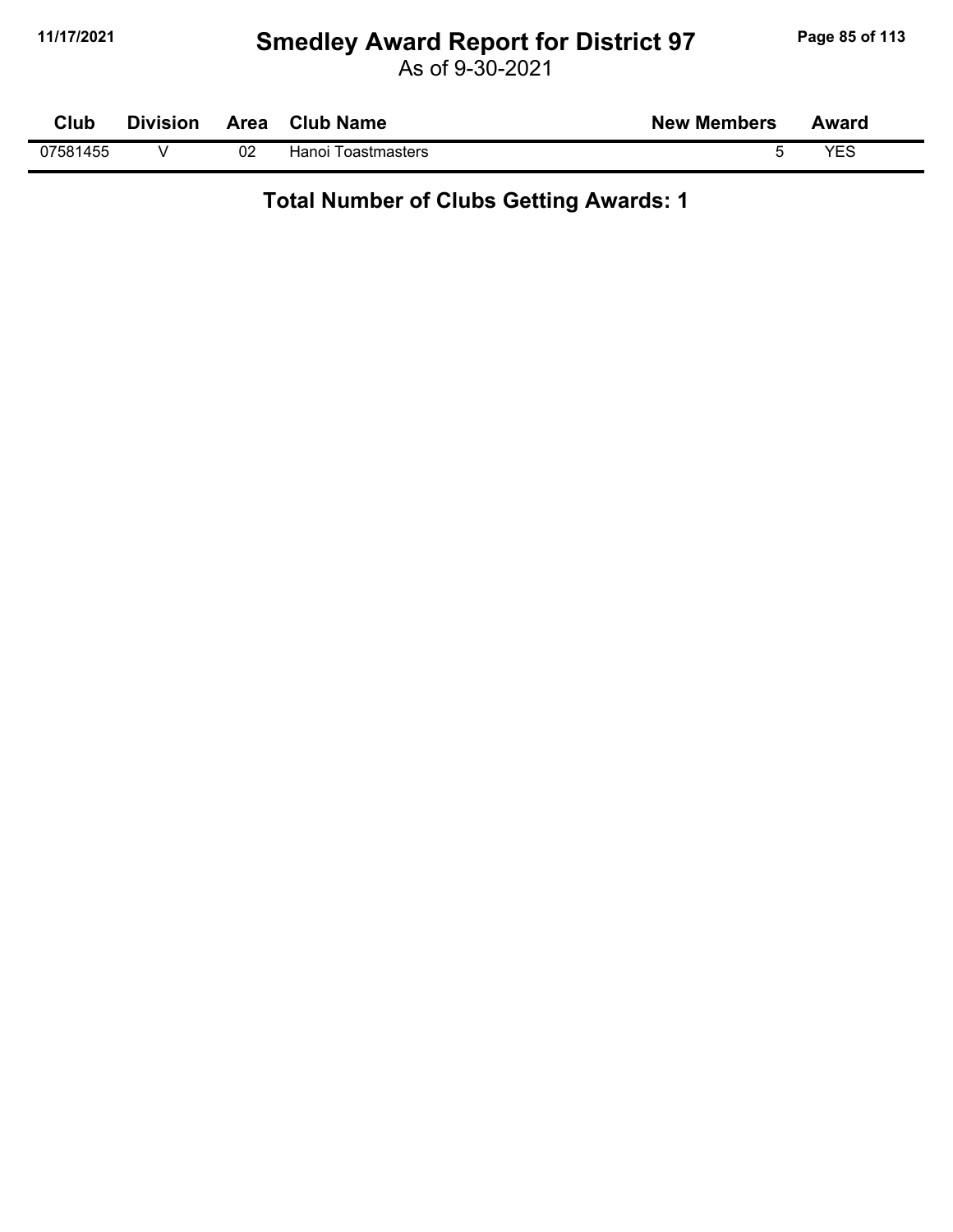# Smedley Award Report for District 97

As of 9-30-2021

| Club | Division | Area | Club Name | New Members | Award |
|---|---|---|---|---|---|
| 07581455 | V | 02 | Hanoi Toastmasters | 5 | YES |

**Total Number of Clubs Getting Awards: 1**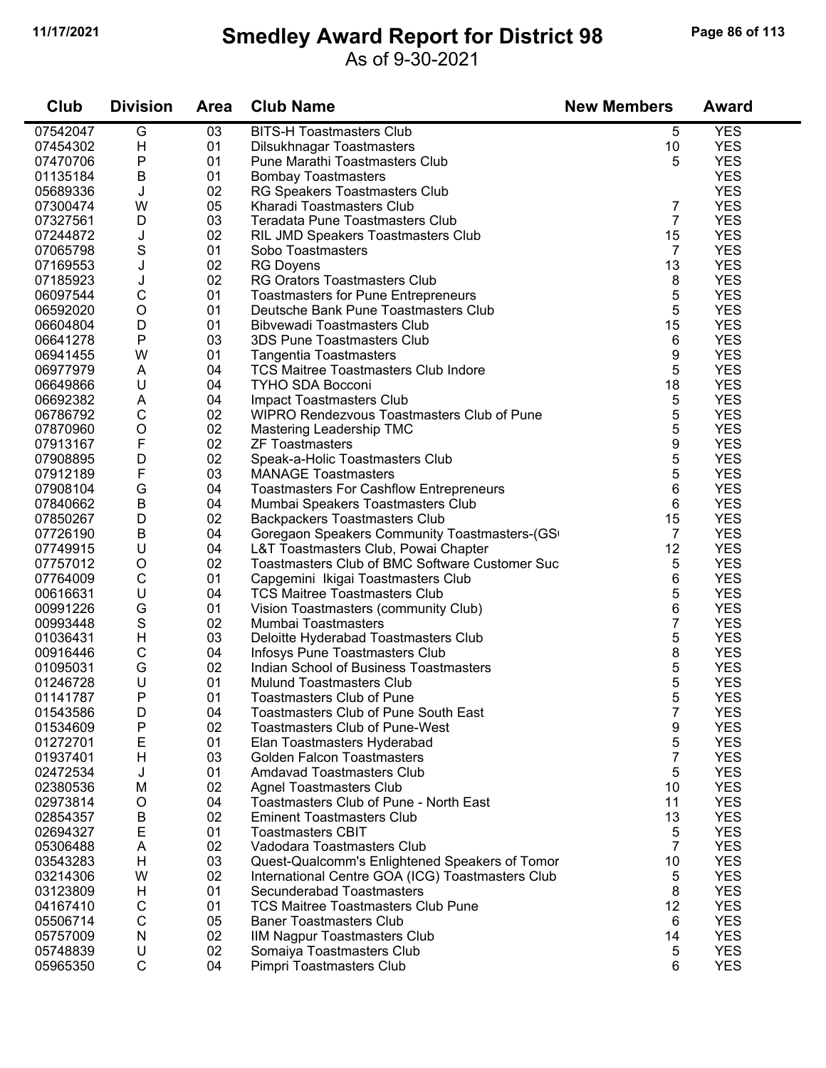# Smedley Award Report for District 98

As of 9-30-2021

| Club | Division | Area | Club Name | New Members | Award |
|---|---|---|---|---|---|
| 07542047 | G | 03 | BITS-H Toastmasters Club | 5 | YES |
| 07454302 | H | 01 | Dilsukhnagar Toastmasters | 10 | YES |
| 07470706 | P | 01 | Pune Marathi Toastmasters Club | 5 | YES |
| 01135184 | B | 01 | Bombay Toastmasters | | YES |
| 05689336 | J | 02 | RG Speakers Toastmasters Club | | YES |
| 07300474 | W | 05 | Kharadi Toastmasters Club | 7 | YES |
| 07327561 | D | 03 | Teradata Pune Toastmasters Club | 7 | YES |
| 07244872 | J | 02 | RIL JMD Speakers Toastmasters Club | 15 | YES |
| 07065798 | S | 01 | Sobo Toastmasters | 7 | YES |
| 07169553 | J | 02 | RG Doyens | 13 | YES |
| 07185923 | J | 02 | RG Orators Toastmasters Club | 8 | YES |
| 06097544 | C | 01 | Toastmasters for Pune Entrepreneurs | 5 | YES |
| 06592020 | O | 01 | Deutsche Bank Pune Toastmasters Club | 5 | YES |
| 06604804 | D | 01 | Bibvewadi Toastmasters Club | 15 | YES |
| 06641278 | P | 03 | 3DS Pune Toastmasters Club | 6 | YES |
| 06941455 | W | 01 | Tangentia Toastmasters | 9 | YES |
| 06977979 | A | 04 | TCS Maitree Toastmasters Club Indore | 5 | YES |
| 06649866 | U | 04 | TYHO SDA Bocconi | 18 | YES |
| 06692382 | A | 04 | Impact Toastmasters Club | 5 | YES |
| 06786792 | C | 02 | WIPRO Rendezvous Toastmasters Club of Pune | 5 | YES |
| 07870960 | O | 02 | Mastering Leadership TMC | 5 | YES |
| 07913167 | F | 02 | ZF Toastmasters | 9 | YES |
| 07908895 | D | 02 | Speak-a-Holic Toastmasters Club | 5 | YES |
| 07912189 | F | 03 | MANAGE Toastmasters | 5 | YES |
| 07908104 | G | 04 | Toastmasters For Cashflow Entrepreneurs | 6 | YES |
| 07840662 | B | 04 | Mumbai Speakers Toastmasters Club | 6 | YES |
| 07850267 | D | 02 | Backpackers Toastmasters Club | 15 | YES |
| 07726190 | B | 04 | Goregaon Speakers Community Toastmasters-(GS( | 7 | YES |
| 07749915 | U | 04 | L&T Toastmasters Club, Powai Chapter | 12 | YES |
| 07757012 | O | 02 | Toastmasters Club of BMC Software Customer Suc | 5 | YES |
| 07764009 | C | 01 | Capgemini Ikigai Toastmasters Club | 6 | YES |
| 00616631 | U | 04 | TCS Maitree Toastmasters Club | 5 | YES |
| 00991226 | G | 01 | Vision Toastmasters (community Club) | 6 | YES |
| 00993448 | S | 02 | Mumbai Toastmasters | 7 | YES |
| 01036431 | H | 03 | Deloitte Hyderabad Toastmasters Club | 5 | YES |
| 00916446 | C | 04 | Infosys Pune Toastmasters Club | 8 | YES |
| 01095031 | G | 02 | Indian School of Business Toastmasters | 5 | YES |
| 01246728 | U | 01 | Mulund Toastmasters Club | 5 | YES |
| 01141787 | P | 01 | Toastmasters Club of Pune | 5 | YES |
| 01543586 | D | 04 | Toastmasters Club of Pune South East | 7 | YES |
| 01534609 | P | 02 | Toastmasters Club of Pune-West | 9 | YES |
| 01272701 | E | 01 | Elan Toastmasters Hyderabad | 5 | YES |
| 01937401 | H | 03 | Golden Falcon Toastmasters | 7 | YES |
| 02472534 | J | 01 | Amdavad Toastmasters Club | 5 | YES |
| 02380536 | M | 02 | Agnel Toastmasters Club | 10 | YES |
| 02973814 | O | 04 | Toastmasters Club of Pune - North East | 11 | YES |
| 02854357 | B | 02 | Eminent Toastmasters Club | 13 | YES |
| 02694327 | E | 01 | Toastmasters CBIT | 5 | YES |
| 05306488 | A | 02 | Vadodara Toastmasters Club | 7 | YES |
| 03543283 | H | 03 | Quest-Qualcomm's Enlightened Speakers of Tomor | 10 | YES |
| 03214306 | W | 02 | International Centre GOA (ICG) Toastmasters Club | 5 | YES |
| 03123809 | H | 01 | Secunderabad Toastmasters | 8 | YES |
| 04167410 | C | 01 | TCS Maitree Toastmasters Club Pune | 12 | YES |
| 05506714 | C | 05 | Baner Toastmasters Club | 6 | YES |
| 05757009 | N | 02 | IIM Nagpur Toastmasters Club | 14 | YES |
| 05748839 | U | 02 | Somaiya Toastmasters Club | 5 | YES |
| 05965350 | C | 04 | Pimpri Toastmasters Club | 6 | YES |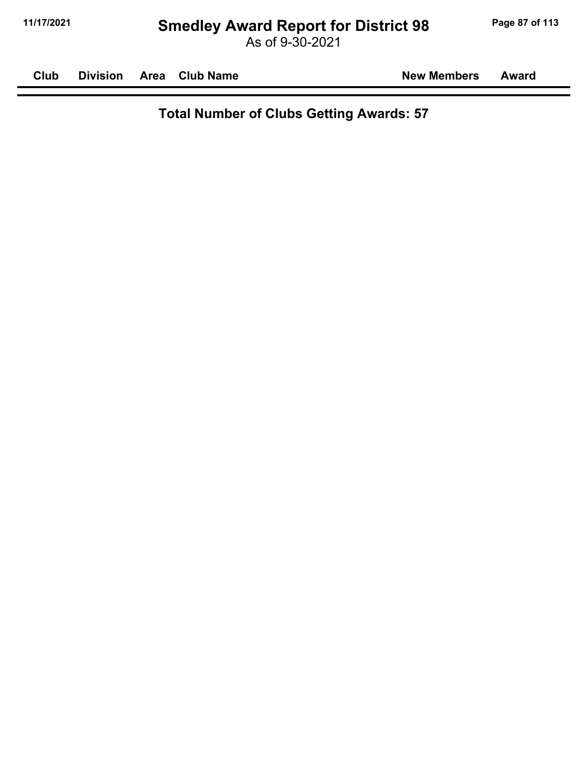# Smedley Award Report for District 98

As of 9-30-2021

| Club | Division | Area | Club Name | New Members | Award |
|---|---|---|---|---|---|

**Total Number of Clubs Getting Awards: 57**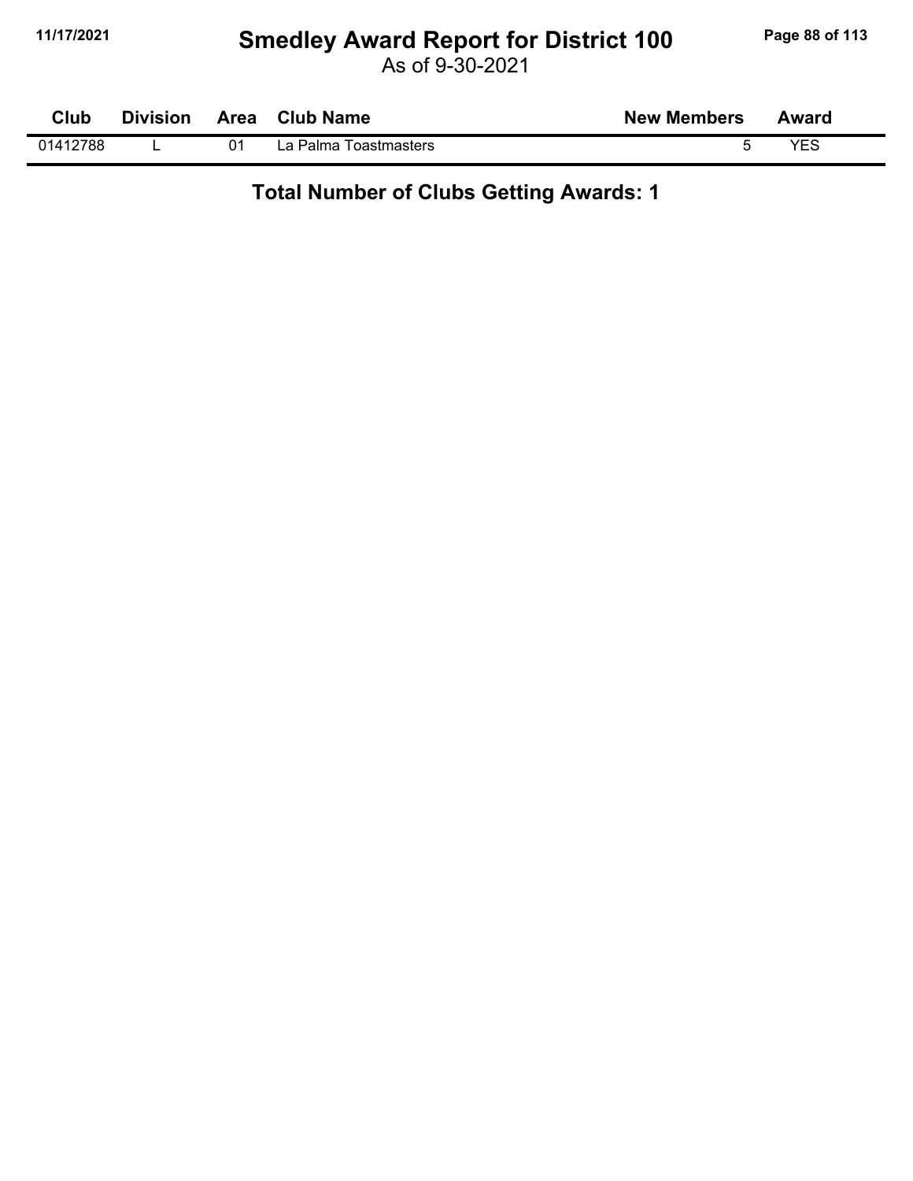# Smedley Award Report for District 100

As of 9-30-2021

| Club | Division | Area | Club Name | New Members | Award |
|---|---|---|---|---|---|
| 01412788 | L | 01 | La Palma Toastmasters | 5 | YES |

**Total Number of Clubs Getting Awards: 1**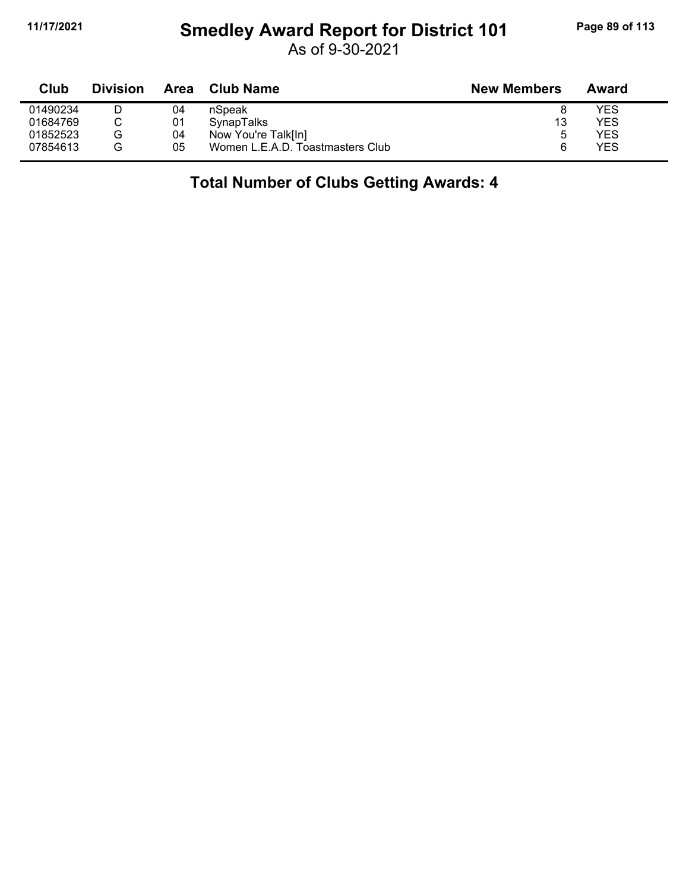# Smedley Award Report for District 101

As of 9-30-2021

| Club | Division | Area | Club Name | New Members | Award |
|---|---|---|---|---|---|
| 01490234 | D | 04 | nSpeak | 8 | YES |
| 01684769 | C | 01 | SynapTalks | 13 | YES |
| 01852523 | G | 04 | Now You're Talk[In] | 5 | YES |
| 07854613 | G | 05 | Women L.E.A.D. Toastmasters Club | 6 | YES |

## Total Number of Clubs Getting Awards: 4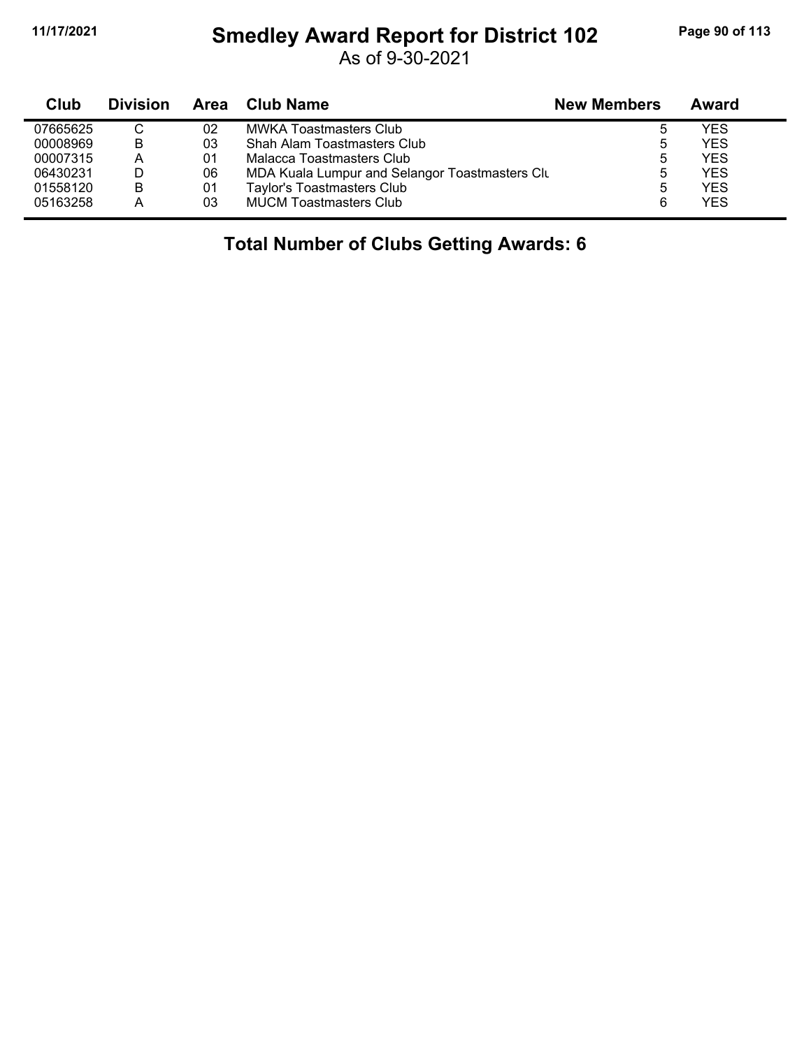# Smedley Award Report for District 102

As of 9-30-2021

| Club | Division | Area | Club Name | New Members | Award |
|---|---|---|---|---|---|
| 07665625 | C | 02 | MWKA Toastmasters Club | 5 | YES |
| 00008969 | B | 03 | Shah Alam Toastmasters Club | 5 | YES |
| 00007315 | A | 01 | Malacca Toastmasters Club | 5 | YES |
| 06430231 | D | 06 | MDA Kuala Lumpur and Selangor Toastmasters Clu | 5 | YES |
| 01558120 | B | 01 | Taylor's Toastmasters Club | 5 | YES |
| 05163258 | A | 03 | MUCM Toastmasters Club | 6 | YES |

**Total Number of Clubs Getting Awards: 6**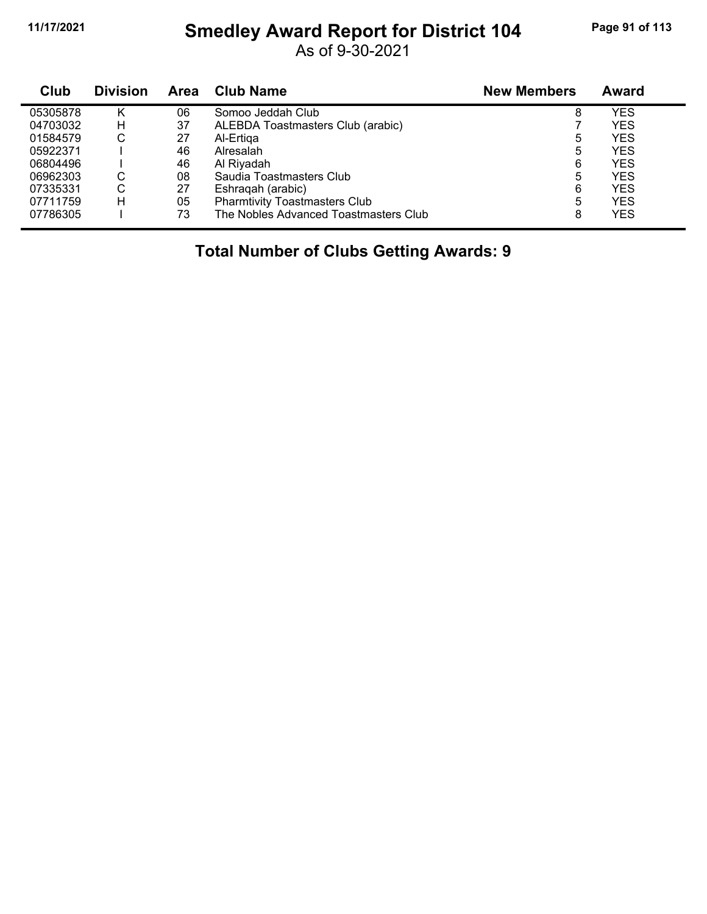# Smedley Award Report for District 104

As of 9-30-2021

| Club | Division | Area | Club Name | New Members | Award |
|---|---|---|---|---|---|
| 05305878 | K | 06 | Somoo Jeddah Club | 8 | YES |
| 04703032 | H | 37 | ALEBDA Toastmasters Club (arabic) | 7 | YES |
| 01584579 | C | 27 | Al-Ertiqa | 5 | YES |
| 05922371 | I | 46 | Alresalah | 5 | YES |
| 06804496 | I | 46 | Al Riyadah | 6 | YES |
| 06962303 | C | 08 | Saudia Toastmasters Club | 5 | YES |
| 07335331 | C | 27 | Eshraqah (arabic) | 6 | YES |
| 07711759 | H | 05 | Pharmtivity Toastmasters Club | 5 | YES |
| 07786305 | I | 73 | The Nobles Advanced Toastmasters Club | 8 | YES |

## Total Number of Clubs Getting Awards: 9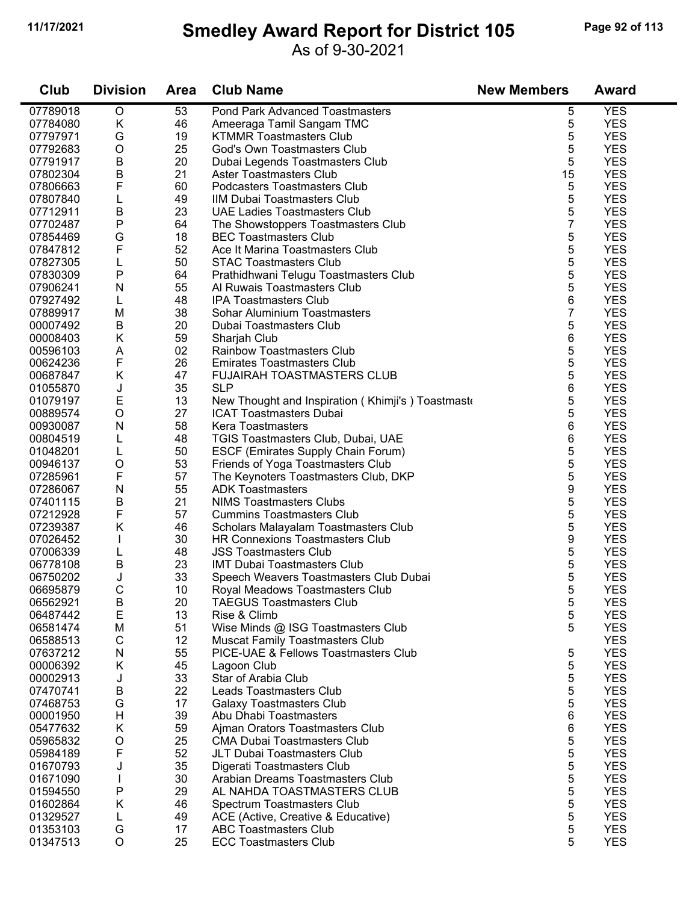# Smedley Award Report for District 105

As of 9-30-2021

| Club | Division | Area | Club Name | New Members | Award |
|---|---|---|---|---|---|
| 07789018 | O | 53 | Pond Park Advanced Toastmasters | 5 | YES |
| 07784080 | K | 46 | Ameeraga Tamil Sangam TMC | 5 | YES |
| 07797971 | G | 19 | KTMMR Toastmasters Club | 5 | YES |
| 07792683 | O | 25 | God's Own Toastmasters Club | 5 | YES |
| 07791917 | B | 20 | Dubai Legends Toastmasters Club | 5 | YES |
| 07802304 | B | 21 | Aster Toastmasters Club | 15 | YES |
| 07806663 | F | 60 | Podcasters Toastmasters Club | 5 | YES |
| 07807840 | L | 49 | IIM Dubai Toastmasters Club | 5 | YES |
| 07712911 | B | 23 | UAE Ladies Toastmasters Club | 5 | YES |
| 07702487 | P | 64 | The Showstoppers Toastmasters Club | 7 | YES |
| 07854469 | G | 18 | BEC Toastmasters Club | 5 | YES |
| 07847812 | F | 52 | Ace It Marina Toastmasters Club | 5 | YES |
| 07827305 | L | 50 | STAC Toastmasters Club | 5 | YES |
| 07830309 | P | 64 | Prathidhwani Telugu Toastmasters Club | 5 | YES |
| 07906241 | N | 55 | Al Ruwais Toastmasters Club | 5 | YES |
| 07927492 | L | 48 | IPA Toastmasters Club | 6 | YES |
| 07889917 | M | 38 | Sohar Aluminium Toastmasters | 7 | YES |
| 00007492 | B | 20 | Dubai Toastmasters Club | 5 | YES |
| 00008403 | K | 59 | Sharjah Club | 6 | YES |
| 00596103 | A | 02 | Rainbow Toastmasters Club | 5 | YES |
| 00624236 | F | 26 | Emirates Toastmasters Club | 5 | YES |
| 00687847 | K | 47 | FUJAIRAH TOASTMASTERS CLUB | 5 | YES |
| 01055870 | J | 35 | SLP | 6 | YES |
| 01079197 | E | 13 | New Thought and Inspiration ( Khimji's ) Toastmaste | 5 | YES |
| 00889574 | O | 27 | ICAT Toastmasters Dubai | 5 | YES |
| 00930087 | N | 58 | Kera Toastmasters | 6 | YES |
| 00804519 | L | 48 | TGIS Toastmasters Club, Dubai, UAE | 6 | YES |
| 01048201 | L | 50 | ESCF (Emirates Supply Chain Forum) | 5 | YES |
| 00946137 | O | 53 | Friends of Yoga Toastmasters Club | 5 | YES |
| 07285961 | F | 57 | The Keynoters Toastmasters Club, DKP | 5 | YES |
| 07286067 | N | 55 | ADK Toastmasters | 9 | YES |
| 07401115 | B | 21 | NIMS Toastmasters Clubs | 5 | YES |
| 07212928 | F | 57 | Cummins Toastmasters Club | 5 | YES |
| 07239387 | K | 46 | Scholars Malayalam Toastmasters Club | 5 | YES |
| 07026452 | I | 30 | HR Connexions Toastmasters Club | 9 | YES |
| 07006339 | L | 48 | JSS Toastmasters Club | 5 | YES |
| 06778108 | B | 23 | IMT Dubai Toastmasters Club | 5 | YES |
| 06750202 | J | 33 | Speech Weavers Toastmasters Club Dubai | 5 | YES |
| 06695879 | C | 10 | Royal Meadows Toastmasters Club | 5 | YES |
| 06562921 | B | 20 | TAEGUS Toastmasters Club | 5 | YES |
| 06487442 | E | 13 | Rise & Climb | 5 | YES |
| 06581474 | M | 51 | Wise Minds @ ISG Toastmasters Club | 5 | YES |
| 06588513 | C | 12 | Muscat Family Toastmasters Club | | YES |
| 07637212 | N | 55 | PICE-UAE & Fellows Toastmasters Club | 5 | YES |
| 00006392 | K | 45 | Lagoon Club | 5 | YES |
| 00002913 | J | 33 | Star of Arabia Club | 5 | YES |
| 07470741 | B | 22 | Leads Toastmasters Club | 5 | YES |
| 07468753 | G | 17 | Galaxy Toastmasters Club | 5 | YES |
| 00001950 | H | 39 | Abu Dhabi Toastmasters | 6 | YES |
| 05477632 | K | 59 | Ajman Orators Toastmasters Club | 6 | YES |
| 05965832 | O | 25 | CMA Dubai Toastmasters Club | 5 | YES |
| 05984189 | F | 52 | JLT Dubai Toastmasters Club | 5 | YES |
| 01670793 | J | 35 | Digerati Toastmasters Club | 5 | YES |
| 01671090 | I | 30 | Arabian Dreams Toastmasters Club | 5 | YES |
| 01594550 | P | 29 | AL NAHDA TOASTMASTERS CLUB | 5 | YES |
| 01602864 | K | 46 | Spectrum Toastmasters Club | 5 | YES |
| 01329527 | L | 49 | ACE (Active, Creative & Educative) | 5 | YES |
| 01353103 | G | 17 | ABC Toastmasters Club | 5 | YES |
| 01347513 | O | 25 | ECC Toastmasters Club | 5 | YES |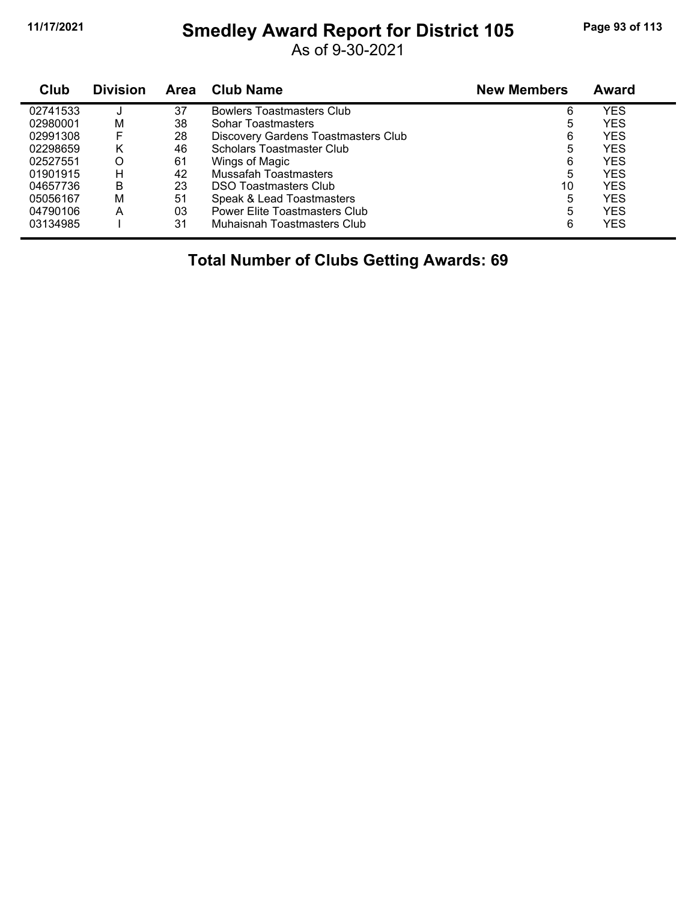# Smedley Award Report for District 105

As of 9-30-2021

| Club | Division | Area | Club Name | New Members | Award |
|---|---|---|---|---|---|
| 02741533 | J | 37 | Bowlers Toastmasters Club | 6 | YES |
| 02980001 | M | 38 | Sohar Toastmasters | 5 | YES |
| 02991308 | F | 28 | Discovery Gardens Toastmasters Club | 6 | YES |
| 02298659 | K | 46 | Scholars Toastmaster Club | 5 | YES |
| 02527551 | O | 61 | Wings of Magic | 6 | YES |
| 01901915 | H | 42 | Mussafah Toastmasters | 5 | YES |
| 04657736 | B | 23 | DSO Toastmasters Club | 10 | YES |
| 05056167 | M | 51 | Speak & Lead Toastmasters | 5 | YES |
| 04790106 | A | 03 | Power Elite Toastmasters Club | 5 | YES |
| 03134985 | I | 31 | Muhaisnah Toastmasters Club | 6 | YES |

## Total Number of Clubs Getting Awards: 69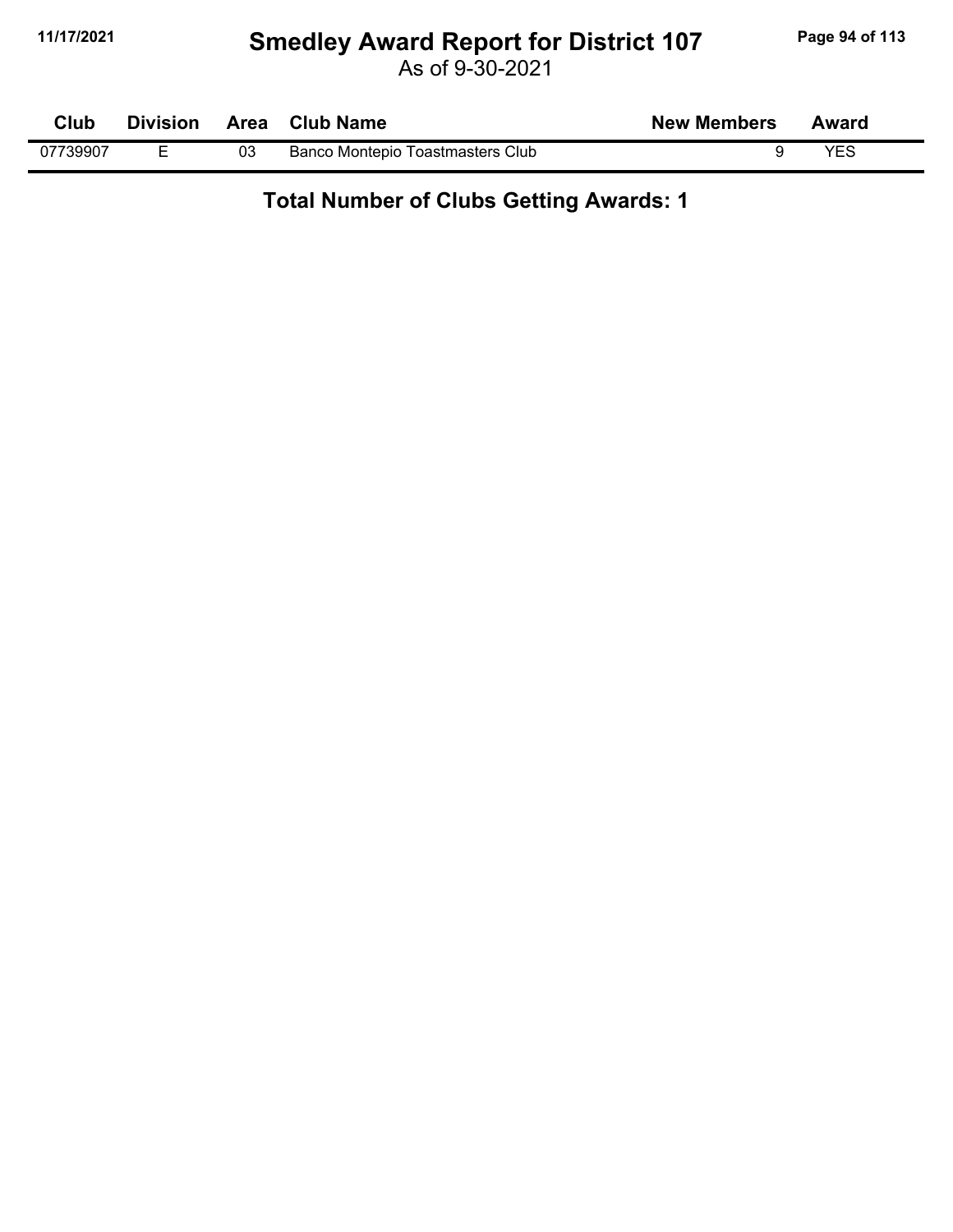# Smedley Award Report for District 107

As of 9-30-2021

| Club | Division | Area | Club Name | New Members | Award |
|---|---|---|---|---|---|
| 07739907 | E | 03 | Banco Montepio Toastmasters Club | 9 | YES |

**Total Number of Clubs Getting Awards: 1**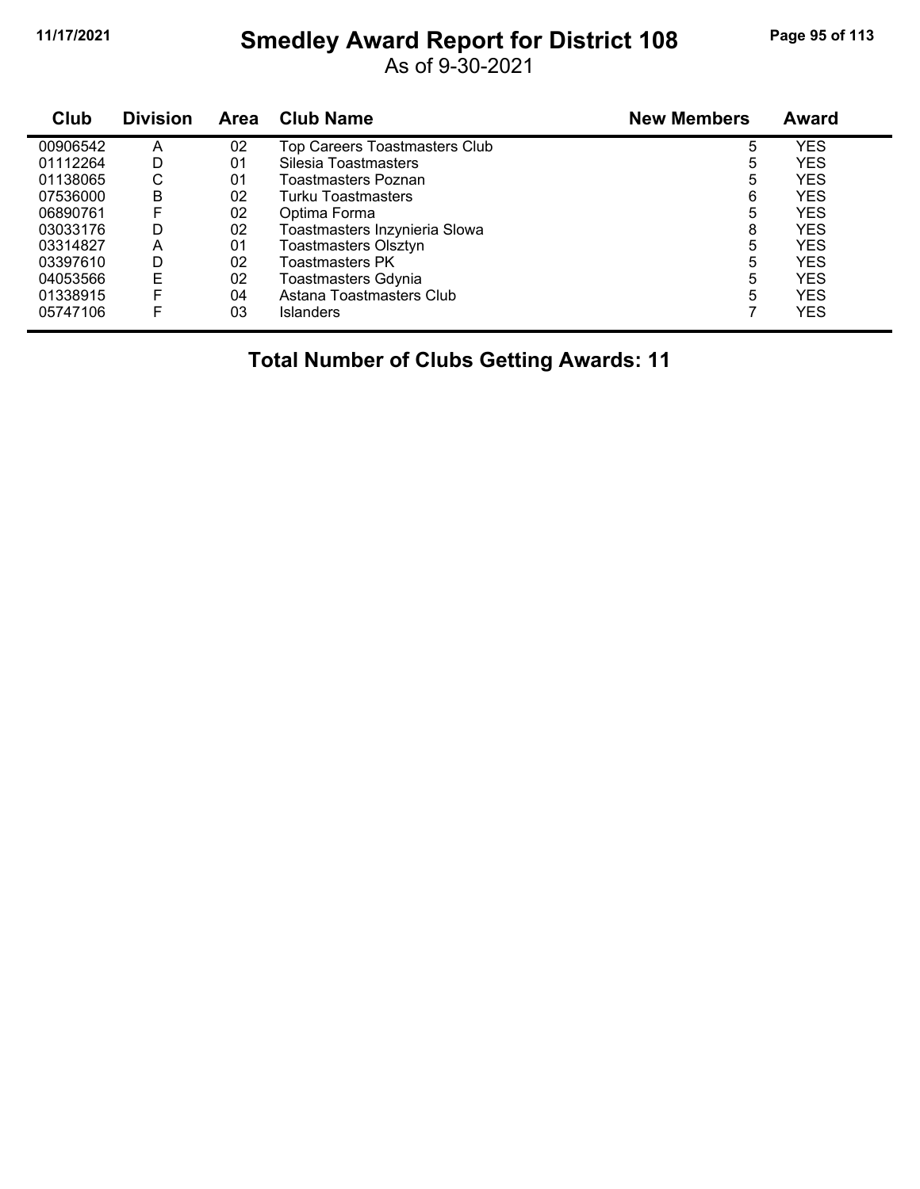# Smedley Award Report for District 108

As of 9-30-2021

| Club | Division | Area | Club Name | New Members | Award |
|---|---|---|---|---|---|
| 00906542 | A | 02 | Top Careers Toastmasters Club | 5 | YES |
| 01112264 | D | 01 | Silesia Toastmasters | 5 | YES |
| 01138065 | C | 01 | Toastmasters Poznan | 5 | YES |
| 07536000 | B | 02 | Turku Toastmasters | 6 | YES |
| 06890761 | F | 02 | Optima Forma | 5 | YES |
| 03033176 | D | 02 | Toastmasters Inzynieria Slowa | 8 | YES |
| 03314827 | A | 01 | Toastmasters Olsztyn | 5 | YES |
| 03397610 | D | 02 | Toastmasters PK | 5 | YES |
| 04053566 | E | 02 | Toastmasters Gdynia | 5 | YES |
| 01338915 | F | 04 | Astana Toastmasters Club | 5 | YES |
| 05747106 | F | 03 | Islanders | 7 | YES |

**Total Number of Clubs Getting Awards: 11**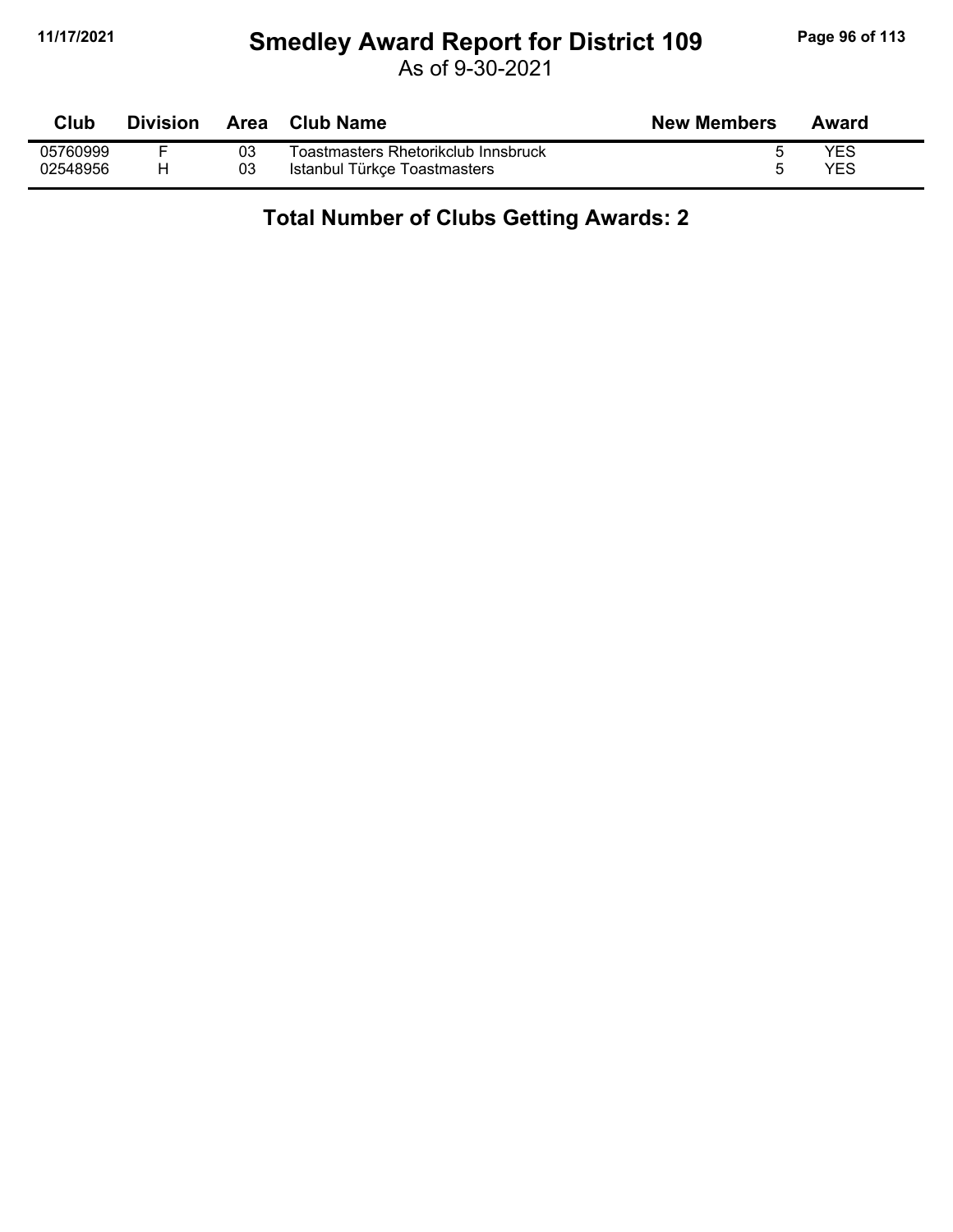# Smedley Award Report for District 109

As of 9-30-2021

| Club | Division | Area | Club Name | New Members | Award |
|---|---|---|---|---|---|
| 05760999 | F | 03 | Toastmasters Rhetorikclub Innsbruck | 5 | YES |
| 02548956 | H | 03 | Istanbul Türkçe Toastmasters | 5 | YES |

**Total Number of Clubs Getting Awards: 2**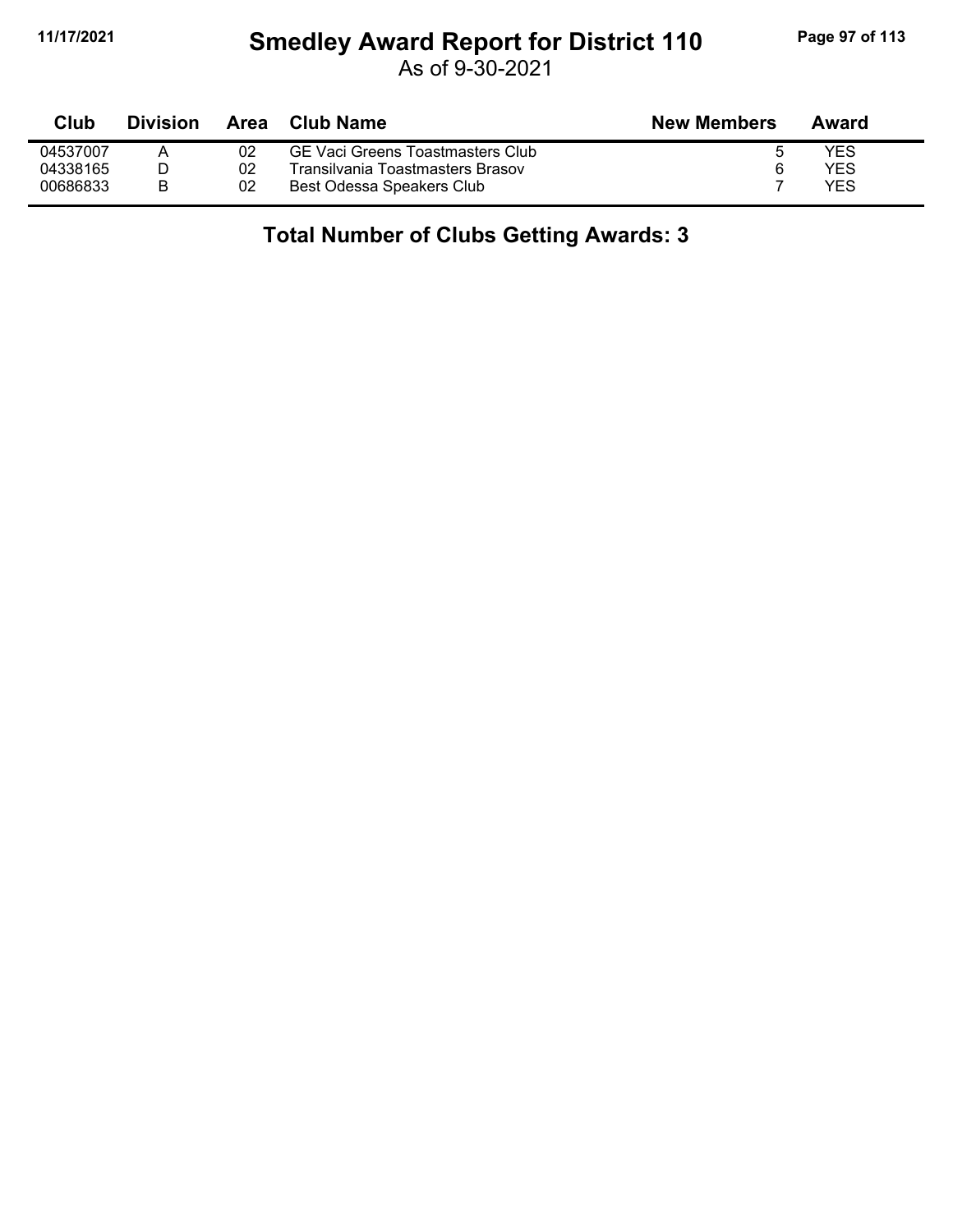# Smedley Award Report for District 110

As of 9-30-2021

| Club | Division | Area | Club Name | New Members | Award |
|---|---|---|---|---|---|
| 04537007 | A | 02 | GE Vaci Greens Toastmasters Club | 5 | YES |
| 04338165 | D | 02 | Transilvania Toastmasters Brasov | 6 | YES |
| 00686833 | B | 02 | Best Odessa Speakers Club | 7 | YES |

**Total Number of Clubs Getting Awards: 3**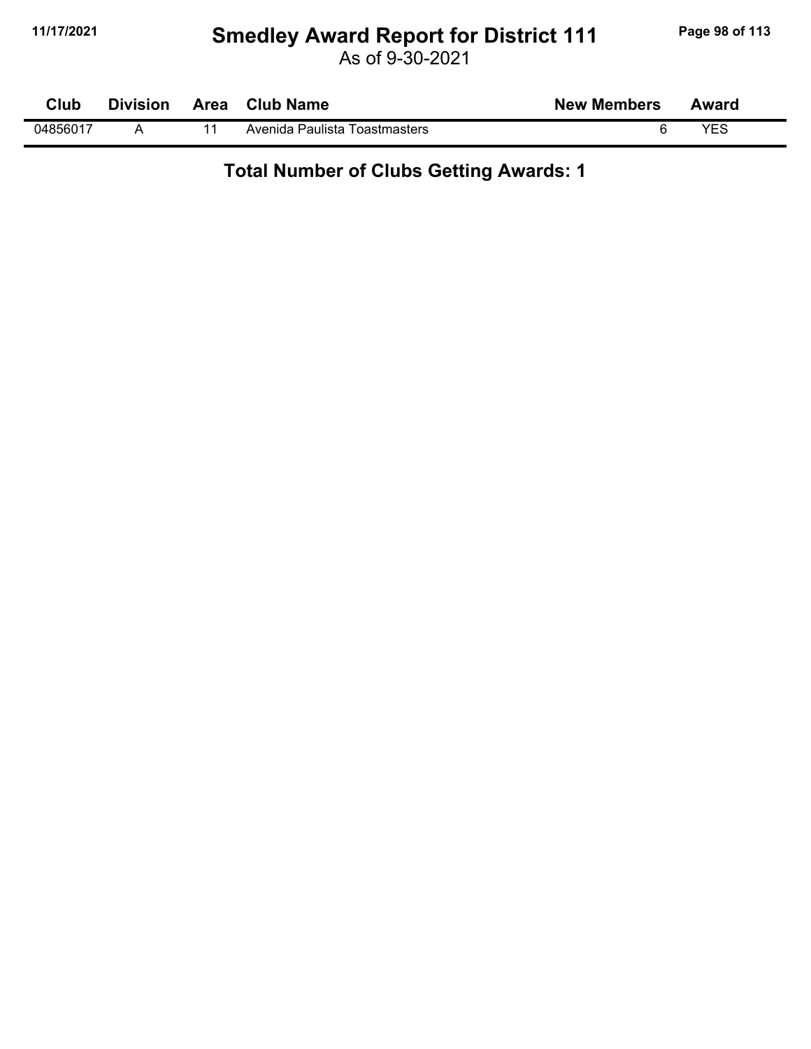# Smedley Award Report for District 111

As of 9-30-2021

| Club | Division | Area | Club Name | New Members | Award |
|---|---|---|---|---|---|
| 04856017 | A | 11 | Avenida Paulista Toastmasters | 6 | YES |

**Total Number of Clubs Getting Awards: 1**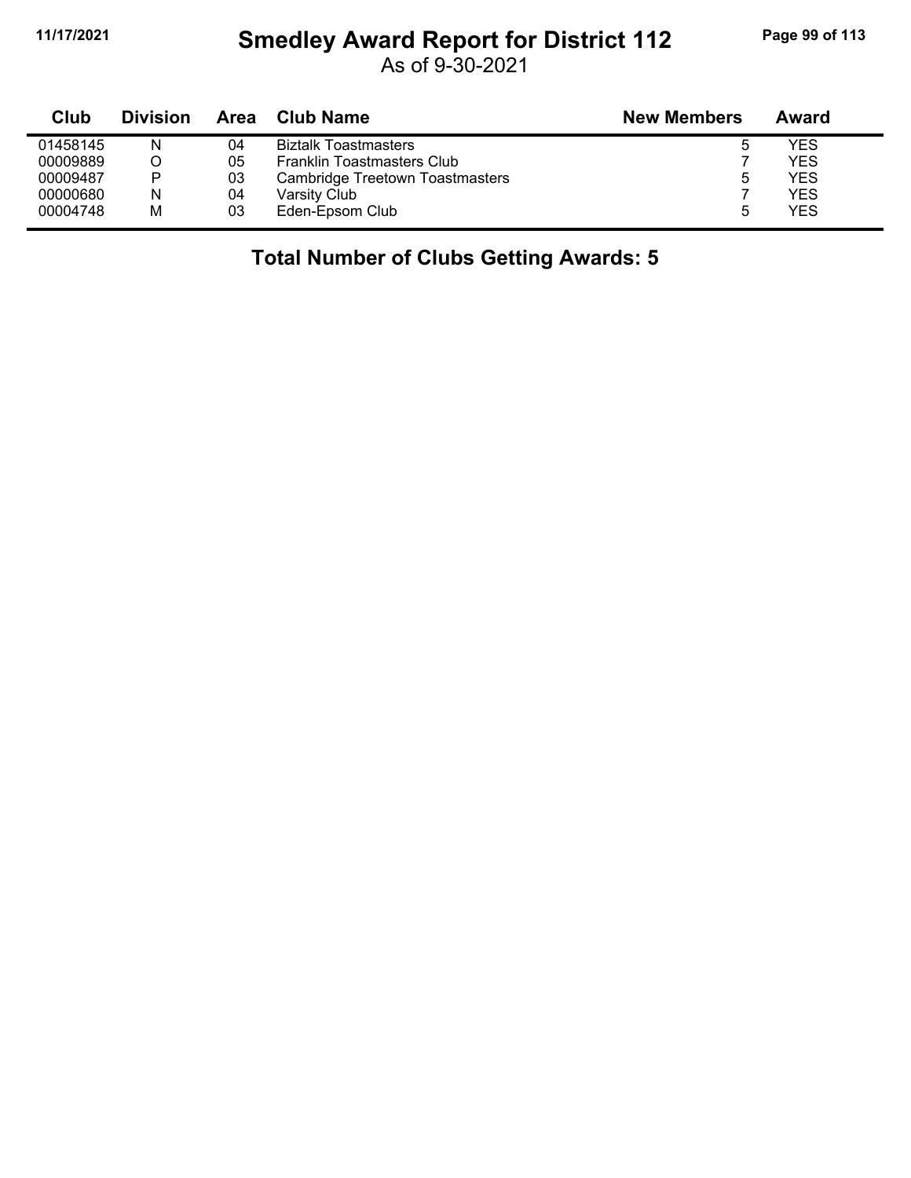# Smedley Award Report for District 112

As of 9-30-2021

| Club | Division | Area | Club Name | New Members | Award |
|---|---|---|---|---|---|
| 01458145 | N | 04 | Biztalk Toastmasters | 5 | YES |
| 00009889 | O | 05 | Franklin Toastmasters Club | 7 | YES |
| 00009487 | P | 03 | Cambridge Treetown Toastmasters | 5 | YES |
| 00000680 | N | 04 | Varsity Club | 7 | YES |
| 00004748 | M | 03 | Eden-Epsom Club | 5 | YES |

## Total Number of Clubs Getting Awards: 5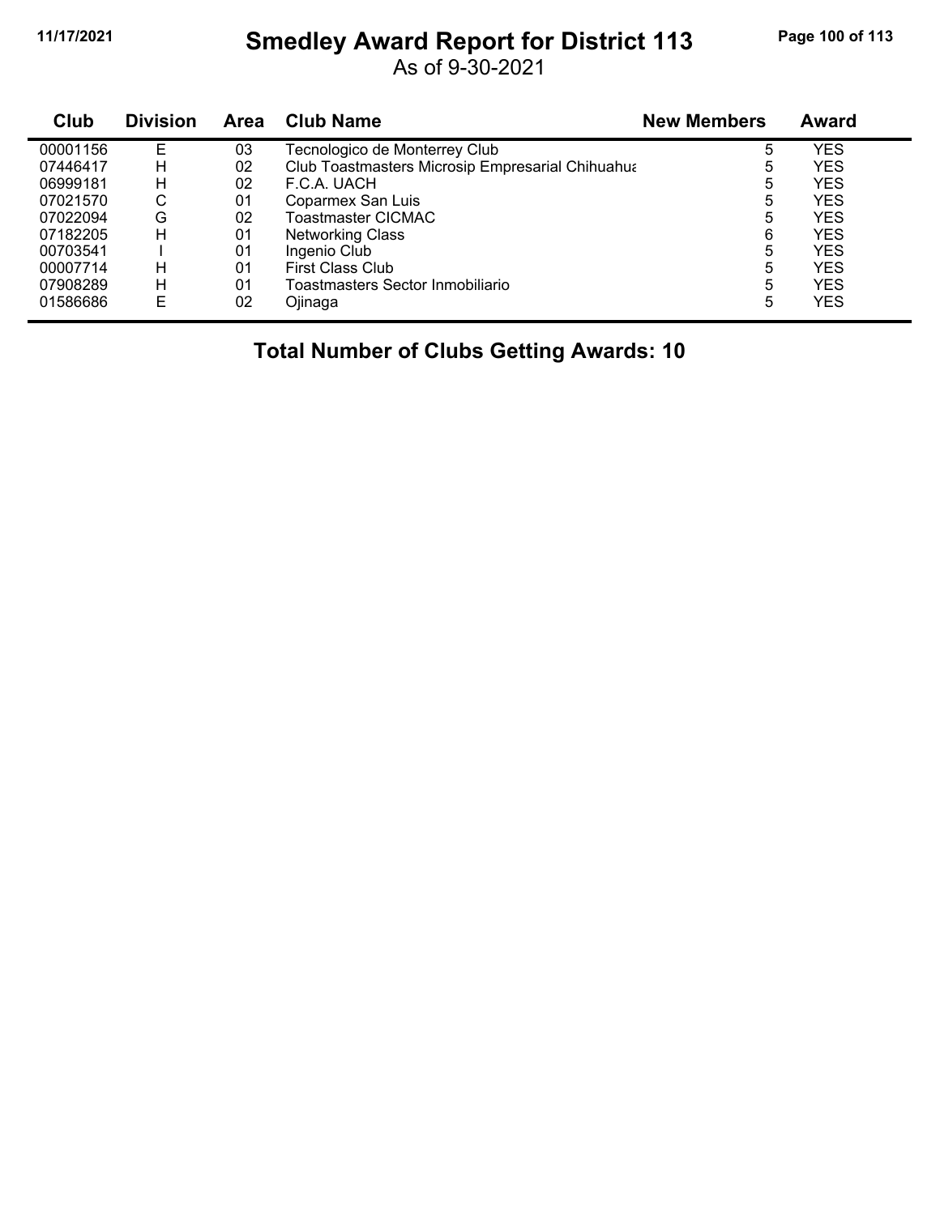# Smedley Award Report for District 113

As of 9-30-2021

| Club | Division | Area | Club Name | New Members | Award |
|---|---|---|---|---|---|
| 00001156 | E | 03 | Tecnologico de Monterrey Club | 5 | YES |
| 07446417 | H | 02 | Club Toastmasters Microsip Empresarial Chihuahua | 5 | YES |
| 06999181 | H | 02 | F.C.A. UACH | 5 | YES |
| 07021570 | C | 01 | Coparmex San Luis | 5 | YES |
| 07022094 | G | 02 | Toastmaster CICMAC | 5 | YES |
| 07182205 | H | 01 | Networking Class | 6 | YES |
| 00703541 | I | 01 | Ingenio Club | 5 | YES |
| 00007714 | H | 01 | First Class Club | 5 | YES |
| 07908289 | H | 01 | Toastmasters Sector Inmobiliario | 5 | YES |
| 01586686 | E | 02 | Ojinaga | 5 | YES |

**Total Number of Clubs Getting Awards: 10**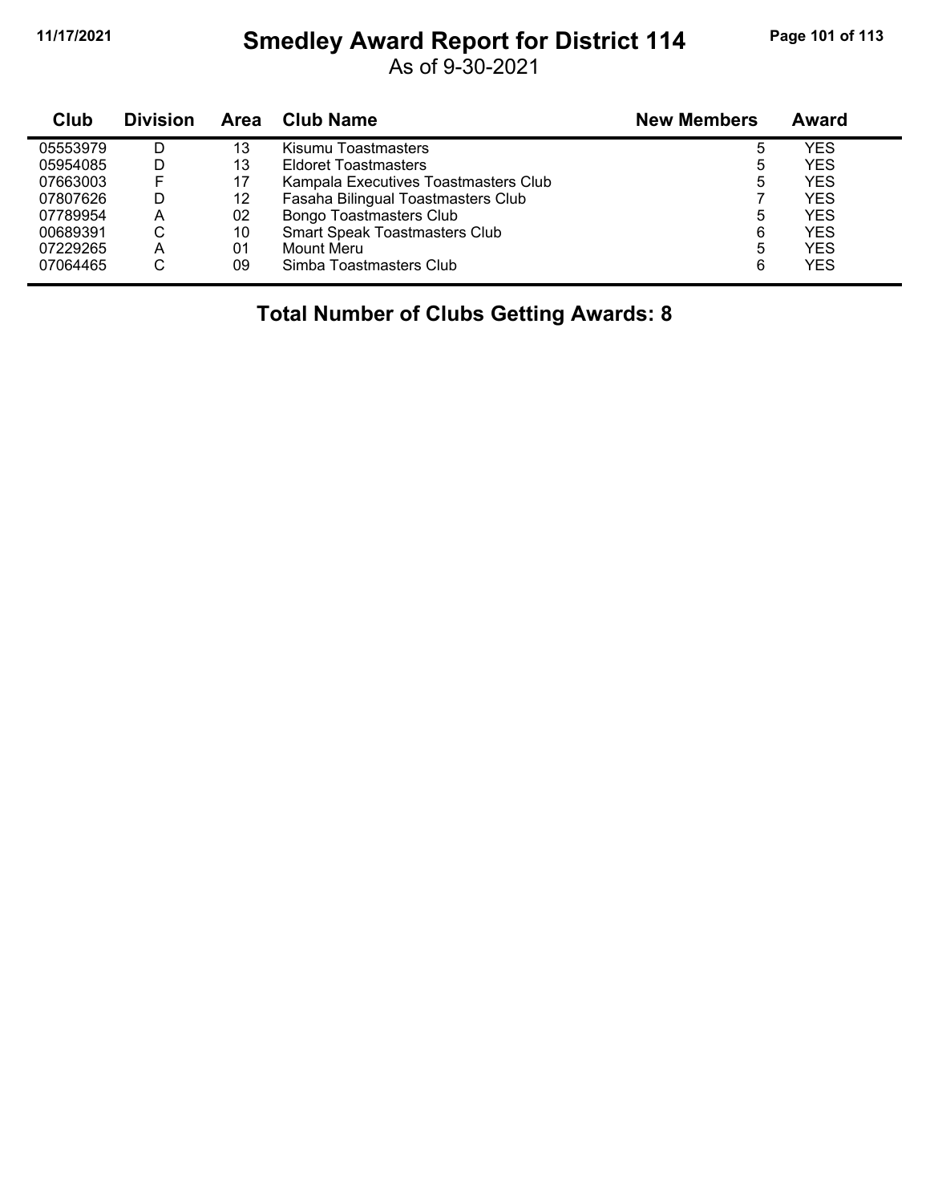# Smedley Award Report for District 114

As of 9-30-2021

| Club | Division | Area | Club Name | New Members | Award |
|---|---|---|---|---|---|
| 05553979 | D | 13 | Kisumu Toastmasters | 5 | YES |
| 05954085 | D | 13 | Eldoret Toastmasters | 5 | YES |
| 07663003 | F | 17 | Kampala Executives Toastmasters Club | 5 | YES |
| 07807626 | D | 12 | Fasaha Bilingual Toastmasters Club | 7 | YES |
| 07789954 | A | 02 | Bongo Toastmasters Club | 5 | YES |
| 00689391 | C | 10 | Smart Speak Toastmasters Club | 6 | YES |
| 07229265 | A | 01 | Mount Meru | 5 | YES |
| 07064465 | C | 09 | Simba Toastmasters Club | 6 | YES |

## Total Number of Clubs Getting Awards: 8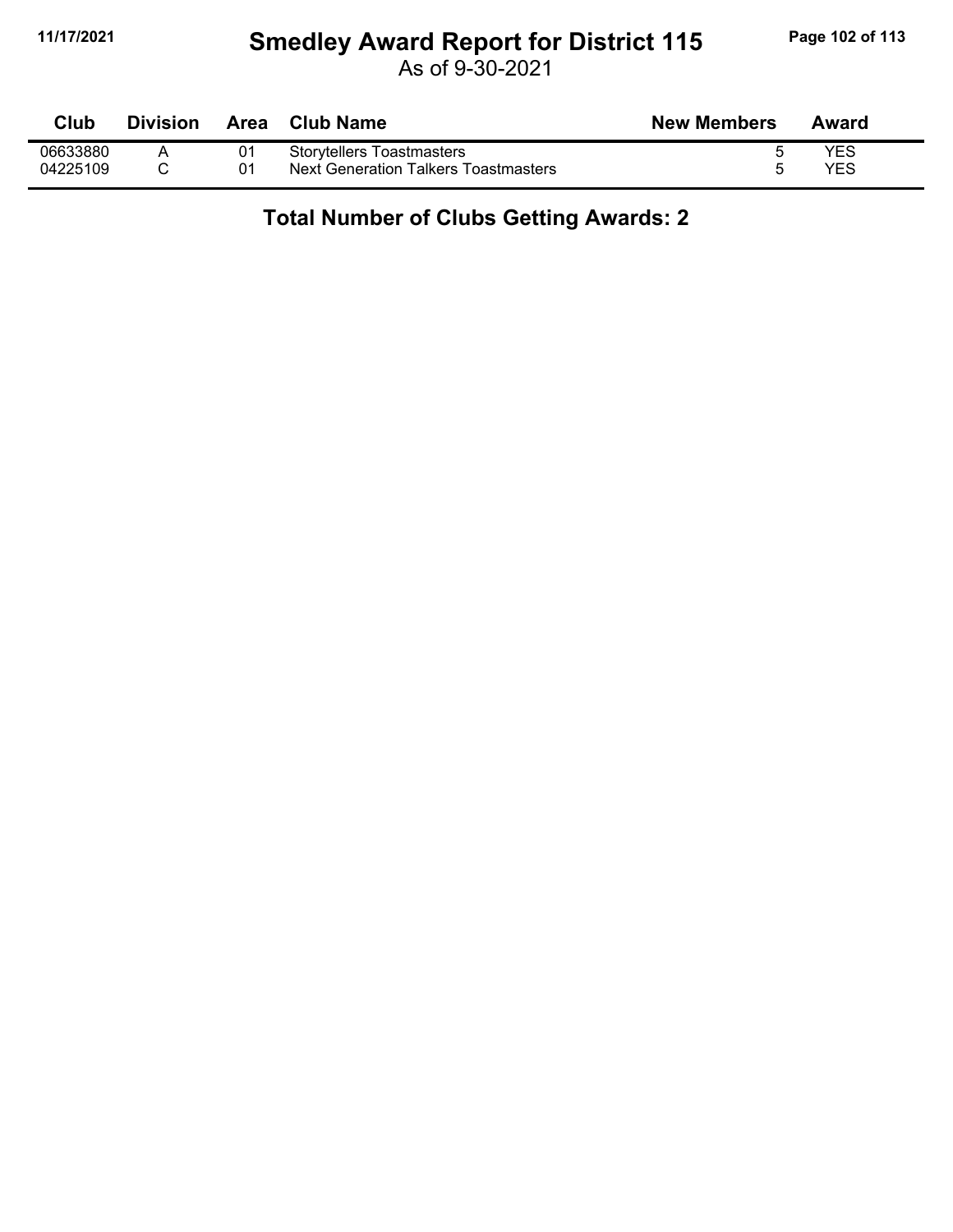# Smedley Award Report for District 115

As of 9-30-2021

| Club | Division | Area | Club Name | New Members | Award |
|---|---|---|---|---|---|
| 06633880 | A | 01 | Storytellers Toastmasters | 5 | YES |
| 04225109 | C | 01 | Next Generation Talkers Toastmasters | 5 | YES |

**Total Number of Clubs Getting Awards: 2**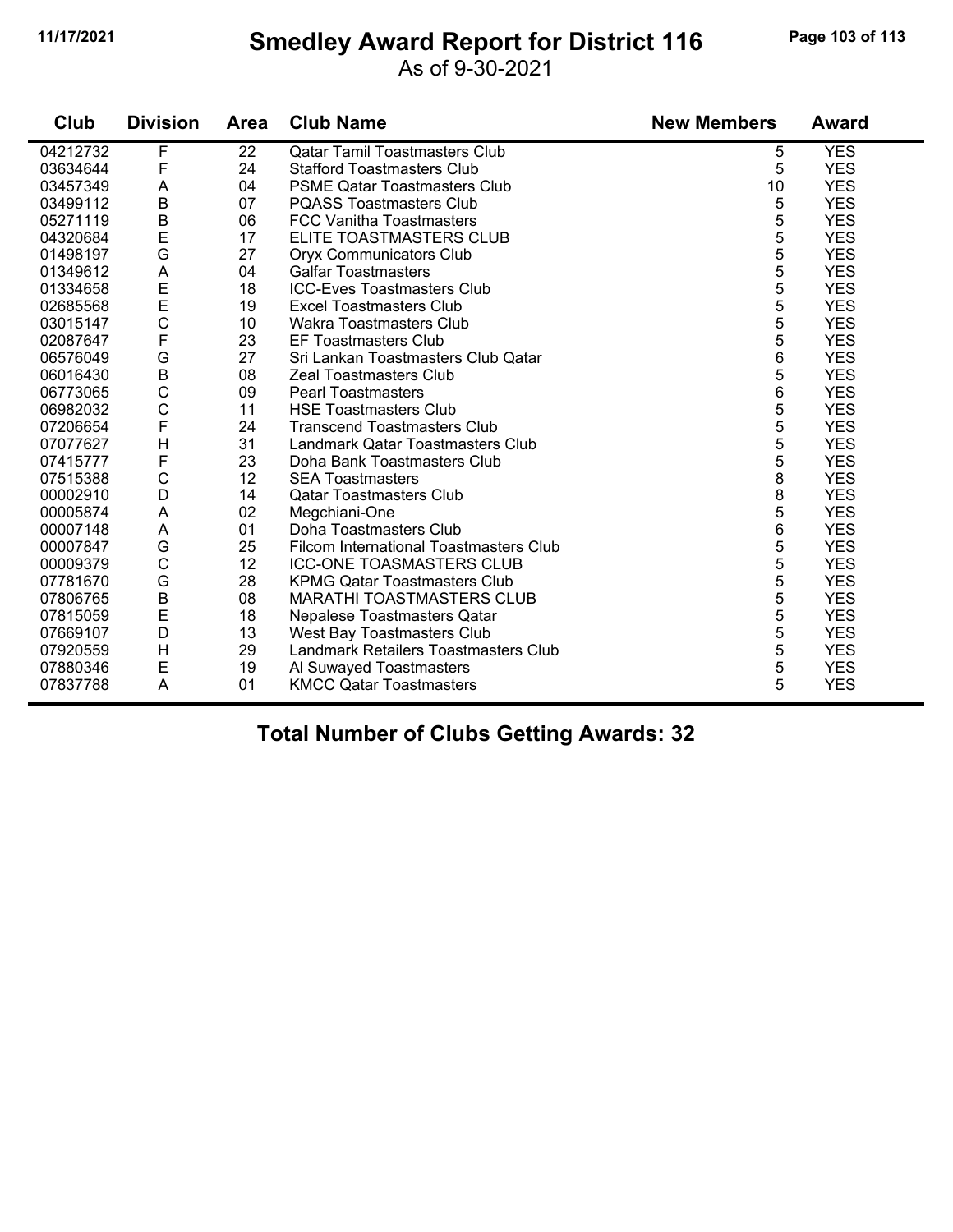# Smedley Award Report for District 116

As of 9-30-2021

| Club | Division | Area | Club Name | New Members | Award |
|---|---|---|---|---|---|
| 04212732 | F | 22 | Qatar Tamil Toastmasters Club | 5 | YES |
| 03634644 | F | 24 | Stafford Toastmasters Club | 5 | YES |
| 03457349 | A | 04 | PSME Qatar Toastmasters Club | 10 | YES |
| 03499112 | B | 07 | PQASS Toastmasters Club | 5 | YES |
| 05271119 | B | 06 | FCC Vanitha Toastmasters | 5 | YES |
| 04320684 | E | 17 | ELITE TOASTMASTERS CLUB | 5 | YES |
| 01498197 | G | 27 | Oryx Communicators Club | 5 | YES |
| 01349612 | A | 04 | Galfar Toastmasters | 5 | YES |
| 01334658 | E | 18 | ICC-Eves Toastmasters Club | 5 | YES |
| 02685568 | E | 19 | Excel Toastmasters Club | 5 | YES |
| 03015147 | C | 10 | Wakra Toastmasters Club | 5 | YES |
| 02087647 | F | 23 | EF Toastmasters Club | 5 | YES |
| 06576049 | G | 27 | Sri Lankan Toastmasters Club Qatar | 6 | YES |
| 06016430 | B | 08 | Zeal Toastmasters Club | 5 | YES |
| 06773065 | C | 09 | Pearl Toastmasters | 6 | YES |
| 06982032 | C | 11 | HSE Toastmasters Club | 5 | YES |
| 07206654 | F | 24 | Transcend Toastmasters Club | 5 | YES |
| 07077627 | H | 31 | Landmark Qatar Toastmasters Club | 5 | YES |
| 07415777 | F | 23 | Doha Bank Toastmasters Club | 5 | YES |
| 07515388 | C | 12 | SEA Toastmasters | 8 | YES |
| 00002910 | D | 14 | Qatar Toastmasters Club | 8 | YES |
| 00005874 | A | 02 | Megchiani-One | 5 | YES |
| 00007148 | A | 01 | Doha Toastmasters Club | 6 | YES |
| 00007847 | G | 25 | Filcom International Toastmasters Club | 5 | YES |
| 00009379 | C | 12 | ICC-ONE TOASMASTERS CLUB | 5 | YES |
| 07781670 | G | 28 | KPMG Qatar Toastmasters Club | 5 | YES |
| 07806765 | B | 08 | MARATHI TOASTMASTERS CLUB | 5 | YES |
| 07815059 | E | 18 | Nepalese Toastmasters Qatar | 5 | YES |
| 07669107 | D | 13 | West Bay Toastmasters Club | 5 | YES |
| 07920559 | H | 29 | Landmark Retailers Toastmasters Club | 5 | YES |
| 07880346 | E | 19 | Al Suwayed Toastmasters | 5 | YES |
| 07837788 | A | 01 | KMCC Qatar Toastmasters | 5 | YES |

**Total Number of Clubs Getting Awards: 32**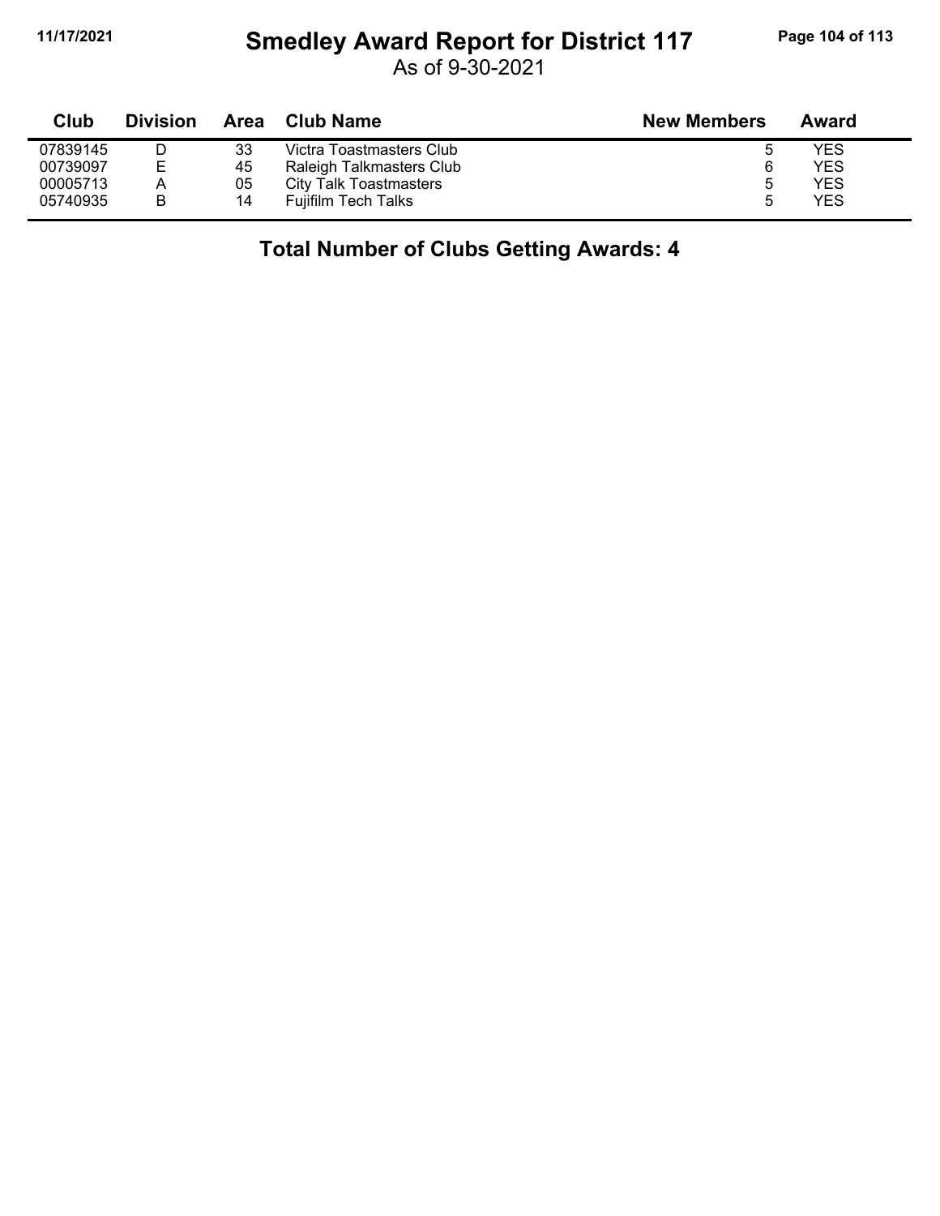# Smedley Award Report for District 117

As of 9-30-2021

| Club | Division | Area | Club Name | New Members | Award |
|---|---|---|---|---|---|
| 07839145 | D | 33 | Victra Toastmasters Club | 5 | YES |
| 00739097 | E | 45 | Raleigh Talkmasters Club | 6 | YES |
| 00005713 | A | 05 | City Talk Toastmasters | 5 | YES |
| 05740935 | B | 14 | Fujifilm Tech Talks | 5 | YES |

**Total Number of Clubs Getting Awards: 4**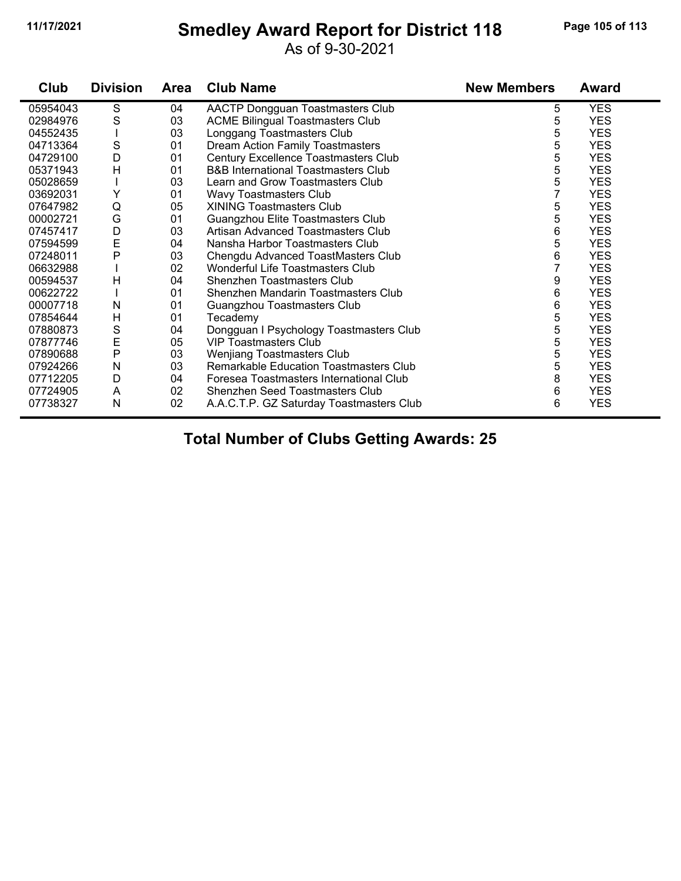# Smedley Award Report for District 118

As of 9-30-2021

| Club | Division | Area | Club Name | New Members | Award |
|---|---|---|---|---|---|
| 05954043 | S | 04 | AACTP Dongguan Toastmasters Club | 5 | YES |
| 02984976 | S | 03 | ACME Bilingual Toastmasters Club | 5 | YES |
| 04552435 | I | 03 | Longgang Toastmasters Club | 5 | YES |
| 04713364 | S | 01 | Dream Action Family Toastmasters | 5 | YES |
| 04729100 | D | 01 | Century Excellence Toastmasters Club | 5 | YES |
| 05371943 | H | 01 | B&B International Toastmasters Club | 5 | YES |
| 05028659 | I | 03 | Learn and Grow Toastmasters Club | 5 | YES |
| 03692031 | Y | 01 | Wavy Toastmasters Club | 7 | YES |
| 07647982 | Q | 05 | XINING Toastmasters Club | 5 | YES |
| 00002721 | G | 01 | Guangzhou Elite Toastmasters Club | 5 | YES |
| 07457417 | D | 03 | Artisan Advanced Toastmasters Club | 6 | YES |
| 07594599 | E | 04 | Nansha Harbor Toastmasters Club | 5 | YES |
| 07248011 | P | 03 | Chengdu Advanced ToastMasters Club | 6 | YES |
| 06632988 | I | 02 | Wonderful Life Toastmasters Club | 7 | YES |
| 00594537 | H | 04 | Shenzhen Toastmasters Club | 9 | YES |
| 00622722 | I | 01 | Shenzhen Mandarin Toastmasters Club | 6 | YES |
| 00007718 | N | 01 | Guangzhou Toastmasters Club | 6 | YES |
| 07854644 | H | 01 | Tecademy | 5 | YES |
| 07880873 | S | 04 | Dongguan I Psychology Toastmasters Club | 5 | YES |
| 07877746 | E | 05 | VIP Toastmasters Club | 5 | YES |
| 07890688 | P | 03 | Wenjiang Toastmasters Club | 5 | YES |
| 07924266 | N | 03 | Remarkable Education Toastmasters Club | 5 | YES |
| 07712205 | D | 04 | Foresea Toastmasters International Club | 8 | YES |
| 07724905 | A | 02 | Shenzhen Seed Toastmasters Club | 6 | YES |
| 07738327 | N | 02 | A.A.C.T.P. GZ Saturday Toastmasters Club | 6 | YES |

## Total Number of Clubs Getting Awards: 25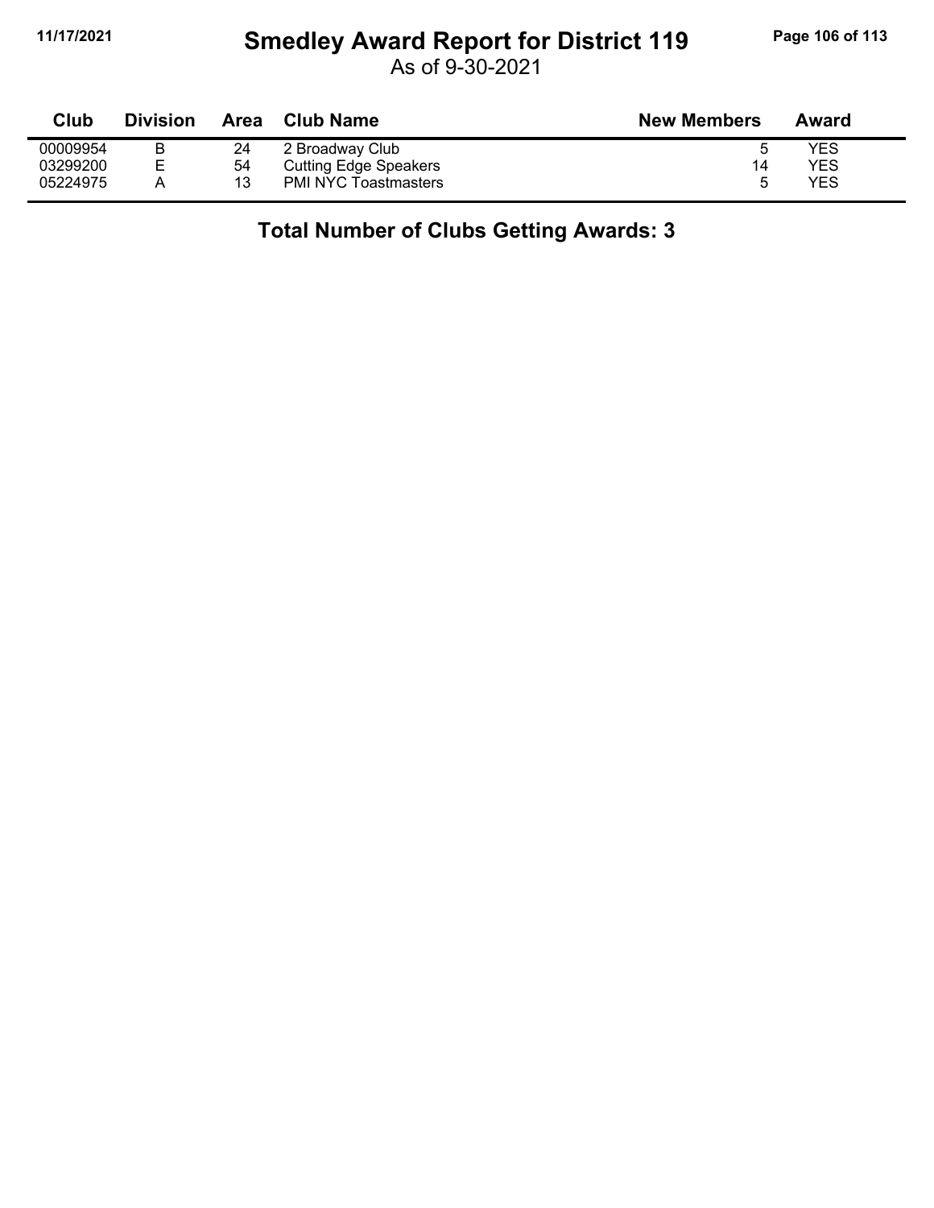# Smedley Award Report for District 119

As of 9-30-2021

| Club | Division | Area | Club Name | New Members | Award |
|---|---|---|---|---|---|
| 00009954 | B | 24 | 2 Broadway Club | 5 | YES |
| 03299200 | E | 54 | Cutting Edge Speakers | 14 | YES |
| 05224975 | A | 13 | PMI NYC Toastmasters | 5 | YES |

**Total Number of Clubs Getting Awards: 3**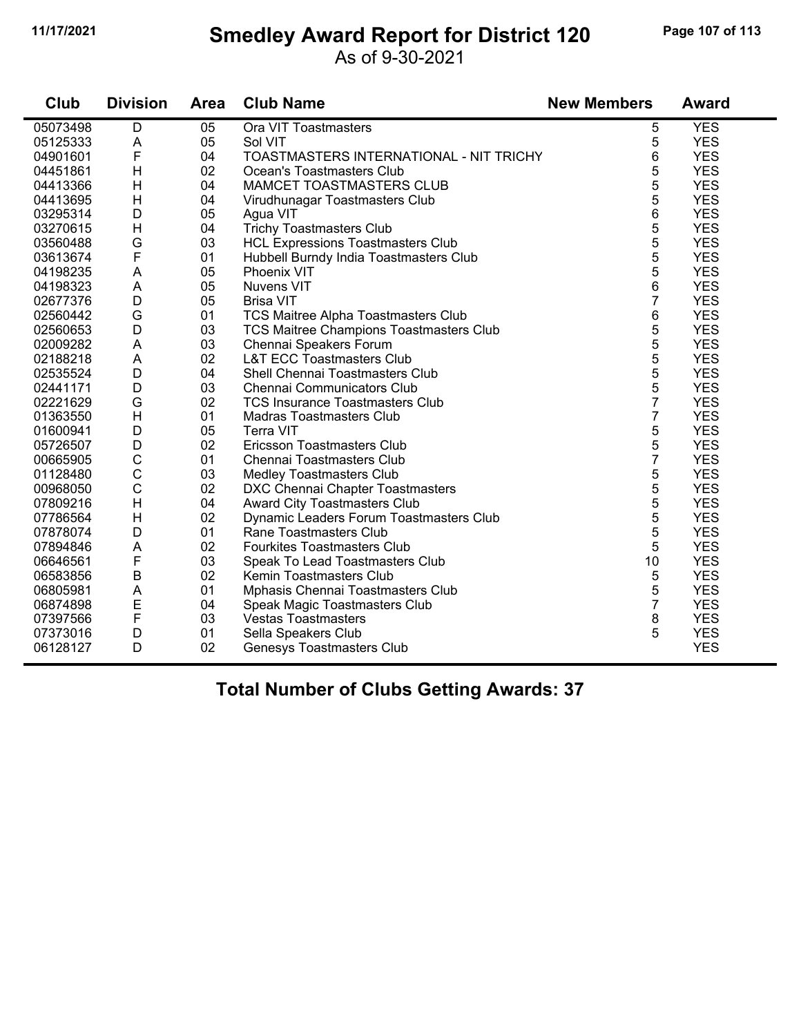# Smedley Award Report for District 120

As of 9-30-2021

| Club | Division | Area | Club Name | New Members | Award |
|---|---|---|---|---|---|
| 05073498 | D | 05 | Ora VIT Toastmasters | 5 | YES |
| 05125333 | A | 05 | Sol VIT | 5 | YES |
| 04901601 | F | 04 | TOASTMASTERS INTERNATIONAL - NIT TRICHY | 6 | YES |
| 04451861 | H | 02 | Ocean's Toastmasters Club | 5 | YES |
| 04413366 | H | 04 | MAMCET TOASTMASTERS CLUB | 5 | YES |
| 04413695 | H | 04 | Virudhunagar Toastmasters Club | 5 | YES |
| 03295314 | D | 05 | Agua VIT | 6 | YES |
| 03270615 | H | 04 | Trichy Toastmasters Club | 5 | YES |
| 03560488 | G | 03 | HCL Expressions Toastmasters Club | 5 | YES |
| 03613674 | F | 01 | Hubbell Burndy India Toastmasters Club | 5 | YES |
| 04198235 | A | 05 | Phoenix VIT | 5 | YES |
| 04198323 | A | 05 | Nuvens VIT | 6 | YES |
| 02677376 | D | 05 | Brisa VIT | 7 | YES |
| 02560442 | G | 01 | TCS Maitree Alpha Toastmasters Club | 6 | YES |
| 02560653 | D | 03 | TCS Maitree Champions Toastmasters Club | 5 | YES |
| 02009282 | A | 03 | Chennai Speakers Forum | 5 | YES |
| 02188218 | A | 02 | L&T ECC Toastmasters Club | 5 | YES |
| 02535524 | D | 04 | Shell Chennai Toastmasters Club | 5 | YES |
| 02441171 | D | 03 | Chennai Communicators Club | 5 | YES |
| 02221629 | G | 02 | TCS Insurance Toastmasters Club | 7 | YES |
| 01363550 | H | 01 | Madras Toastmasters Club | 7 | YES |
| 01600941 | D | 05 | Terra VIT | 5 | YES |
| 05726507 | D | 02 | Ericsson Toastmasters Club | 5 | YES |
| 00665905 | C | 01 | Chennai Toastmasters Club | 7 | YES |
| 01128480 | C | 03 | Medley Toastmasters Club | 5 | YES |
| 00968050 | C | 02 | DXC Chennai Chapter Toastmasters | 5 | YES |
| 07809216 | H | 04 | Award City Toastmasters Club | 5 | YES |
| 07786564 | H | 02 | Dynamic Leaders Forum Toastmasters Club | 5 | YES |
| 07878074 | D | 01 | Rane Toastmasters Club | 5 | YES |
| 07894846 | A | 02 | Fourkites Toastmasters Club | 5 | YES |
| 06646561 | F | 03 | Speak To Lead Toastmasters Club | 10 | YES |
| 06583856 | B | 02 | Kemin Toastmasters Club | 5 | YES |
| 06805981 | A | 01 | Mphasis Chennai Toastmasters Club | 5 | YES |
| 06874898 | E | 04 | Speak Magic Toastmasters Club | 7 | YES |
| 07397566 | F | 03 | Vestas Toastmasters | 8 | YES |
| 07373016 | D | 01 | Sella Speakers Club | 5 | YES |
| 06128127 | D | 02 | Genesys Toastmasters Club | | YES |

## Total Number of Clubs Getting Awards: 37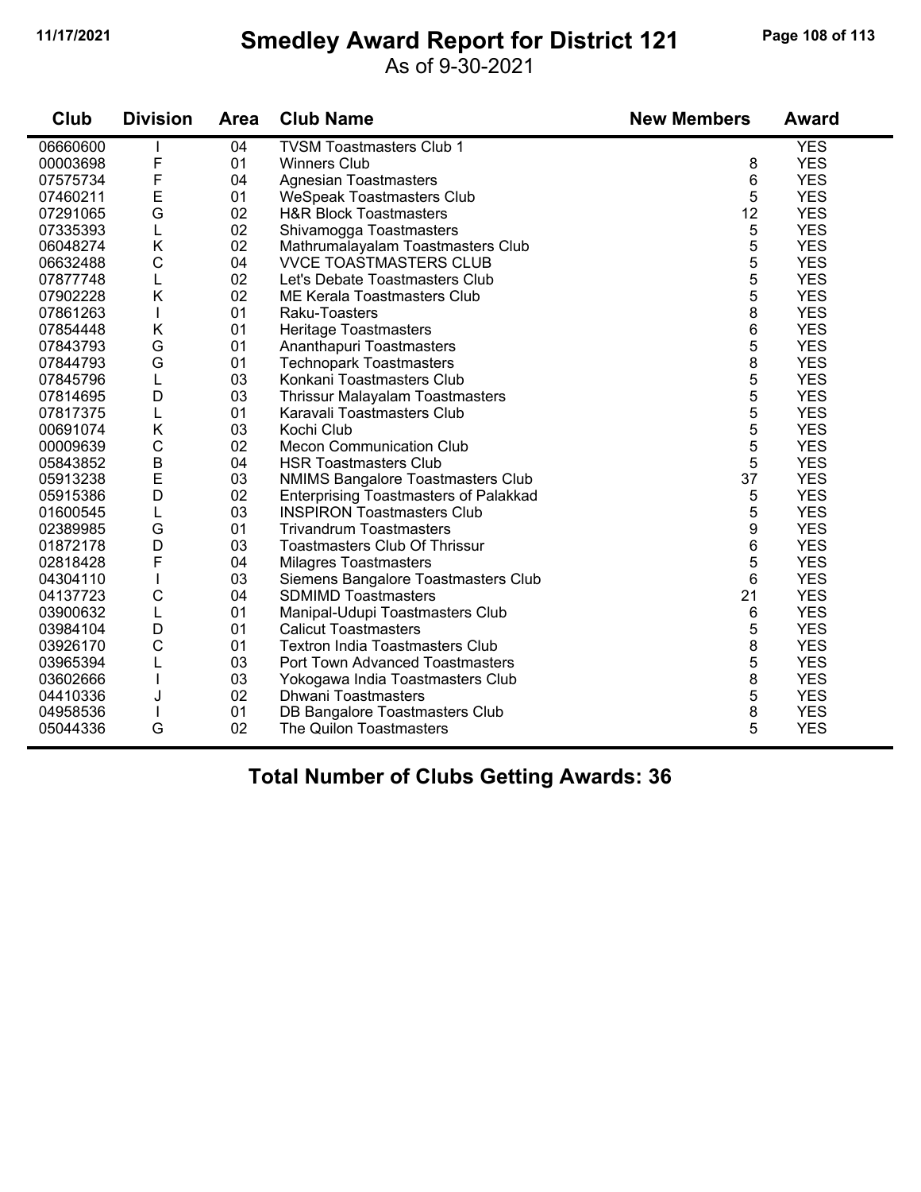# Smedley Award Report for District 121

As of 9-30-2021

| Club | Division | Area | Club Name | New Members | Award |
|---|---|---|---|---|---|
| 06660600 | I | 04 | TVSM Toastmasters Club 1 | | YES |
| 00003698 | F | 01 | Winners Club | 8 | YES |
| 07575734 | F | 04 | Agnesian Toastmasters | 6 | YES |
| 07460211 | E | 01 | WeSpeak Toastmasters Club | 5 | YES |
| 07291065 | G | 02 | H&R Block Toastmasters | 12 | YES |
| 07335393 | L | 02 | Shivamogga Toastmasters | 5 | YES |
| 06048274 | K | 02 | Mathrumalayalam Toastmasters Club | 5 | YES |
| 06632488 | C | 04 | VVCE TOASTMASTERS CLUB | 5 | YES |
| 07877748 | L | 02 | Let's Debate Toastmasters Club | 5 | YES |
| 07902228 | K | 02 | ME Kerala Toastmasters Club | 5 | YES |
| 07861263 | I | 01 | Raku-Toasters | 8 | YES |
| 07854448 | K | 01 | Heritage Toastmasters | 6 | YES |
| 07843793 | G | 01 | Ananthapuri Toastmasters | 5 | YES |
| 07844793 | G | 01 | Technopark Toastmasters | 8 | YES |
| 07845796 | L | 03 | Konkani Toastmasters Club | 5 | YES |
| 07814695 | D | 03 | Thrissur Malayalam Toastmasters | 5 | YES |
| 07817375 | L | 01 | Karavali Toastmasters Club | 5 | YES |
| 00691074 | K | 03 | Kochi Club | 5 | YES |
| 00009639 | C | 02 | Mecon Communication Club | 5 | YES |
| 05843852 | B | 04 | HSR Toastmasters Club | 5 | YES |
| 05913238 | E | 03 | NMIMS Bangalore Toastmasters Club | 37 | YES |
| 05915386 | D | 02 | Enterprising Toastmasters of Palakkad | 5 | YES |
| 01600545 | L | 03 | INSPIRON Toastmasters Club | 5 | YES |
| 02389985 | G | 01 | Trivandrum Toastmasters | 9 | YES |
| 01872178 | D | 03 | Toastmasters Club Of Thrissur | 6 | YES |
| 02818428 | F | 04 | Milagres Toastmasters | 5 | YES |
| 04304110 | I | 03 | Siemens Bangalore Toastmasters Club | 6 | YES |
| 04137723 | C | 04 | SDMIMD Toastmasters | 21 | YES |
| 03900632 | L | 01 | Manipal-Udupi Toastmasters Club | 6 | YES |
| 03984104 | D | 01 | Calicut Toastmasters | 5 | YES |
| 03926170 | C | 01 | Textron India Toastmasters Club | 8 | YES |
| 03965394 | L | 03 | Port Town Advanced Toastmasters | 5 | YES |
| 03602666 | I | 03 | Yokogawa India Toastmasters Club | 8 | YES |
| 04410336 | J | 02 | Dhwani Toastmasters | 5 | YES |
| 04958536 | I | 01 | DB Bangalore Toastmasters Club | 8 | YES |
| 05044336 | G | 02 | The Quilon Toastmasters | 5 | YES |

**Total Number of Clubs Getting Awards: 36**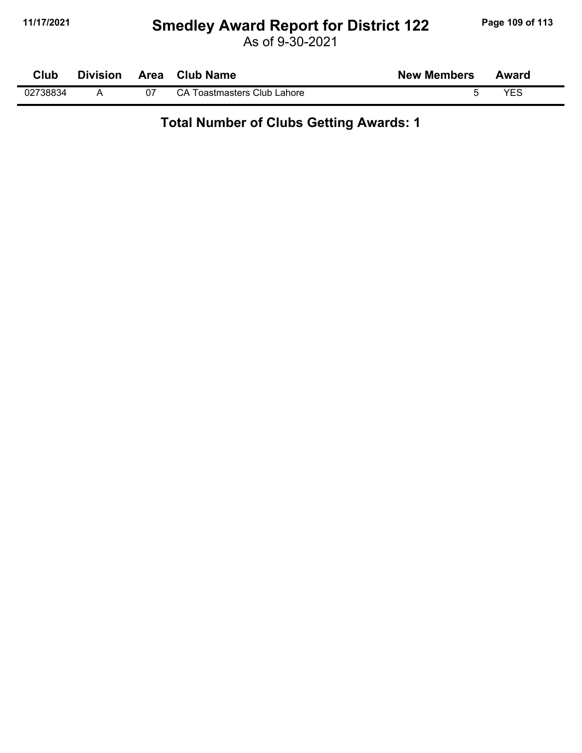# Smedley Award Report for District 122

As of 9-30-2021

| Club | Division | Area | Club Name | New Members | Award |
|---|---|---|---|---|---|
| 02738834 | A | 07 | CA Toastmasters Club Lahore | 5 | YES |

**Total Number of Clubs Getting Awards: 1**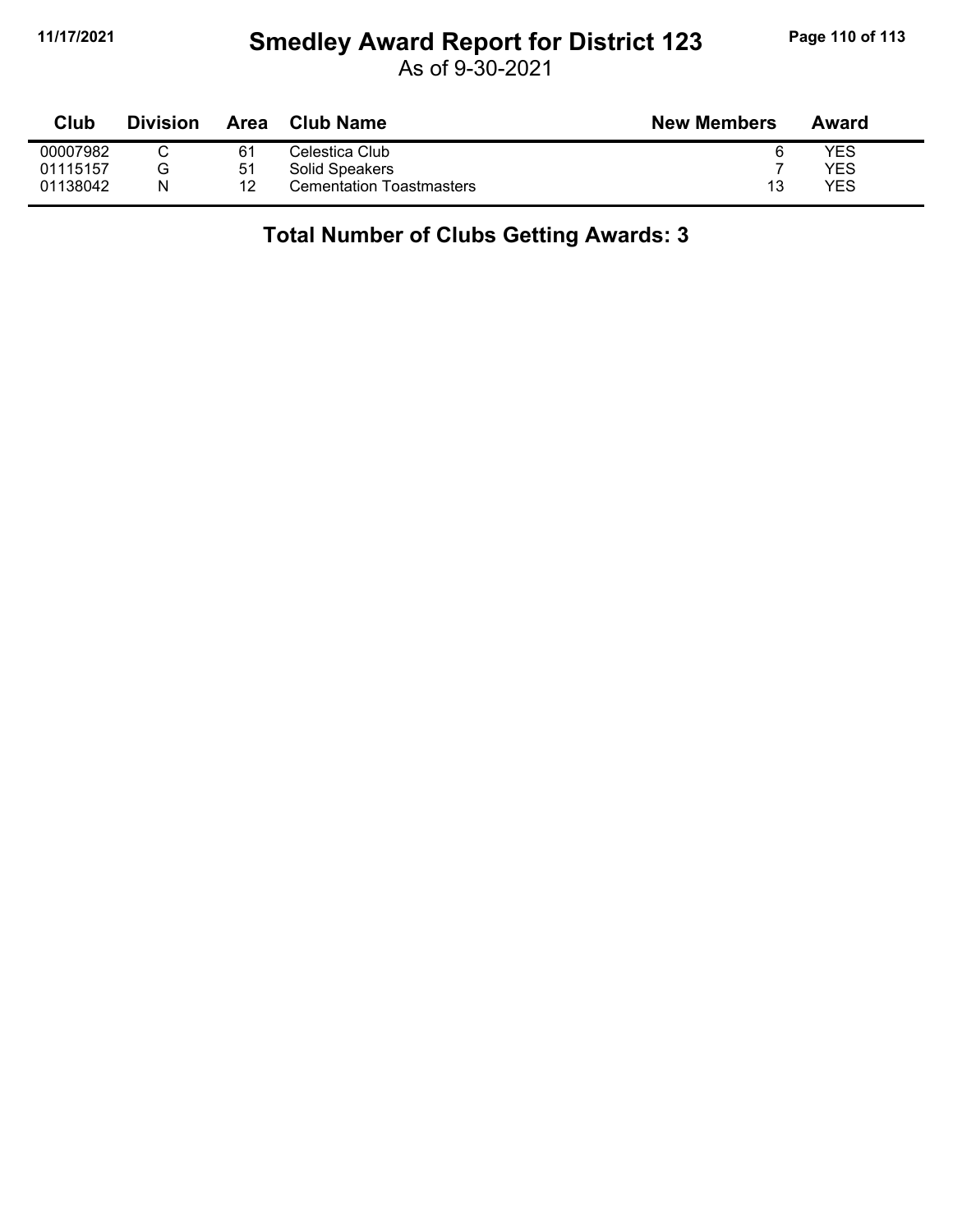# Smedley Award Report for District 123

As of 9-30-2021

| Club | Division | Area | Club Name | New Members | Award |
|---|---|---|---|---|---|
| 00007982 | C | 61 | Celestica Club | 6 | YES |
| 01115157 | G | 51 | Solid Speakers | 7 | YES |
| 01138042 | N | 12 | Cementation Toastmasters | 13 | YES |

**Total Number of Clubs Getting Awards: 3**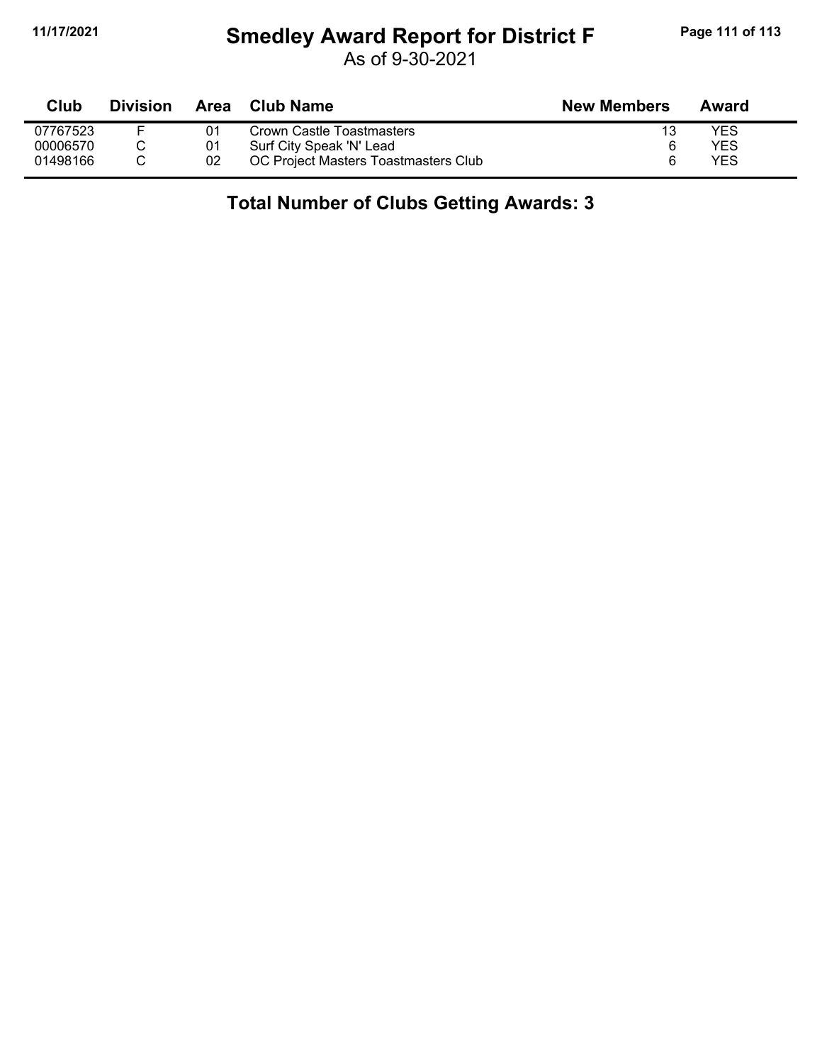# Smedley Award Report for District F

As of 9-30-2021

| Club | Division | Area | Club Name | New Members | Award |
|---|---|---|---|---|---|
| 07767523 | F | 01 | Crown Castle Toastmasters | 13 | YES |
| 00006570 | C | 01 | Surf City Speak 'N' Lead | 6 | YES |
| 01498166 | C | 02 | OC Project Masters Toastmasters Club | 6 | YES |

**Total Number of Clubs Getting Awards: 3**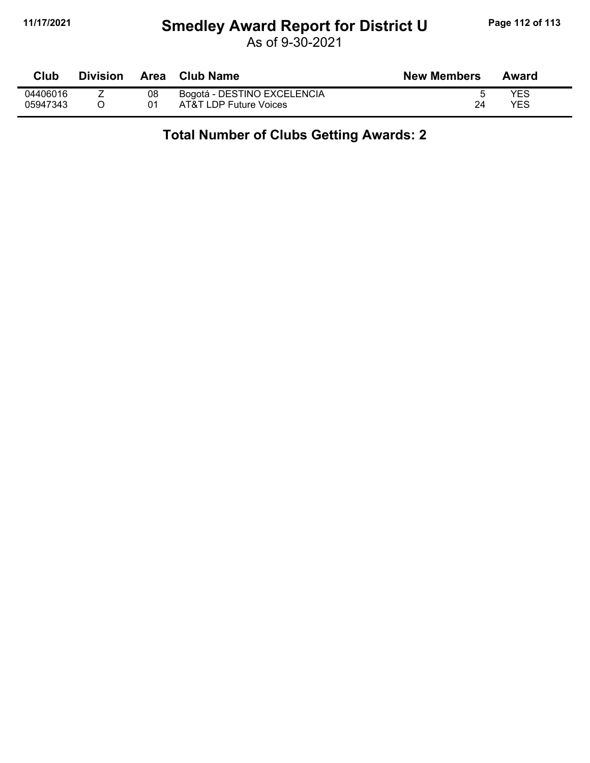# Smedley Award Report for District U

As of 9-30-2021

| Club | Division | Area | Club Name | New Members | Award |
|---|---|---|---|---|---|
| 04406016 | Z | 08 | Bogotá - DESTINO EXCELENCIA | 5 | YES |
| 05947343 | O | 01 | AT&T LDP Future Voices | 24 | YES |

## Total Number of Clubs Getting Awards: 2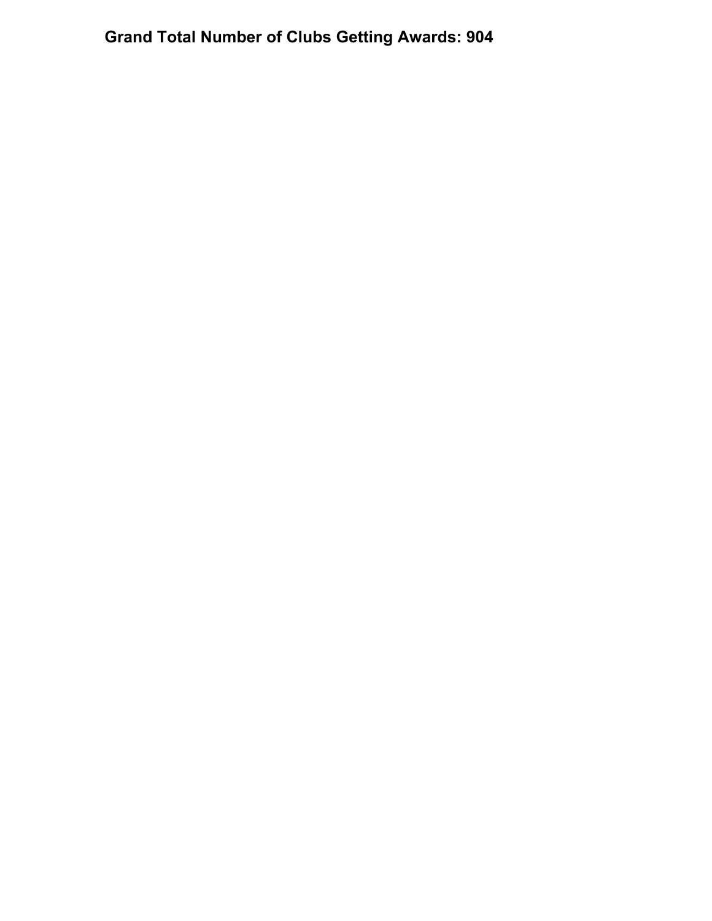**Grand Total Number of Clubs Getting Awards: 904**